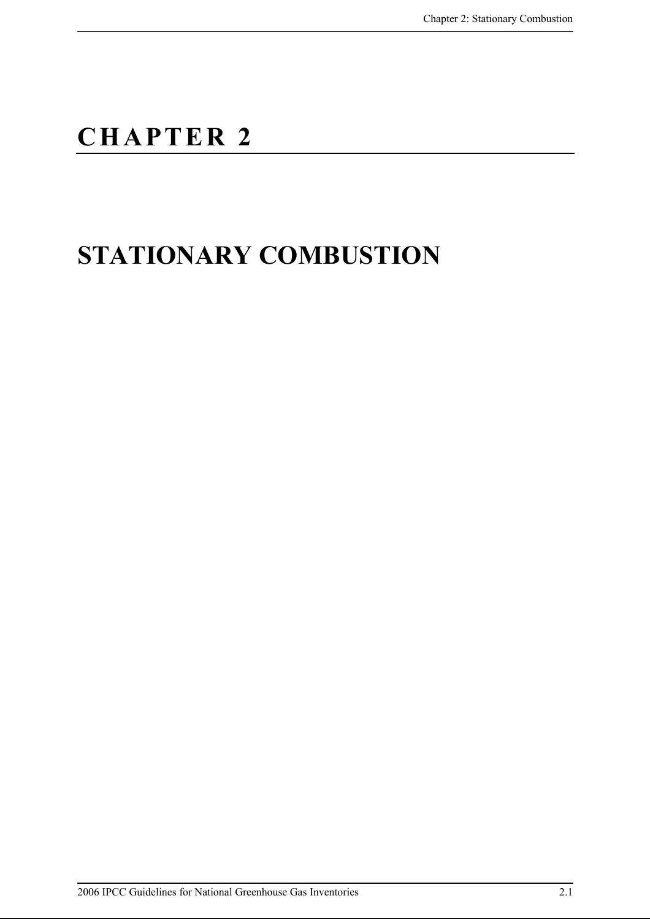# CHAPTER 2

# STATIONARY COMBUSTION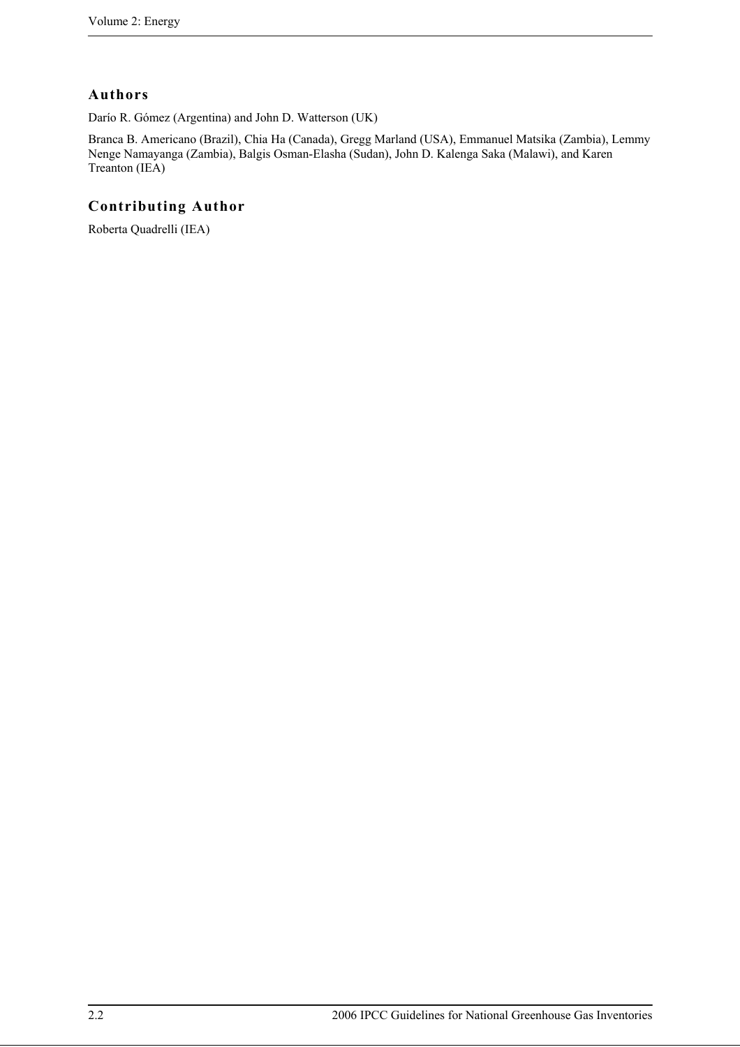## Authors

Darío R. Gómez (Argentina) and John D. Watterson (UK)

Branca B. Americano (Brazil), Chia Ha (Canada), Gregg Marland (USA), Emmanuel Matsika (Zambia), Lemmy Nenge Namayanga (Zambia), Balgis Osman-Elasha (Sudan), John D. Kalenga Saka (Malawi), and Karen Treanton (IEA)

## Contributing Author

Roberta Quadrelli (IEA)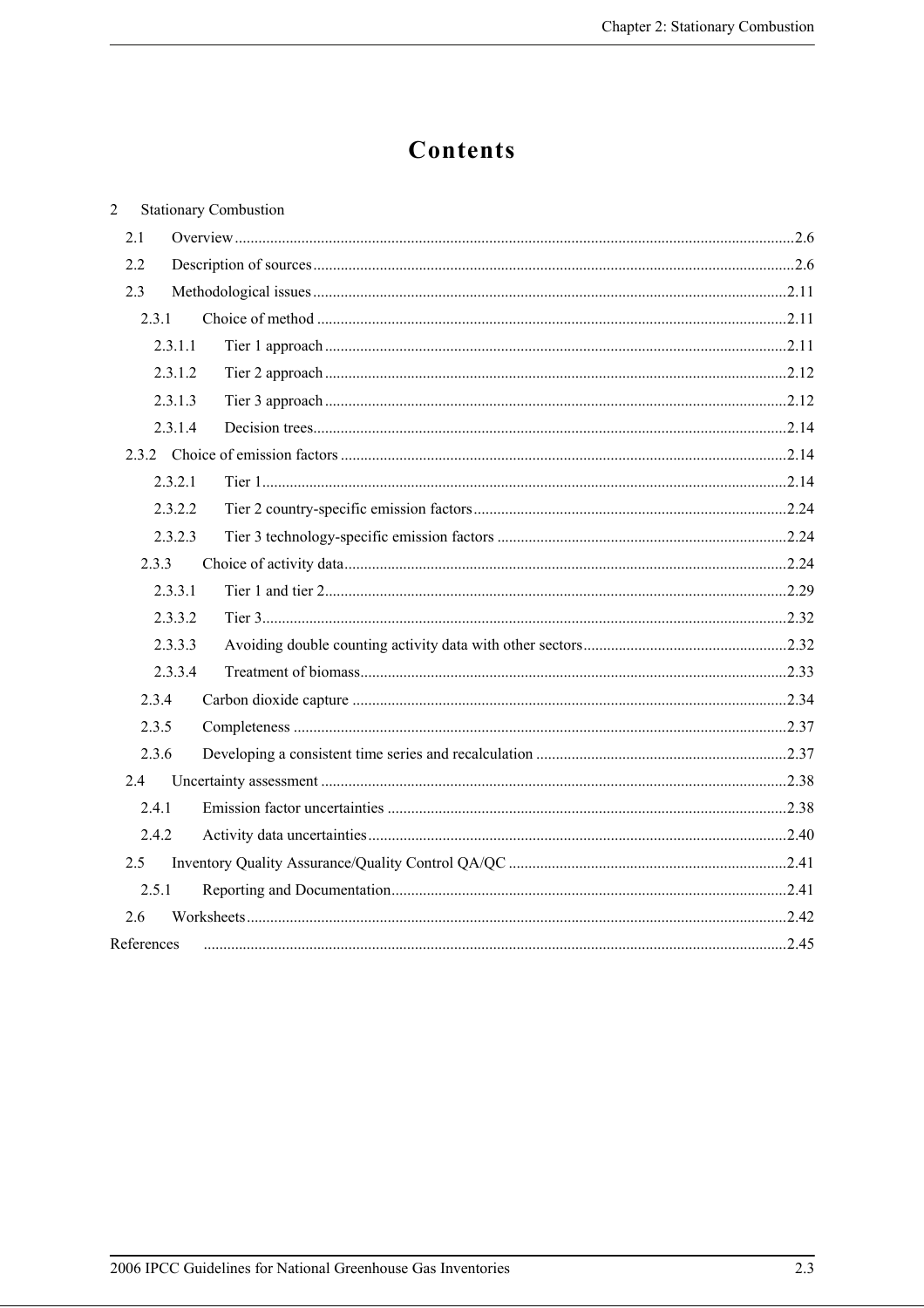# Contents

2 Stationary Combustion

- 2.1 Overview ... 2.6
- 2.2 Description of sources ... 2.6
- 2.3 Methodological issues ... 2.11
  - 2.3.1 Choice of method ... 2.11
    - 2.3.1.1 Tier 1 approach ... 2.11
    - 2.3.1.2 Tier 2 approach ... 2.12
    - 2.3.1.3 Tier 3 approach ... 2.12
    - 2.3.1.4 Decision trees ... 2.14
  - 2.3.2 Choice of emission factors ... 2.14
    - 2.3.2.1 Tier 1 ... 2.14
    - 2.3.2.2 Tier 2 country-specific emission factors ... 2.24
    - 2.3.2.3 Tier 3 technology-specific emission factors ... 2.24
  - 2.3.3 Choice of activity data ... 2.24
    - 2.3.3.1 Tier 1 and tier 2 ... 2.29
    - 2.3.3.2 Tier 3 ... 2.32
    - 2.3.3.3 Avoiding double counting activity data with other sectors ... 2.32
    - 2.3.3.4 Treatment of biomass ... 2.33
  - 2.3.4 Carbon dioxide capture ... 2.34
  - 2.3.5 Completeness ... 2.37
  - 2.3.6 Developing a consistent time series and recalculation ... 2.37
- 2.4 Uncertainty assessment ... 2.38
  - 2.4.1 Emission factor uncertainties ... 2.38
  - 2.4.2 Activity data uncertainties ... 2.40
- 2.5 Inventory Quality Assurance/Quality Control QA/QC ... 2.41
  - 2.5.1 Reporting and Documentation ... 2.41
- 2.6 Worksheets ... 2.42

References ... 2.45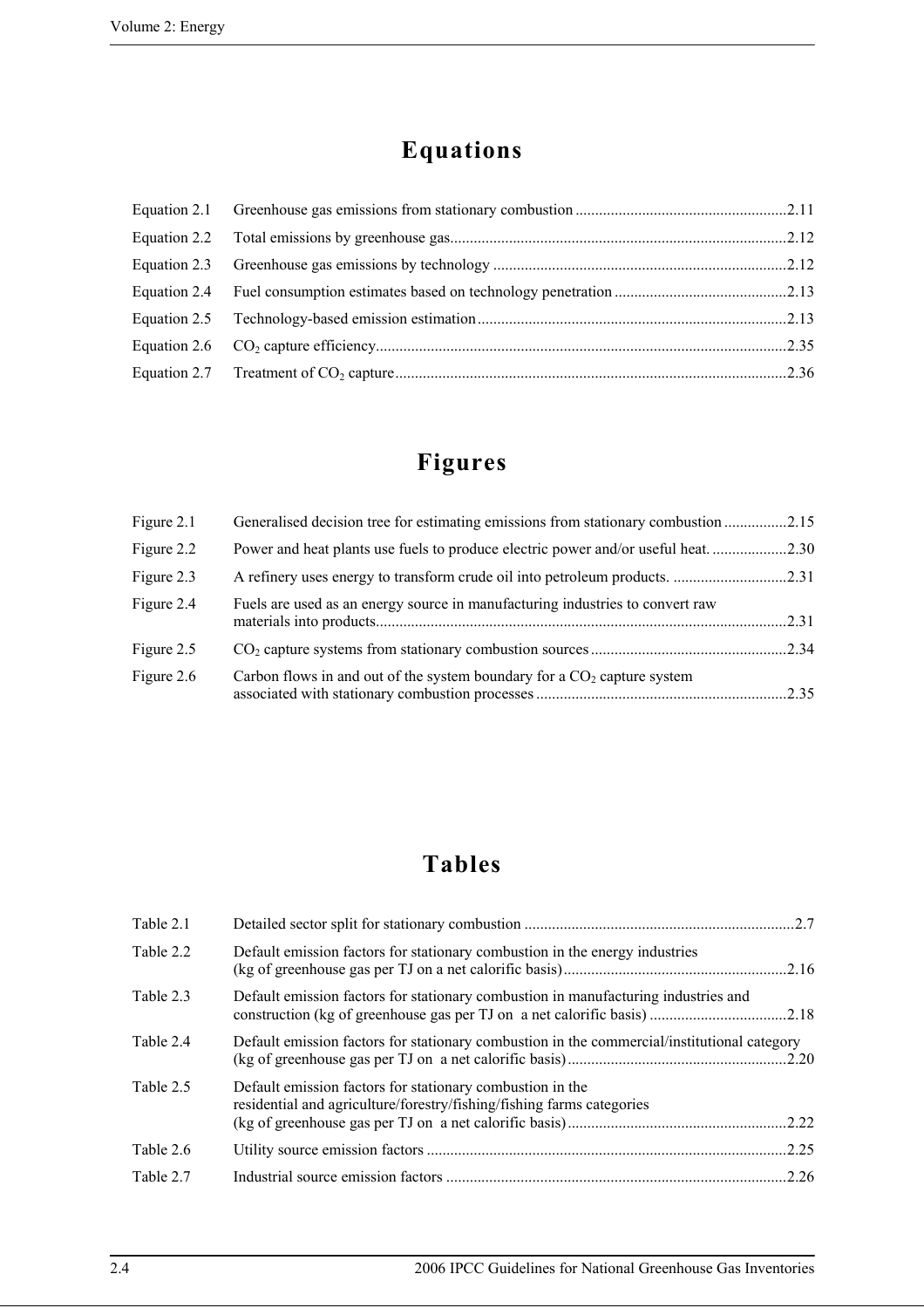# Equations

| | | |
|---|---|---|
| Equation 2.1 | Greenhouse gas emissions from stationary combustion | 2.11 |
| Equation 2.2 | Total emissions by greenhouse gas | 2.12 |
| Equation 2.3 | Greenhouse gas emissions by technology | 2.12 |
| Equation 2.4 | Fuel consumption estimates based on technology penetration | 2.13 |
| Equation 2.5 | Technology-based emission estimation | 2.13 |
| Equation 2.6 | $CO_2$ capture efficiency | 2.35 |
| Equation 2.7 | Treatment of $CO_2$ capture | 2.36 |

# Figures

| | | |
|---|---|---|
| Figure 2.1 | Generalised decision tree for estimating emissions from stationary combustion | 2.15 |
| Figure 2.2 | Power and heat plants use fuels to produce electric power and/or useful heat. | 2.30 |
| Figure 2.3 | A refinery uses energy to transform crude oil into petroleum products. | 2.31 |
| Figure 2.4 | Fuels are used as an energy source in manufacturing industries to convert raw materials into products | 2.31 |
| Figure 2.5 | $CO_2$ capture systems from stationary combustion sources | 2.34 |
| Figure 2.6 | Carbon flows in and out of the system boundary for a $CO_2$ capture system associated with stationary combustion processes | 2.35 |

# Tables

| | | |
|---|---|---|
| Table 2.1 | Detailed sector split for stationary combustion | 2.7 |
| Table 2.2 | Default emission factors for stationary combustion in the energy industries (kg of greenhouse gas per TJ on a net calorific basis) | 2.16 |
| Table 2.3 | Default emission factors for stationary combustion in manufacturing industries and construction (kg of greenhouse gas per TJ on a net calorific basis) | 2.18 |
| Table 2.4 | Default emission factors for stationary combustion in the commercial/institutional category (kg of greenhouse gas per TJ on a net calorific basis) | 2.20 |
| Table 2.5 | Default emission factors for stationary combustion in the residential and agriculture/forestry/fishing/fishing farms categories (kg of greenhouse gas per TJ on a net calorific basis) | 2.22 |
| Table 2.6 | Utility source emission factors | 2.25 |
| Table 2.7 | Industrial source emission factors | 2.26 |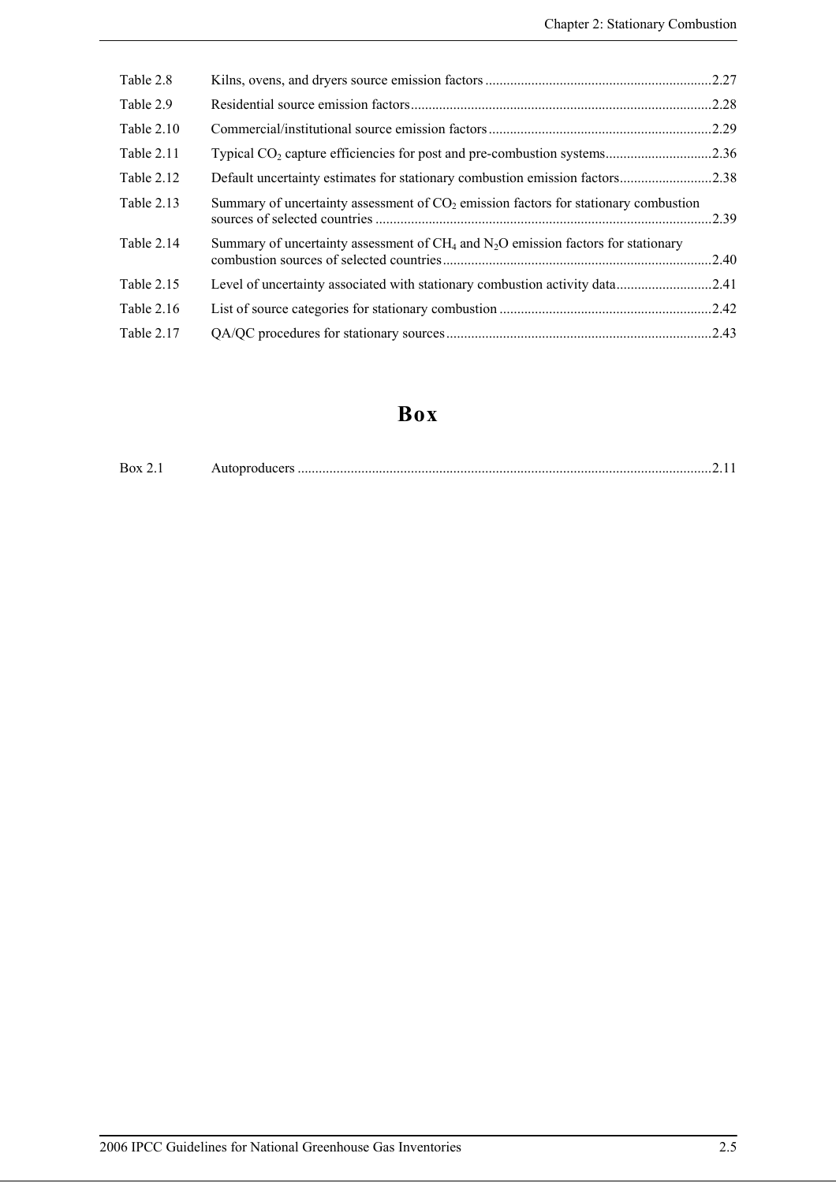| | | |
|---|---|---|
| Table 2.8 | Kilns, ovens, and dryers source emission factors | 2.27 |
| Table 2.9 | Residential source emission factors | 2.28 |
| Table 2.10 | Commercial/institutional source emission factors | 2.29 |
| Table 2.11 | Typical $CO_2$ capture efficiencies for post and pre-combustion systems | 2.36 |
| Table 2.12 | Default uncertainty estimates for stationary combustion emission factors | 2.38 |
| Table 2.13 | Summary of uncertainty assessment of $CO_2$ emission factors for stationary combustion sources of selected countries | 2.39 |
| Table 2.14 | Summary of uncertainty assessment of $CH_4$ and $N_2O$ emission factors for stationary combustion sources of selected countries | 2.40 |
| Table 2.15 | Level of uncertainty associated with stationary combustion activity data | 2.41 |
| Table 2.16 | List of source categories for stationary combustion | 2.42 |
| Table 2.17 | QA/QC procedures for stationary sources | 2.43 |

# Box

| | | |
|---|---|---|
| Box 2.1 | Autoproducers | 2.11 |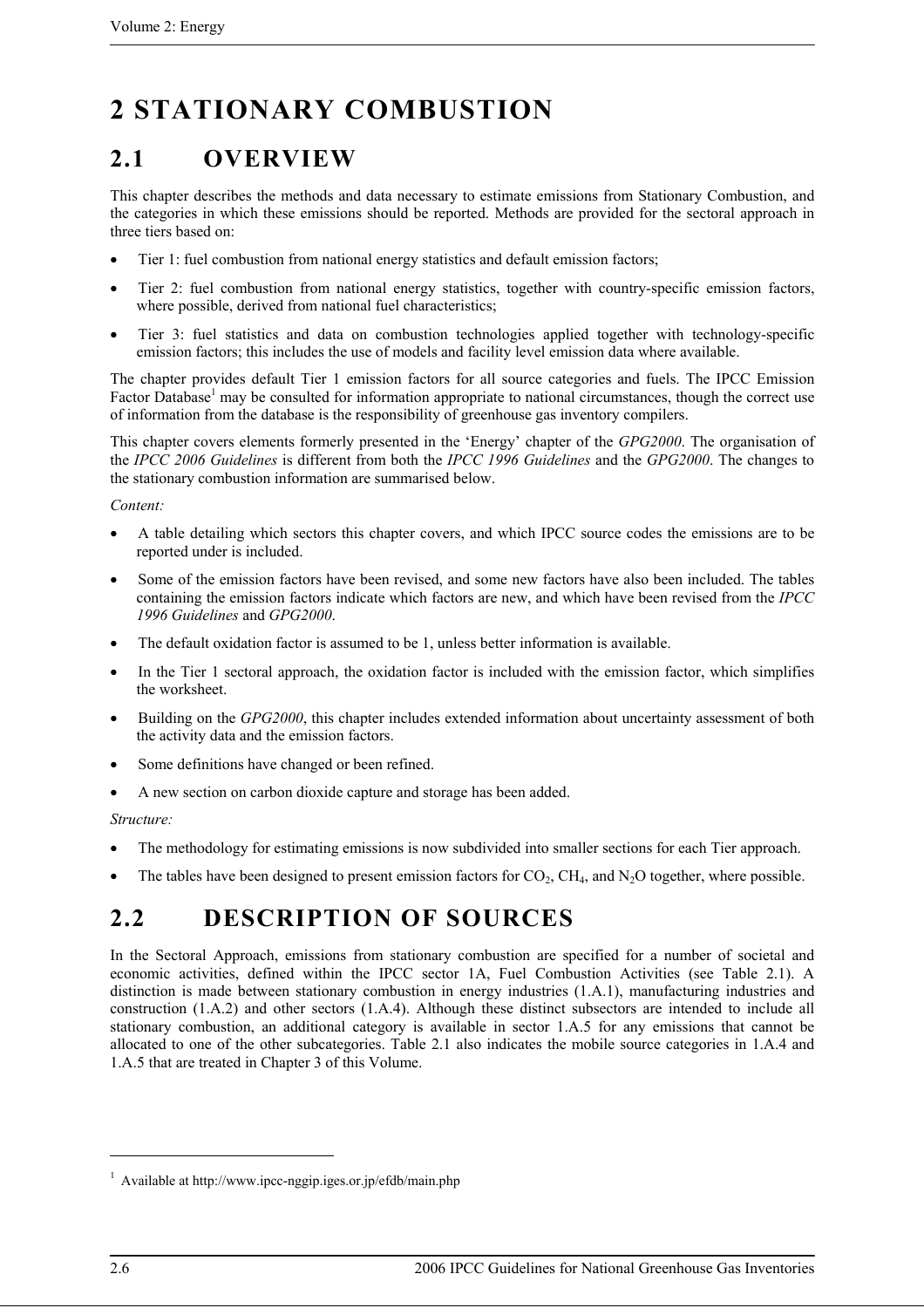# 2 STATIONARY COMBUSTION

## 2.1 OVERVIEW

This chapter describes the methods and data necessary to estimate emissions from Stationary Combustion, and the categories in which these emissions should be reported. Methods are provided for the sectoral approach in three tiers based on:

- Tier 1: fuel combustion from national energy statistics and default emission factors;
- Tier 2: fuel combustion from national energy statistics, together with country-specific emission factors, where possible, derived from national fuel characteristics;
- Tier 3: fuel statistics and data on combustion technologies applied together with technology-specific emission factors; this includes the use of models and facility level emission data where available.

The chapter provides default Tier 1 emission factors for all source categories and fuels. The IPCC Emission Factor Database[1] may be consulted for information appropriate to national circumstances, though the correct use of information from the database is the responsibility of greenhouse gas inventory compilers.

This chapter covers elements formerly presented in the 'Energy' chapter of the *GPG2000*. The organisation of the *IPCC 2006 Guidelines* is different from both the *IPCC 1996 Guidelines* and the *GPG2000*. The changes to the stationary combustion information are summarised below.

*Content:*

- A table detailing which sectors this chapter covers, and which IPCC source codes the emissions are to be reported under is included.
- Some of the emission factors have been revised, and some new factors have also been included. The tables containing the emission factors indicate which factors are new, and which have been revised from the *IPCC 1996 Guidelines* and *GPG2000*.
- The default oxidation factor is assumed to be 1, unless better information is available.
- In the Tier 1 sectoral approach, the oxidation factor is included with the emission factor, which simplifies the worksheet.
- Building on the *GPG2000*, this chapter includes extended information about uncertainty assessment of both the activity data and the emission factors.
- Some definitions have changed or been refined.
- A new section on carbon dioxide capture and storage has been added.

*Structure:*

- The methodology for estimating emissions is now subdivided into smaller sections for each Tier approach.
- The tables have been designed to present emission factors for $CO_2$, $CH_4$, and $N_2O$ together, where possible.

## 2.2 DESCRIPTION OF SOURCES

In the Sectoral Approach, emissions from stationary combustion are specified for a number of societal and economic activities, defined within the IPCC sector 1A, Fuel Combustion Activities (see Table 2.1). A distinction is made between stationary combustion in energy industries (1.A.1), manufacturing industries and construction (1.A.2) and other sectors (1.A.4). Although these distinct subsectors are intended to include all stationary combustion, an additional category is available in sector 1.A.5 for any emissions that cannot be allocated to one of the other subcategories. Table 2.1 also indicates the mobile source categories in 1.A.4 and 1.A.5 that are treated in Chapter 3 of this Volume.

---

[1] Available at http://www.ipcc-nggip.iges.or.jp/efdb/main.php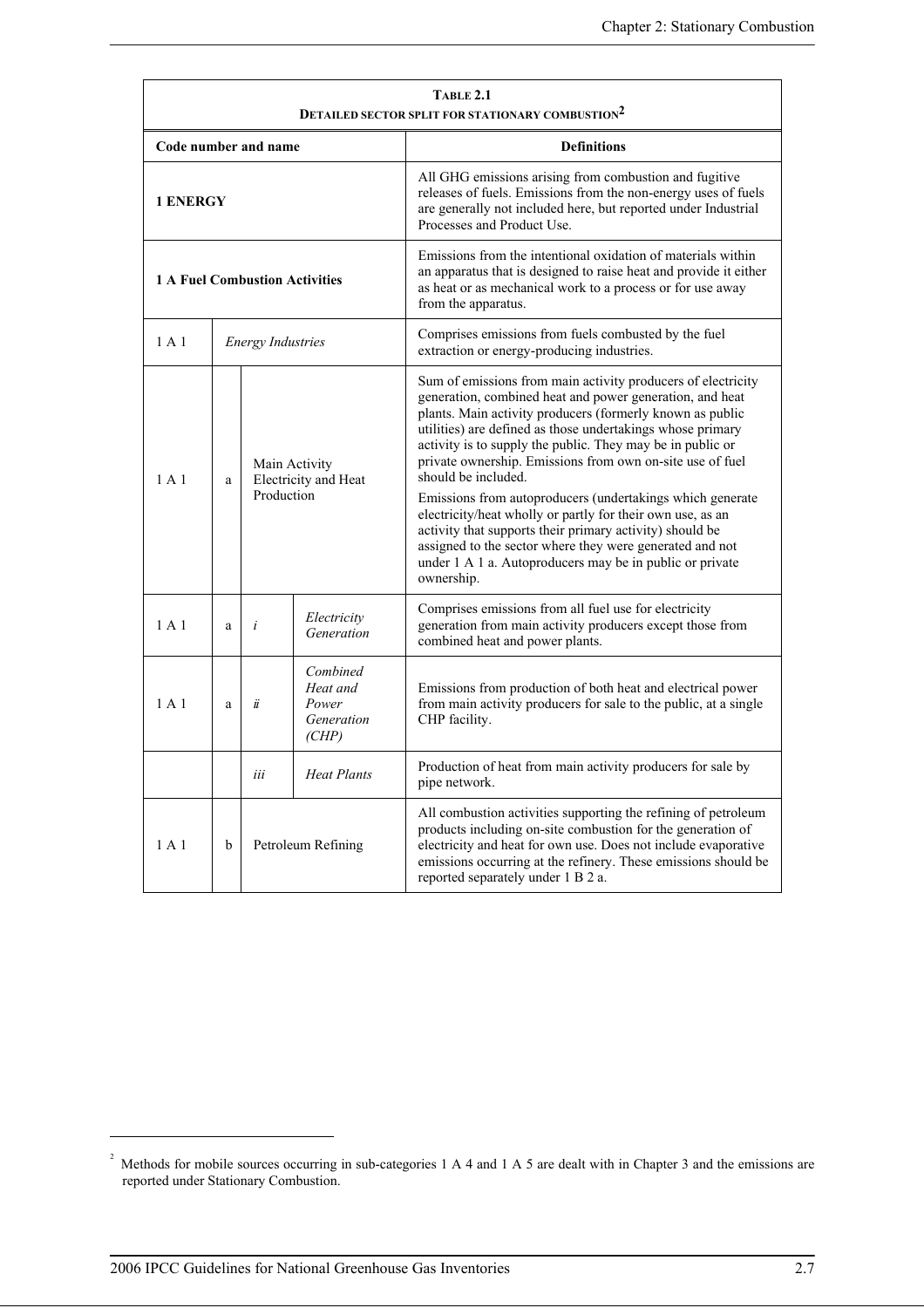**TABLE 2.1**
**DETAILED SECTOR SPLIT FOR STATIONARY COMBUSTION[2]**

| Code number and name | | | | Definitions |
|---|---|---|---|---|
| **1 ENERGY** | | | | All GHG emissions arising from combustion and fugitive releases of fuels. Emissions from the non-energy uses of fuels are generally not included here, but reported under Industrial Processes and Product Use. |
| **1 A Fuel Combustion Activities** | | | | Emissions from the intentional oxidation of materials within an apparatus that is designed to raise heat and provide it either as heat or as mechanical work to a process or for use away from the apparatus. |
| 1 A 1 | *Energy Industries* | | | Comprises emissions from fuels combusted by the fuel extraction or energy-producing industries. |
| 1 A 1 | a | Main Activity Electricity and Heat Production | | Sum of emissions from main activity producers of electricity generation, combined heat and power generation, and heat plants. Main activity producers (formerly known as public utilities) are defined as those undertakings whose primary activity is to supply the public. They may be in public or private ownership. Emissions from own on-site use of fuel should be included. Emissions from autoproducers (undertakings which generate electricity/heat wholly or partly for their own use, as an activity that supports their primary activity) should be assigned to the sector where they were generated and not under 1 A 1 a. Autoproducers may be in public or private ownership. |
| 1 A 1 | a | *i* | *Electricity Generation* | Comprises emissions from all fuel use for electricity generation from main activity producers except those from combined heat and power plants. |
| 1 A 1 | a | *ii* | *Combined Heat and Power Generation (CHP)* | Emissions from production of both heat and electrical power from main activity producers for sale to the public, at a single CHP facility. |
| | | *iii* | *Heat Plants* | Production of heat from main activity producers for sale by pipe network. |
| 1 A 1 | b | Petroleum Refining | | All combustion activities supporting the refining of petroleum products including on-site combustion for the generation of electricity and heat for own use. Does not include evaporative emissions occurring at the refinery. These emissions should be reported separately under 1 B 2 a. |

[2] Methods for mobile sources occurring in sub-categories 1 A 4 and 1 A 5 are dealt with in Chapter 3 and the emissions are reported under Stationary Combustion.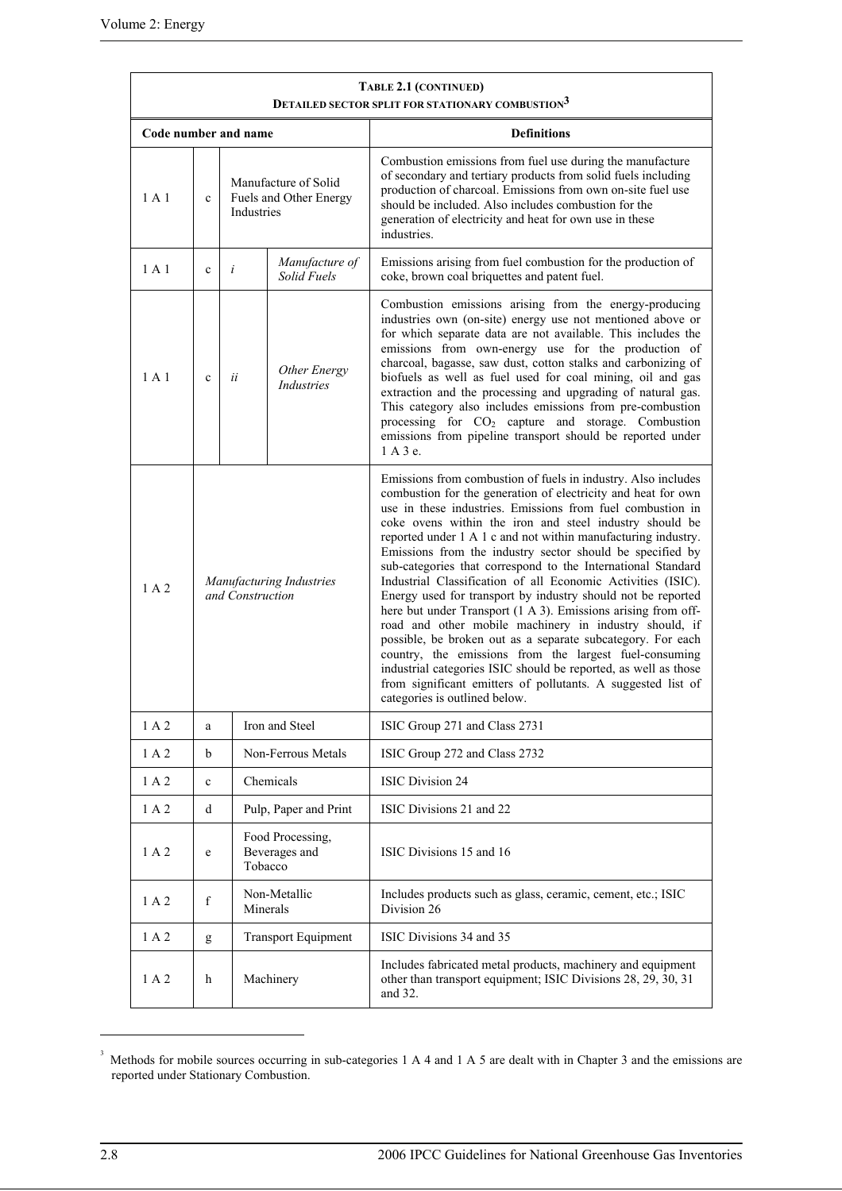**TABLE 2.1 (CONTINUED)**
**DETAILED SECTOR SPLIT FOR STATIONARY COMBUSTION[3]**

| Code number and name | | | | Definitions |
|---|---|---|---|---|
| 1 A 1 | c | Manufacture of Solid Fuels and Other Energy Industries | | Combustion emissions from fuel use during the manufacture of secondary and tertiary products from solid fuels including production of charcoal. Emissions from own on-site fuel use should be included. Also includes combustion for the generation of electricity and heat for own use in these industries. |
| 1 A 1 | c | *i* | *Manufacture of Solid Fuels* | Emissions arising from fuel combustion for the production of coke, brown coal briquettes and patent fuel. |
| 1 A 1 | c | *ii* | *Other Energy Industries* | Combustion emissions arising from the energy-producing industries own (on-site) energy use not mentioned above or for which separate data are not available. This includes the emissions from own-energy use for the production of charcoal, bagasse, saw dust, cotton stalks and carbonizing of biofuels as well as fuel used for coal mining, oil and gas extraction and the processing and upgrading of natural gas. This category also includes emissions from pre-combustion processing for $CO_2$ capture and storage. Combustion emissions from pipeline transport should be reported under 1 A 3 e. |
| 1 A 2 | *Manufacturing Industries and Construction* | | | Emissions from combustion of fuels in industry. Also includes combustion for the generation of electricity and heat for own use in these industries. Emissions from fuel combustion in coke ovens within the iron and steel industry should be reported under 1 A 1 c and not within manufacturing industry. Emissions from the industry sector should be specified by sub-categories that correspond to the International Standard Industrial Classification of all Economic Activities (ISIC). Energy used for transport by industry should not be reported here but under Transport (1 A 3). Emissions arising from off-road and other mobile machinery in industry should, if possible, be broken out as a separate subcategory. For each country, the emissions from the largest fuel-consuming industrial categories ISIC should be reported, as well as those from significant emitters of pollutants. A suggested list of categories is outlined below. |
| 1 A 2 | a | Iron and Steel | | ISIC Group 271 and Class 2731 |
| 1 A 2 | b | Non-Ferrous Metals | | ISIC Group 272 and Class 2732 |
| 1 A 2 | c | Chemicals | | ISIC Division 24 |
| 1 A 2 | d | Pulp, Paper and Print | | ISIC Divisions 21 and 22 |
| 1 A 2 | e | Food Processing, Beverages and Tobacco | | ISIC Divisions 15 and 16 |
| 1 A 2 | f | Non-Metallic Minerals | | Includes products such as glass, ceramic, cement, etc.; ISIC Division 26 |
| 1 A 2 | g | Transport Equipment | | ISIC Divisions 34 and 35 |
| 1 A 2 | h | Machinery | | Includes fabricated metal products, machinery and equipment other than transport equipment; ISIC Divisions 28, 29, 30, 31 and 32. |

[3] Methods for mobile sources occurring in sub-categories 1 A 4 and 1 A 5 are dealt with in Chapter 3 and the emissions are reported under Stationary Combustion.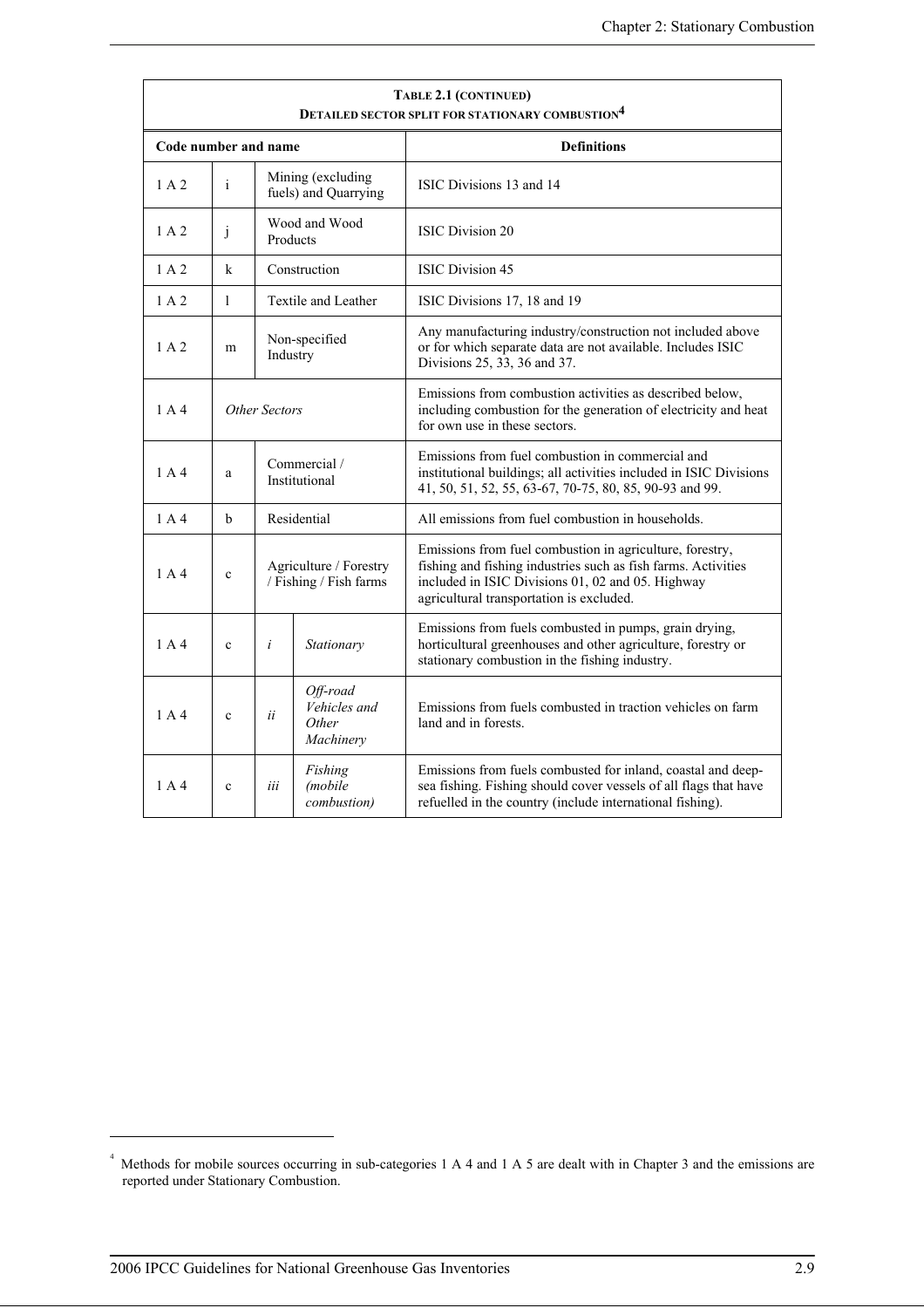**TABLE 2.1 (CONTINUED)**
**DETAILED SECTOR SPLIT FOR STATIONARY COMBUSTION[4]**

| Code number and name | | | | Definitions |
|---|---|---|---|---|
| 1 A 2 | i | Mining (excluding fuels) and Quarrying | | ISIC Divisions 13 and 14 |
| 1 A 2 | j | Wood and Wood Products | | ISIC Division 20 |
| 1 A 2 | k | Construction | | ISIC Division 45 |
| 1 A 2 | l | Textile and Leather | | ISIC Divisions 17, 18 and 19 |
| 1 A 2 | m | Non-specified Industry | | Any manufacturing industry/construction not included above or for which separate data are not available. Includes ISIC Divisions 25, 33, 36 and 37. |
| 1 A 4 | *Other Sectors* | | | Emissions from combustion activities as described below, including combustion for the generation of electricity and heat for own use in these sectors. |
| 1 A 4 | a | Commercial / Institutional | | Emissions from fuel combustion in commercial and institutional buildings; all activities included in ISIC Divisions 41, 50, 51, 52, 55, 63-67, 70-75, 80, 85, 90-93 and 99. |
| 1 A 4 | b | Residential | | All emissions from fuel combustion in households. |
| 1 A 4 | c | Agriculture / Forestry / Fishing / Fish farms | | Emissions from fuel combustion in agriculture, forestry, fishing and fishing industries such as fish farms. Activities included in ISIC Divisions 01, 02 and 05. Highway agricultural transportation is excluded. |
| 1 A 4 | c | *i* | *Stationary* | Emissions from fuels combusted in pumps, grain drying, horticultural greenhouses and other agriculture, forestry or stationary combustion in the fishing industry. |
| 1 A 4 | c | *ii* | *Off-road Vehicles and Other Machinery* | Emissions from fuels combusted in traction vehicles on farm land and in forests. |
| 1 A 4 | c | *iii* | *Fishing (mobile combustion)* | Emissions from fuels combusted for inland, coastal and deep-sea fishing. Fishing should cover vessels of all flags that have refuelled in the country (include international fishing). |

[4] Methods for mobile sources occurring in sub-categories 1 A 4 and 1 A 5 are dealt with in Chapter 3 and the emissions are reported under Stationary Combustion.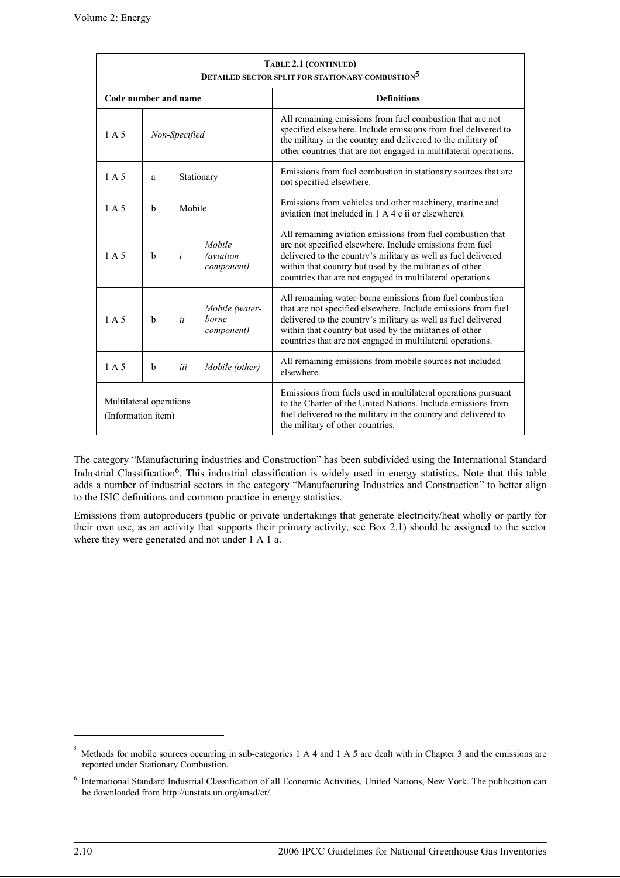**TABLE 2.1 (CONTINUED)**
**DETAILED SECTOR SPLIT FOR STATIONARY COMBUSTION[5]**

| Code number and name | | | | Definitions |
|---|---|---|---|---|
| 1 A 5 | *Non-Specified* | | | All remaining emissions from fuel combustion that are not specified elsewhere. Include emissions from fuel delivered to the military in the country and delivered to the military of other countries that are not engaged in multilateral operations. |
| 1 A 5 | a | Stationary | | Emissions from fuel combustion in stationary sources that are not specified elsewhere. |
| 1 A 5 | b | Mobile | | Emissions from vehicles and other machinery, marine and aviation (not included in 1 A 4 c ii or elsewhere). |
| 1 A 5 | b | *i* | *Mobile (aviation component)* | All remaining aviation emissions from fuel combustion that are not specified elsewhere. Include emissions from fuel delivered to the country's military as well as fuel delivered within that country but used by the militaries of other countries that are not engaged in multilateral operations. |
| 1 A 5 | b | *ii* | *Mobile (water-borne component)* | All remaining water-borne emissions from fuel combustion that are not specified elsewhere. Include emissions from fuel delivered to the country's military as well as fuel delivered within that country but used by the militaries of other countries that are not engaged in multilateral operations. |
| 1 A 5 | b | *iii* | *Mobile (other)* | All remaining emissions from mobile sources not included elsewhere. |
| Multilateral operations (Information item) | | | | Emissions from fuels used in multilateral operations pursuant to the Charter of the United Nations. Include emissions from fuel delivered to the military in the country and delivered to the military of other countries. |

The category "Manufacturing industries and Construction" has been subdivided using the International Standard Industrial Classification[6]. This industrial classification is widely used in energy statistics. Note that this table adds a number of industrial sectors in the category "Manufacturing Industries and Construction" to better align to the ISIC definitions and common practice in energy statistics.

Emissions from autoproducers (public or private undertakings that generate electricity/heat wholly or partly for their own use, as an activity that supports their primary activity, see Box 2.1) should be assigned to the sector where they were generated and not under 1 A 1 a.

---

[5] Methods for mobile sources occurring in sub-categories 1 A 4 and 1 A 5 are dealt with in Chapter 3 and the emissions are reported under Stationary Combustion.

[6] International Standard Industrial Classification of all Economic Activities, United Nations, New York. The publication can be downloaded from http://unstats.un.org/unsd/cr/.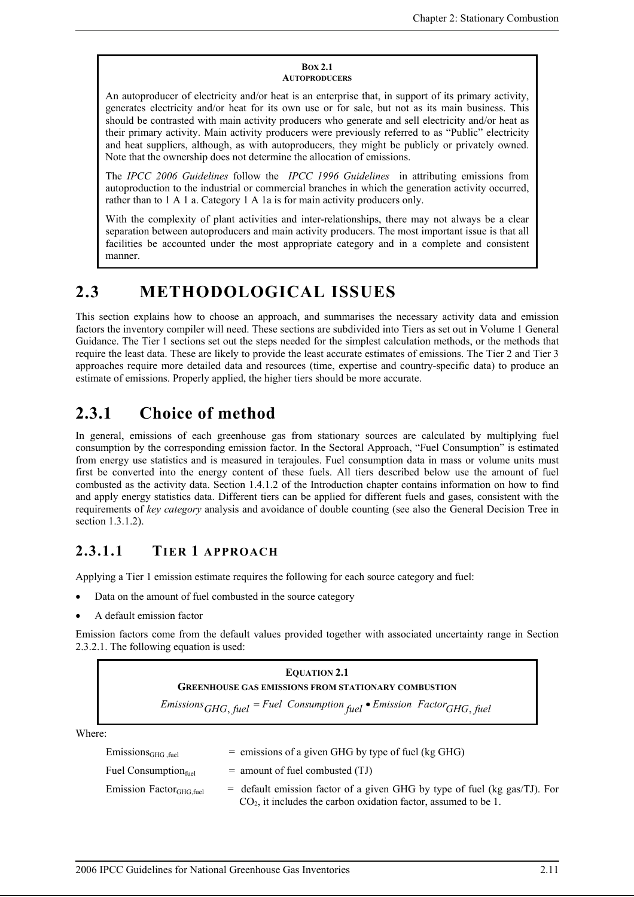**BOX 2.1**
**AUTOPRODUCERS**

An autoproducer of electricity and/or heat is an enterprise that, in support of its primary activity, generates electricity and/or heat for its own use or for sale, but not as its main business. This should be contrasted with main activity producers who generate and sell electricity and/or heat as their primary activity. Main activity producers were previously referred to as "Public" electricity and heat suppliers, although, as with autoproducers, they might be publicly or privately owned. Note that the ownership does not determine the allocation of emissions.

The *IPCC 2006 Guidelines* follow the *IPCC 1996 Guidelines* in attributing emissions from autoproduction to the industrial or commercial branches in which the generation activity occurred, rather than to 1 A 1 a. Category 1 A 1a is for main activity producers only.

With the complexity of plant activities and inter-relationships, there may not always be a clear separation between autoproducers and main activity producers. The most important issue is that all facilities be accounted under the most appropriate category and in a complete and consistent manner.

# 2.3 METHODOLOGICAL ISSUES

This section explains how to choose an approach, and summarises the necessary activity data and emission factors the inventory compiler will need. These sections are subdivided into Tiers as set out in Volume 1 General Guidance. The Tier 1 sections set out the steps needed for the simplest calculation methods, or the methods that require the least data. These are likely to provide the least accurate estimates of emissions. The Tier 2 and Tier 3 approaches require more detailed data and resources (time, expertise and country-specific data) to produce an estimate of emissions. Properly applied, the higher tiers should be more accurate.

## 2.3.1 Choice of method

In general, emissions of each greenhouse gas from stationary sources are calculated by multiplying fuel consumption by the corresponding emission factor. In the Sectoral Approach, "Fuel Consumption" is estimated from energy use statistics and is measured in terajoules. Fuel consumption data in mass or volume units must first be converted into the energy content of these fuels. All tiers described below use the amount of fuel combusted as the activity data. Section 1.4.1.2 of the Introduction chapter contains information on how to find and apply energy statistics data. Different tiers can be applied for different fuels and gases, consistent with the requirements of *key category* analysis and avoidance of double counting (see also the General Decision Tree in section 1.3.1.2).

### 2.3.1.1 TIER 1 APPROACH

Applying a Tier 1 emission estimate requires the following for each source category and fuel:

- Data on the amount of fuel combusted in the source category
- A default emission factor

Emission factors come from the default values provided together with associated uncertainty range in Section 2.3.2.1. The following equation is used:

**EQUATION 2.1**
**GREENHOUSE GAS EMISSIONS FROM STATIONARY COMBUSTION**

$$Emissions_{GHG,\,fuel} = Fuel\ \ Consumption_{fuel} \bullet Emission\ \ Factor_{GHG,\,fuel}$$

Where:

$Emissions_{GHG,fuel}$ = emissions of a given GHG by type of fuel (kg GHG)

$Fuel\ Consumption_{fuel}$ = amount of fuel combusted (TJ)

$Emission\ Factor_{GHG,fuel}$ = default emission factor of a given GHG by type of fuel (kg gas/TJ). For $CO_2$, it includes the carbon oxidation factor, assumed to be 1.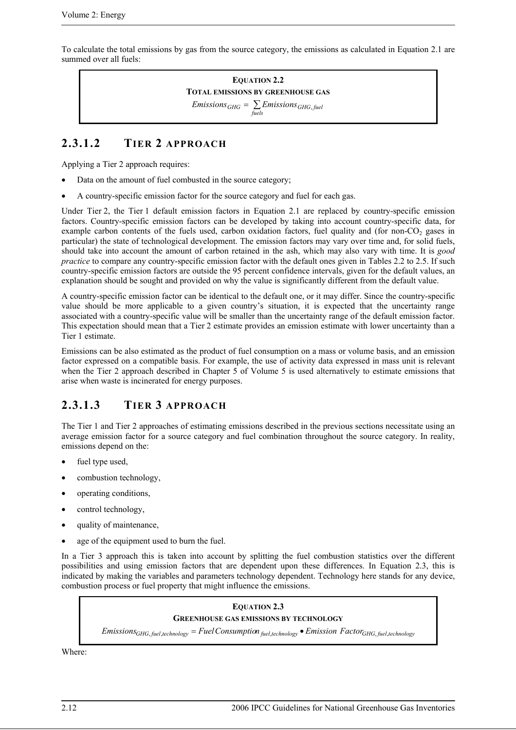To calculate the total emissions by gas from the source category, the emissions as calculated in Equation 2.1 are summed over all fuels:

**EQUATION 2.2**
**TOTAL EMISSIONS BY GREENHOUSE GAS**

$$Emissions_{GHG} = \sum_{fuels} Emissions_{GHG,fuel}$$

## 2.3.1.2 TIER 2 APPROACH

Applying a Tier 2 approach requires:

- Data on the amount of fuel combusted in the source category;
- A country-specific emission factor for the source category and fuel for each gas.

Under Tier 2, the Tier 1 default emission factors in Equation 2.1 are replaced by country-specific emission factors. Country-specific emission factors can be developed by taking into account country-specific data, for example carbon contents of the fuels used, carbon oxidation factors, fuel quality and (for non-$CO_2$ gases in particular) the state of technological development. The emission factors may vary over time and, for solid fuels, should take into account the amount of carbon retained in the ash, which may also vary with time. It is *good practice* to compare any country-specific emission factor with the default ones given in Tables 2.2 to 2.5. If such country-specific emission factors are outside the 95 percent confidence intervals, given for the default values, an explanation should be sought and provided on why the value is significantly different from the default value.

A country-specific emission factor can be identical to the default one, or it may differ. Since the country-specific value should be more applicable to a given country's situation, it is expected that the uncertainty range associated with a country-specific value will be smaller than the uncertainty range of the default emission factor. This expectation should mean that a Tier 2 estimate provides an emission estimate with lower uncertainty than a Tier 1 estimate.

Emissions can be also estimated as the product of fuel consumption on a mass or volume basis, and an emission factor expressed on a compatible basis. For example, the use of activity data expressed in mass unit is relevant when the Tier 2 approach described in Chapter 5 of Volume 5 is used alternatively to estimate emissions that arise when waste is incinerated for energy purposes.

## 2.3.1.3 TIER 3 APPROACH

The Tier 1 and Tier 2 approaches of estimating emissions described in the previous sections necessitate using an average emission factor for a source category and fuel combination throughout the source category. In reality, emissions depend on the:

- fuel type used,
- combustion technology,
- operating conditions,
- control technology,
- quality of maintenance,
- age of the equipment used to burn the fuel.

In a Tier 3 approach this is taken into account by splitting the fuel combustion statistics over the different possibilities and using emission factors that are dependent upon these differences. In Equation 2.3, this is indicated by making the variables and parameters technology dependent. Technology here stands for any device, combustion process or fuel property that might influence the emissions.

**EQUATION 2.3**
**GREENHOUSE GAS EMISSIONS BY TECHNOLOGY**

$$Emissions_{GHG,fuel,technology} = Fuel\ Consumption_{fuel,technology} \bullet Emission\ Factor_{GHG,fuel,technology}$$

Where: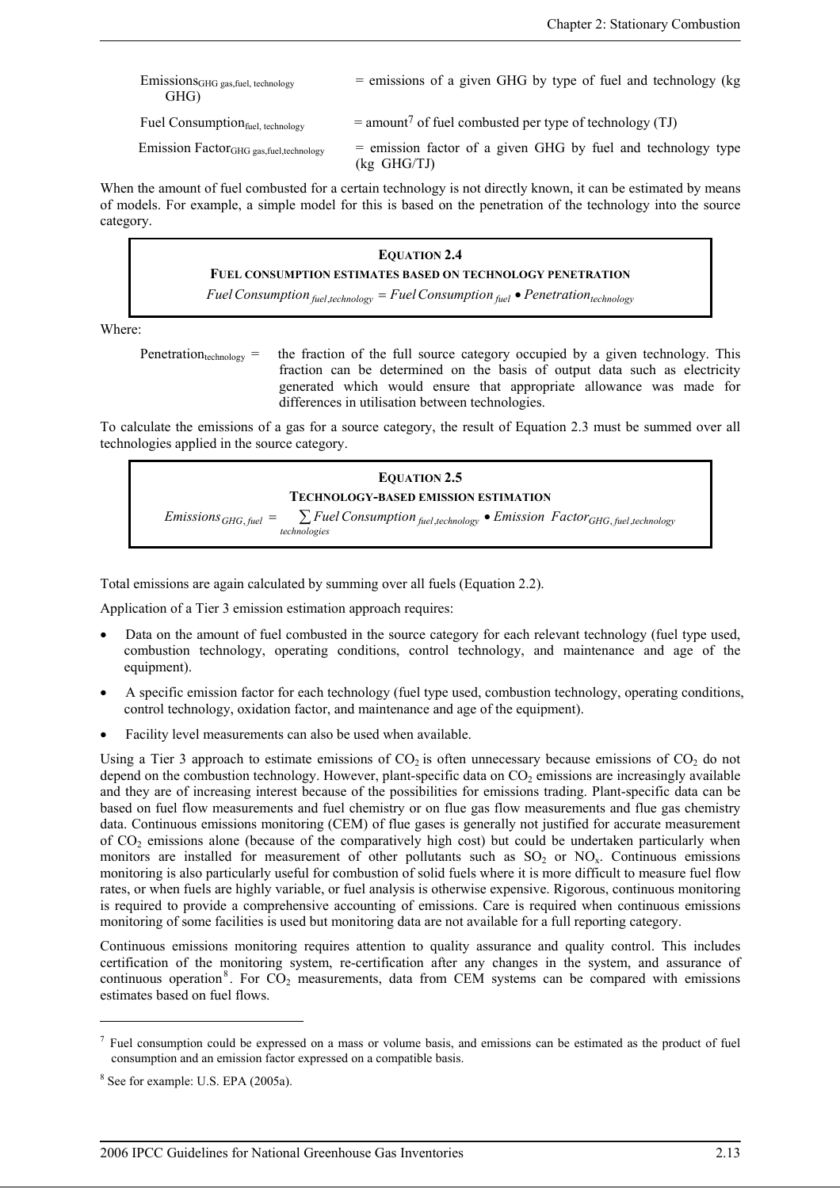$Emissions_{GHG\ gas,fuel,\ technology}$ = emissions of a given GHG by type of fuel and technology (kg GHG)

$Fuel\ Consumption_{fuel,\ technology}$ = amount[7] of fuel combusted per type of technology (TJ)

$Emission\ Factor_{GHG\ gas,fuel,technology}$ = emission factor of a given GHG by fuel and technology type (kg GHG/TJ)

When the amount of fuel combusted for a certain technology is not directly known, it can be estimated by means of models. For example, a simple model for this is based on the penetration of the technology into the source category.

**EQUATION 2.4**
**FUEL CONSUMPTION ESTIMATES BASED ON TECHNOLOGY PENETRATION**

$$Fuel\,Consumption_{fuel,technology} = Fuel\,Consumption_{fuel} \bullet Penetration_{technology}$$

Where:

$Penetration_{technology}$ = the fraction of the full source category occupied by a given technology. This fraction can be determined on the basis of output data such as electricity generated which would ensure that appropriate allowance was made for differences in utilisation between technologies.

To calculate the emissions of a gas for a source category, the result of Equation 2.3 must be summed over all technologies applied in the source category.

**EQUATION 2.5**
**TECHNOLOGY-BASED EMISSION ESTIMATION**

$$Emissions_{GHG,\,fuel} = \sum_{technologies} Fuel\,Consumption_{fuel,technology} \bullet Emission\ Factor_{GHG,\,fuel,technology}$$

Total emissions are again calculated by summing over all fuels (Equation 2.2).

Application of a Tier 3 emission estimation approach requires:

- Data on the amount of fuel combusted in the source category for each relevant technology (fuel type used, combustion technology, operating conditions, control technology, and maintenance and age of the equipment).
- A specific emission factor for each technology (fuel type used, combustion technology, operating conditions, control technology, oxidation factor, and maintenance and age of the equipment).
- Facility level measurements can also be used when available.

Using a Tier 3 approach to estimate emissions of $CO_2$ is often unnecessary because emissions of $CO_2$ do not depend on the combustion technology. However, plant-specific data on $CO_2$ emissions are increasingly available and they are of increasing interest because of the possibilities for emissions trading. Plant-specific data can be based on fuel flow measurements and fuel chemistry or on flue gas flow measurements and flue gas chemistry data. Continuous emissions monitoring (CEM) of flue gases is generally not justified for accurate measurement of $CO_2$ emissions alone (because of the comparatively high cost) but could be undertaken particularly when monitors are installed for measurement of other pollutants such as $SO_2$ or $NO_x$. Continuous emissions monitoring is also particularly useful for combustion of solid fuels where it is more difficult to measure fuel flow rates, or when fuels are highly variable, or fuel analysis is otherwise expensive. Rigorous, continuous monitoring is required to provide a comprehensive accounting of emissions. Care is required when continuous emissions monitoring of some facilities is used but monitoring data are not available for a full reporting category.

Continuous emissions monitoring requires attention to quality assurance and quality control. This includes certification of the monitoring system, re-certification after any changes in the system, and assurance of continuous operation[8]. For $CO_2$ measurements, data from CEM systems can be compared with emissions estimates based on fuel flows.

---

[7] Fuel consumption could be expressed on a mass or volume basis, and emissions can be estimated as the product of fuel consumption and an emission factor expressed on a compatible basis.

[8] See for example: U.S. EPA (2005a).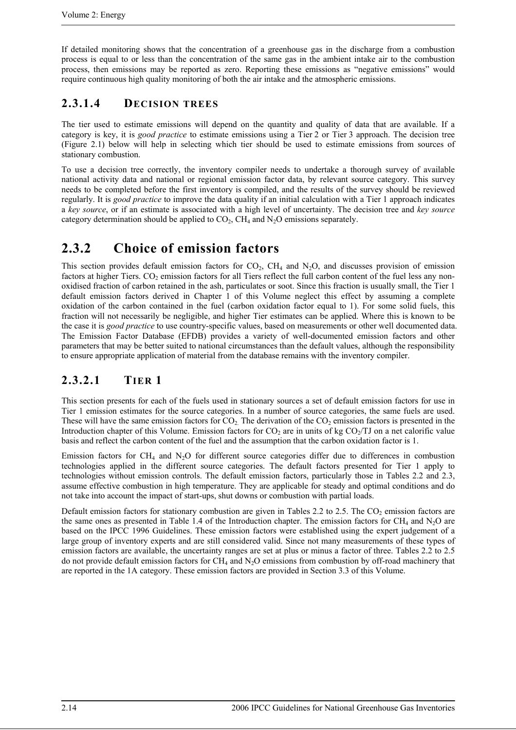If detailed monitoring shows that the concentration of a greenhouse gas in the discharge from a combustion process is equal to or less than the concentration of the same gas in the ambient intake air to the combustion process, then emissions may be reported as zero. Reporting these emissions as "negative emissions" would require continuous high quality monitoring of both the air intake and the atmospheric emissions.

### 2.3.1.4 DECISION TREES

The tier used to estimate emissions will depend on the quantity and quality of data that are available. If a category is key, it is *good practice* to estimate emissions using a Tier 2 or Tier 3 approach. The decision tree (Figure 2.1) below will help in selecting which tier should be used to estimate emissions from sources of stationary combustion.

To use a decision tree correctly, the inventory compiler needs to undertake a thorough survey of available national activity data and national or regional emission factor data, by relevant source category. This survey needs to be completed before the first inventory is compiled, and the results of the survey should be reviewed regularly. It is *good practice* to improve the data quality if an initial calculation with a Tier 1 approach indicates a *key source*, or if an estimate is associated with a high level of uncertainty. The decision tree and *key source* category determination should be applied to $CO_2$, $CH_4$ and $N_2O$ emissions separately.

## 2.3.2 Choice of emission factors

This section provides default emission factors for $CO_2$, $CH_4$ and $N_2O$, and discusses provision of emission factors at higher Tiers. $CO_2$ emission factors for all Tiers reflect the full carbon content of the fuel less any non-oxidised fraction of carbon retained in the ash, particulates or soot. Since this fraction is usually small, the Tier 1 default emission factors derived in Chapter 1 of this Volume neglect this effect by assuming a complete oxidation of the carbon contained in the fuel (carbon oxidation factor equal to 1). For some solid fuels, this fraction will not necessarily be negligible, and higher Tier estimates can be applied. Where this is known to be the case it is *good practice* to use country-specific values, based on measurements or other well documented data. The Emission Factor Database (EFDB) provides a variety of well-documented emission factors and other parameters that may be better suited to national circumstances than the default values, although the responsibility to ensure appropriate application of material from the database remains with the inventory compiler.

### 2.3.2.1 TIER 1

This section presents for each of the fuels used in stationary sources a set of default emission factors for use in Tier 1 emission estimates for the source categories. In a number of source categories, the same fuels are used. These will have the same emission factors for $CO_2$. The derivation of the $CO_2$ emission factors is presented in the Introduction chapter of this Volume. Emission factors for $CO_2$ are in units of kg $CO_2$/TJ on a net calorific value basis and reflect the carbon content of the fuel and the assumption that the carbon oxidation factor is 1.

Emission factors for $CH_4$ and $N_2O$ for different source categories differ due to differences in combustion technologies applied in the different source categories. The default factors presented for Tier 1 apply to technologies without emission controls. The default emission factors, particularly those in Tables 2.2 and 2.3, assume effective combustion in high temperature. They are applicable for steady and optimal conditions and do not take into account the impact of start-ups, shut downs or combustion with partial loads.

Default emission factors for stationary combustion are given in Tables 2.2 to 2.5. The $CO_2$ emission factors are the same ones as presented in Table 1.4 of the Introduction chapter. The emission factors for $CH_4$ and $N_2O$ are based on the IPCC 1996 Guidelines. These emission factors were established using the expert judgement of a large group of inventory experts and are still considered valid. Since not many measurements of these types of emission factors are available, the uncertainty ranges are set at plus or minus a factor of three. Tables 2.2 to 2.5 do not provide default emission factors for $CH_4$ and $N_2O$ emissions from combustion by off-road machinery that are reported in the 1A category. These emission factors are provided in Section 3.3 of this Volume.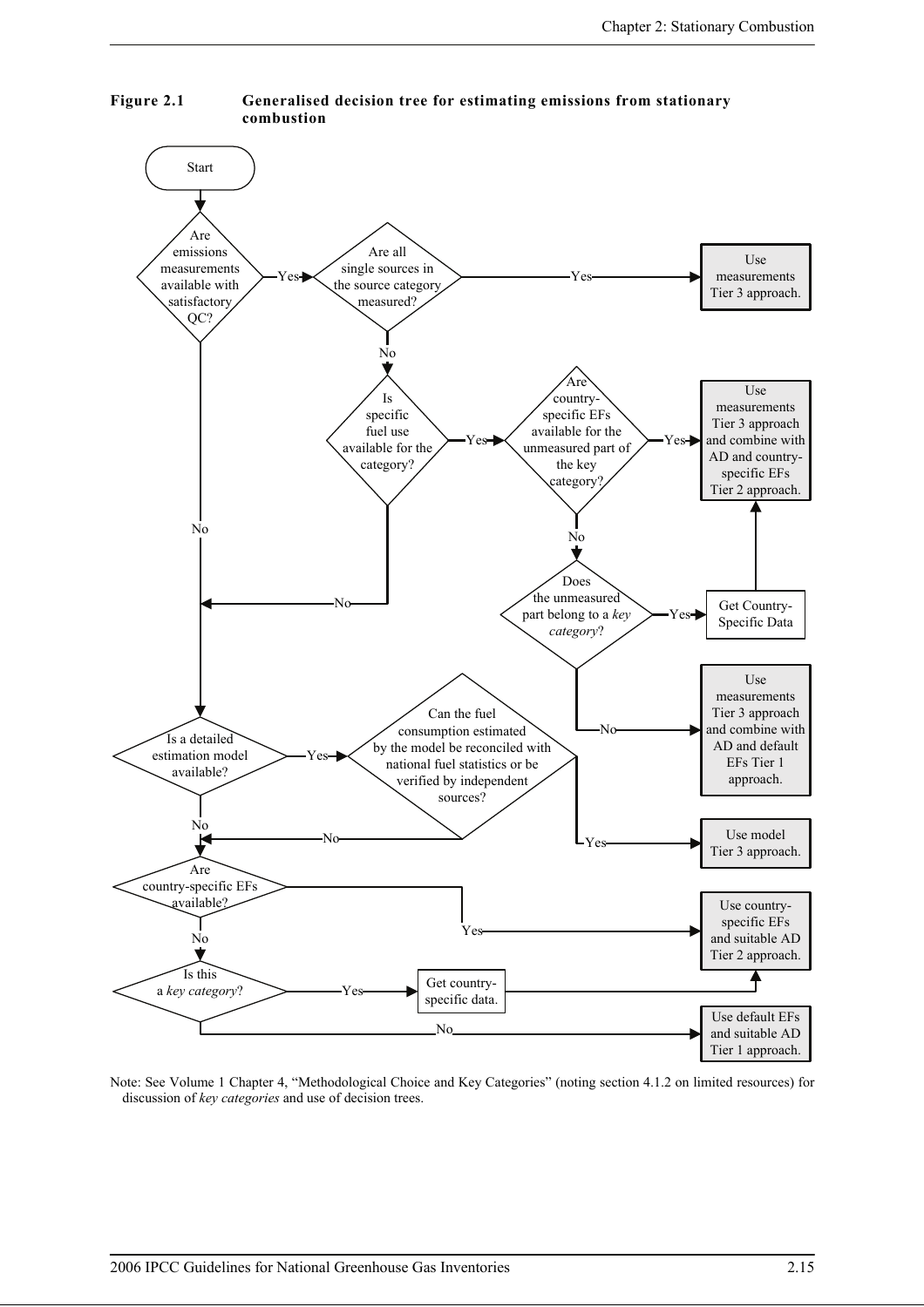**Figure 2.1 Generalised decision tree for estimating emissions from stationary combustion**

- Start
- Are emissions measurements available with satisfactory QC?
  - Yes → Are all single sources in the source category measured?
    - Yes → **Use measurements Tier 3 approach.**
    - No → Is specific fuel use available for the category?
      - Yes → Are country-specific EFs available for the unmeasured part of the key category?
        - Yes → **Use measurements Tier 3 approach and combine with AD and country-specific EFs Tier 2 approach.**
        - No → Does the unmeasured part belong to a *key category*?
          - Yes → Get Country-Specific Data → **Use measurements Tier 3 approach and combine with AD and country-specific EFs Tier 2 approach.**
          - No → **Use measurements Tier 3 approach and combine with AD and default EFs Tier 1 approach.**
      - No → Is a detailed estimation model available?
  - No → Is a detailed estimation model available?
    - Yes → Can the fuel consumption estimated by the model be reconciled with national fuel statistics or be verified by independent sources?
      - Yes → **Use model Tier 3 approach.**
      - No → Are country-specific EFs available?
    - No → Are country-specific EFs available?
      - Yes → **Use country-specific EFs and suitable AD Tier 2 approach.**
      - No → Is this a *key category*?
        - Yes → Get country-specific data. → **Use country-specific EFs and suitable AD Tier 2 approach.**
        - No → **Use default EFs and suitable AD Tier 1 approach.**

Note: See Volume 1 Chapter 4, "Methodological Choice and Key Categories" (noting section 4.1.2 on limited resources) for discussion of *key categories* and use of decision trees.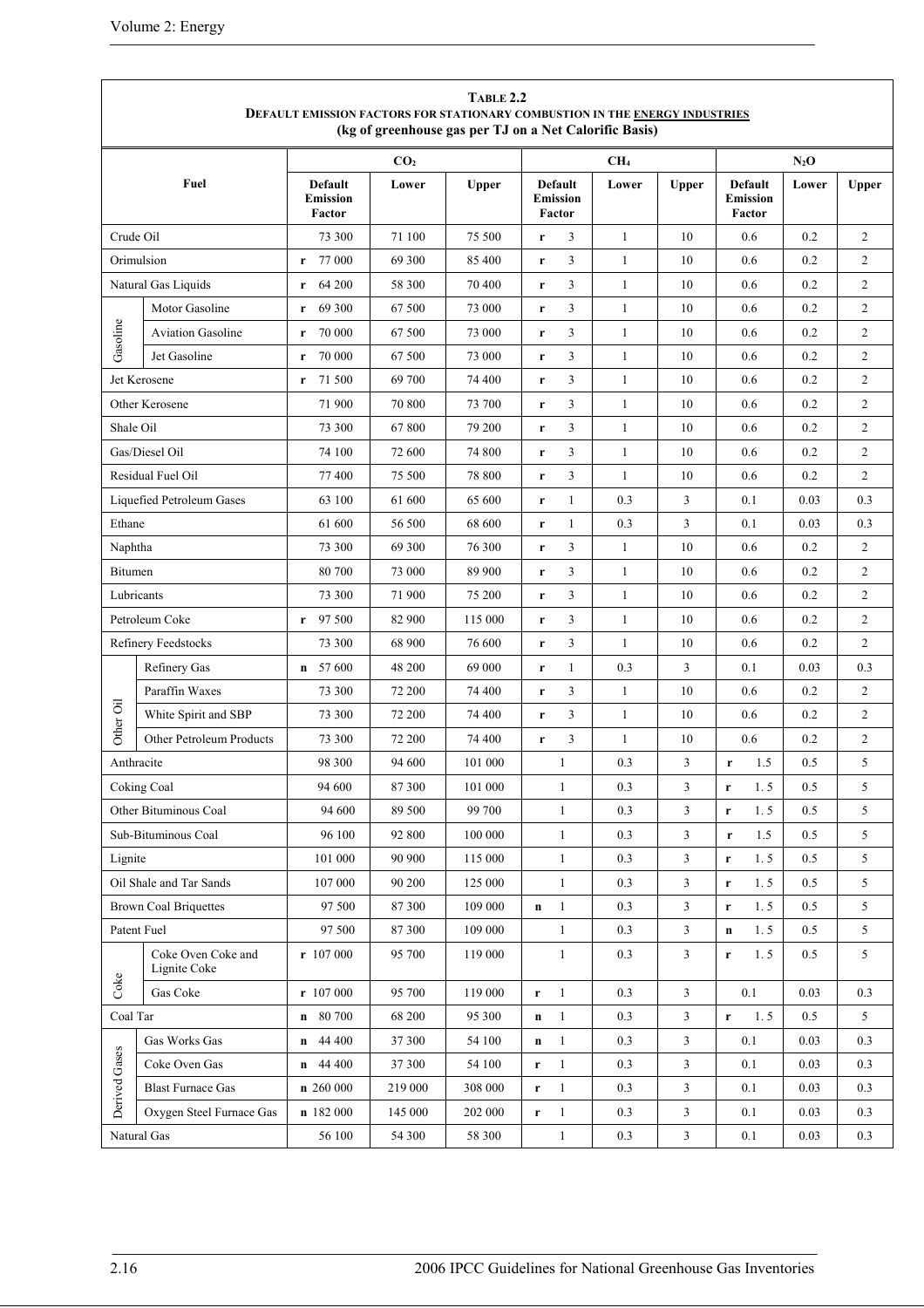**TABLE 2.2**
**DEFAULT EMISSION FACTORS FOR STATIONARY COMBUSTION IN THE ENERGY INDUSTRIES**
**(kg of greenhouse gas per TJ on a Net Calorific Basis)**

| Fuel | | $CO_2$ | | | $CH_4$ | | | $N_2O$ | | |
|---|---|---|---|---|---|---|---|---|---|---|
| | | Default Emission Factor | Lower | Upper | Default Emission Factor | Lower | Upper | Default Emission Factor | Lower | Upper |
| Crude Oil | | 73 300 | 71 100 | 75 500 | r 3 | 1 | 10 | 0.6 | 0.2 | 2 |
| Orimulsion | | r 77 000 | 69 300 | 85 400 | r 3 | 1 | 10 | 0.6 | 0.2 | 2 |
| Natural Gas Liquids | | r 64 200 | 58 300 | 70 400 | r 3 | 1 | 10 | 0.6 | 0.2 | 2 |
| Gasoline | Motor Gasoline | r 69 300 | 67 500 | 73 000 | r 3 | 1 | 10 | 0.6 | 0.2 | 2 |
| Gasoline | Aviation Gasoline | r 70 000 | 67 500 | 73 000 | r 3 | 1 | 10 | 0.6 | 0.2 | 2 |
| Gasoline | Jet Gasoline | r 70 000 | 67 500 | 73 000 | r 3 | 1 | 10 | 0.6 | 0.2 | 2 |
| Jet Kerosene | | r 71 500 | 69 700 | 74 400 | r 3 | 1 | 10 | 0.6 | 0.2 | 2 |
| Other Kerosene | | 71 900 | 70 800 | 73 700 | r 3 | 1 | 10 | 0.6 | 0.2 | 2 |
| Shale Oil | | 73 300 | 67 800 | 79 200 | r 3 | 1 | 10 | 0.6 | 0.2 | 2 |
| Gas/Diesel Oil | | 74 100 | 72 600 | 74 800 | r 3 | 1 | 10 | 0.6 | 0.2 | 2 |
| Residual Fuel Oil | | 77 400 | 75 500 | 78 800 | r 3 | 1 | 10 | 0.6 | 0.2 | 2 |
| Liquefied Petroleum Gases | | 63 100 | 61 600 | 65 600 | r 1 | 0.3 | 3 | 0.1 | 0.03 | 0.3 |
| Ethane | | 61 600 | 56 500 | 68 600 | r 1 | 0.3 | 3 | 0.1 | 0.03 | 0.3 |
| Naphtha | | 73 300 | 69 300 | 76 300 | r 3 | 1 | 10 | 0.6 | 0.2 | 2 |
| Bitumen | | 80 700 | 73 000 | 89 900 | r 3 | 1 | 10 | 0.6 | 0.2 | 2 |
| Lubricants | | 73 300 | 71 900 | 75 200 | r 3 | 1 | 10 | 0.6 | 0.2 | 2 |
| Petroleum Coke | | r 97 500 | 82 900 | 115 000 | r 3 | 1 | 10 | 0.6 | 0.2 | 2 |
| Refinery Feedstocks | | 73 300 | 68 900 | 76 600 | r 3 | 1 | 10 | 0.6 | 0.2 | 2 |
| Other Oil | Refinery Gas | n 57 600 | 48 200 | 69 000 | r 1 | 0.3 | 3 | 0.1 | 0.03 | 0.3 |
| Other Oil | Paraffin Waxes | 73 300 | 72 200 | 74 400 | r 3 | 1 | 10 | 0.6 | 0.2 | 2 |
| Other Oil | White Spirit and SBP | 73 300 | 72 200 | 74 400 | r 3 | 1 | 10 | 0.6 | 0.2 | 2 |
| Other Oil | Other Petroleum Products | 73 300 | 72 200 | 74 400 | r 3 | 1 | 10 | 0.6 | 0.2 | 2 |
| Anthracite | | 98 300 | 94 600 | 101 000 | 1 | 0.3 | 3 | r 1.5 | 0.5 | 5 |
| Coking Coal | | 94 600 | 87 300 | 101 000 | 1 | 0.3 | 3 | r 1.5 | 0.5 | 5 |
| Other Bituminous Coal | | 94 600 | 89 500 | 99 700 | 1 | 0.3 | 3 | r 1.5 | 0.5 | 5 |
| Sub-Bituminous Coal | | 96 100 | 92 800 | 100 000 | 1 | 0.3 | 3 | r 1.5 | 0.5 | 5 |
| Lignite | | 101 000 | 90 900 | 115 000 | 1 | 0.3 | 3 | r 1.5 | 0.5 | 5 |
| Oil Shale and Tar Sands | | 107 000 | 90 200 | 125 000 | 1 | 0.3 | 3 | r 1.5 | 0.5 | 5 |
| Brown Coal Briquettes | | 97 500 | 87 300 | 109 000 | n 1 | 0.3 | 3 | r 1.5 | 0.5 | 5 |
| Patent Fuel | | 97 500 | 87 300 | 109 000 | 1 | 0.3 | 3 | n 1.5 | 0.5 | 5 |
| Coke | Coke Oven Coke and Lignite Coke | r 107 000 | 95 700 | 119 000 | 1 | 0.3 | 3 | r 1.5 | 0.5 | 5 |
| Coke | Gas Coke | r 107 000 | 95 700 | 119 000 | r 1 | 0.3 | 3 | 0.1 | 0.03 | 0.3 |
| Coal Tar | | n 80 700 | 68 200 | 95 300 | n 1 | 0.3 | 3 | r 1.5 | 0.5 | 5 |
| Derived Gases | Gas Works Gas | n 44 400 | 37 300 | 54 100 | n 1 | 0.3 | 3 | 0.1 | 0.03 | 0.3 |
| Derived Gases | Coke Oven Gas | n 44 400 | 37 300 | 54 100 | r 1 | 0.3 | 3 | 0.1 | 0.03 | 0.3 |
| Derived Gases | Blast Furnace Gas | n 260 000 | 219 000 | 308 000 | r 1 | 0.3 | 3 | 0.1 | 0.03 | 0.3 |
| Derived Gases | Oxygen Steel Furnace Gas | n 182 000 | 145 000 | 202 000 | r 1 | 0.3 | 3 | 0.1 | 0.03 | 0.3 |
| Natural Gas | | 56 100 | 54 300 | 58 300 | 1 | 0.3 | 3 | 0.1 | 0.03 | 0.3 |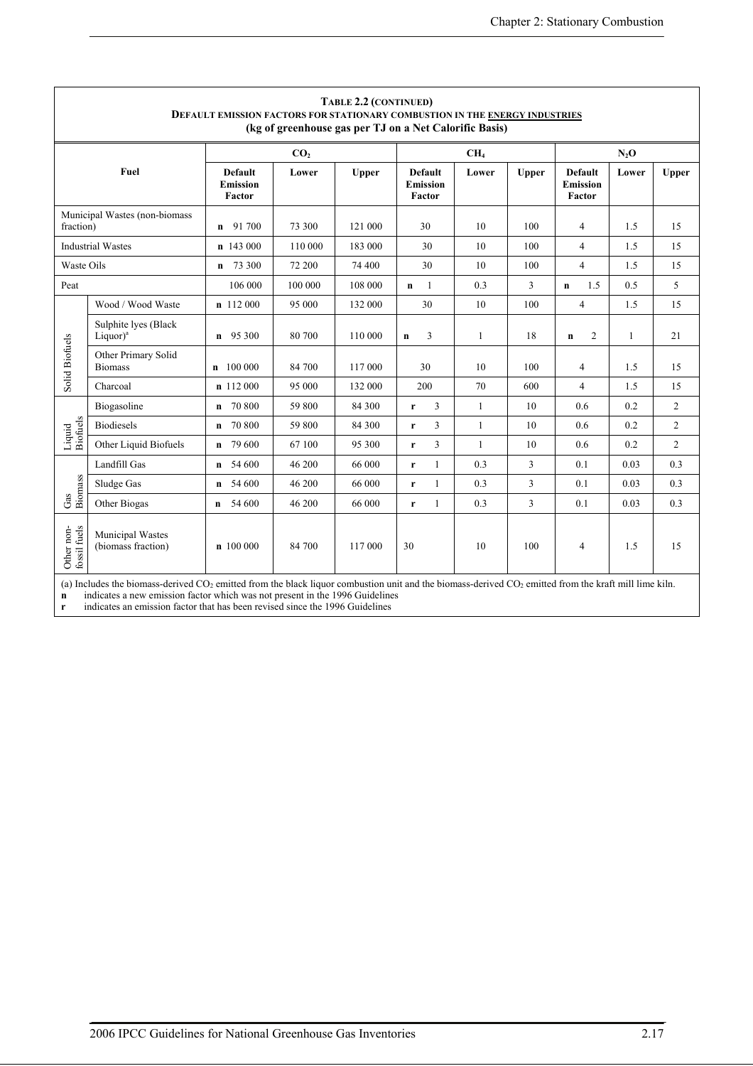**TABLE 2.2 (CONTINUED)**
**DEFAULT EMISSION FACTORS FOR STATIONARY COMBUSTION IN THE ENERGY INDUSTRIES**
**(kg of greenhouse gas per TJ on a Net Calorific Basis)**

| Fuel | | $CO_2$ | | | $CH_4$ | | | $N_2O$ | | |
|---|---|---|---|---|---|---|---|---|---|---|
| | | Default Emission Factor | Lower | Upper | Default Emission Factor | Lower | Upper | Default Emission Factor | Lower | Upper |
| Municipal Wastes (non-biomass fraction) | | **n** 91 700 | 73 300 | 121 000 | 30 | 10 | 100 | 4 | 1.5 | 15 |
| Industrial Wastes | | **n** 143 000 | 110 000 | 183 000 | 30 | 10 | 100 | 4 | 1.5 | 15 |
| Waste Oils | | **n** 73 300 | 72 200 | 74 400 | 30 | 10 | 100 | 4 | 1.5 | 15 |
| Peat | | 106 000 | 100 000 | 108 000 | **n** 1 | 0.3 | 3 | **n** 1.5 | 0.5 | 5 |
| Solid Biofuels | Wood / Wood Waste | **n** 112 000 | 95 000 | 132 000 | 30 | 10 | 100 | 4 | 1.5 | 15 |
| | Sulphite lyes (Black Liquor)[a] | **n** 95 300 | 80 700 | 110 000 | **n** 3 | 1 | 18 | **n** 2 | 1 | 21 |
| | Other Primary Solid Biomass | **n** 100 000 | 84 700 | 117 000 | 30 | 10 | 100 | 4 | 1.5 | 15 |
| | Charcoal | **n** 112 000 | 95 000 | 132 000 | 200 | 70 | 600 | 4 | 1.5 | 15 |
| Liquid Biofuels | Biogasoline | **n** 70 800 | 59 800 | 84 300 | **r** 3 | 1 | 10 | 0.6 | 0.2 | 2 |
| | Biodiesels | **n** 70 800 | 59 800 | 84 300 | **r** 3 | 1 | 10 | 0.6 | 0.2 | 2 |
| | Other Liquid Biofuels | **n** 79 600 | 67 100 | 95 300 | **r** 3 | 1 | 10 | 0.6 | 0.2 | 2 |
| Gas Biomass | Landfill Gas | **n** 54 600 | 46 200 | 66 000 | **r** 1 | 0.3 | 3 | 0.1 | 0.03 | 0.3 |
| | Sludge Gas | **n** 54 600 | 46 200 | 66 000 | **r** 1 | 0.3 | 3 | 0.1 | 0.03 | 0.3 |
| | Other Biogas | **n** 54 600 | 46 200 | 66 000 | **r** 1 | 0.3 | 3 | 0.1 | 0.03 | 0.3 |
| Other non-fossil fuels | Municipal Wastes (biomass fraction) | **n** 100 000 | 84 700 | 117 000 | 30 | 10 | 100 | 4 | 1.5 | 15 |

(a) Includes the biomass-derived $CO_2$ emitted from the black liquor combustion unit and the biomass-derived $CO_2$ emitted from the kraft mill lime kiln.
**n** indicates a new emission factor which was not present in the 1996 Guidelines
**r** indicates an emission factor that has been revised since the 1996 Guidelines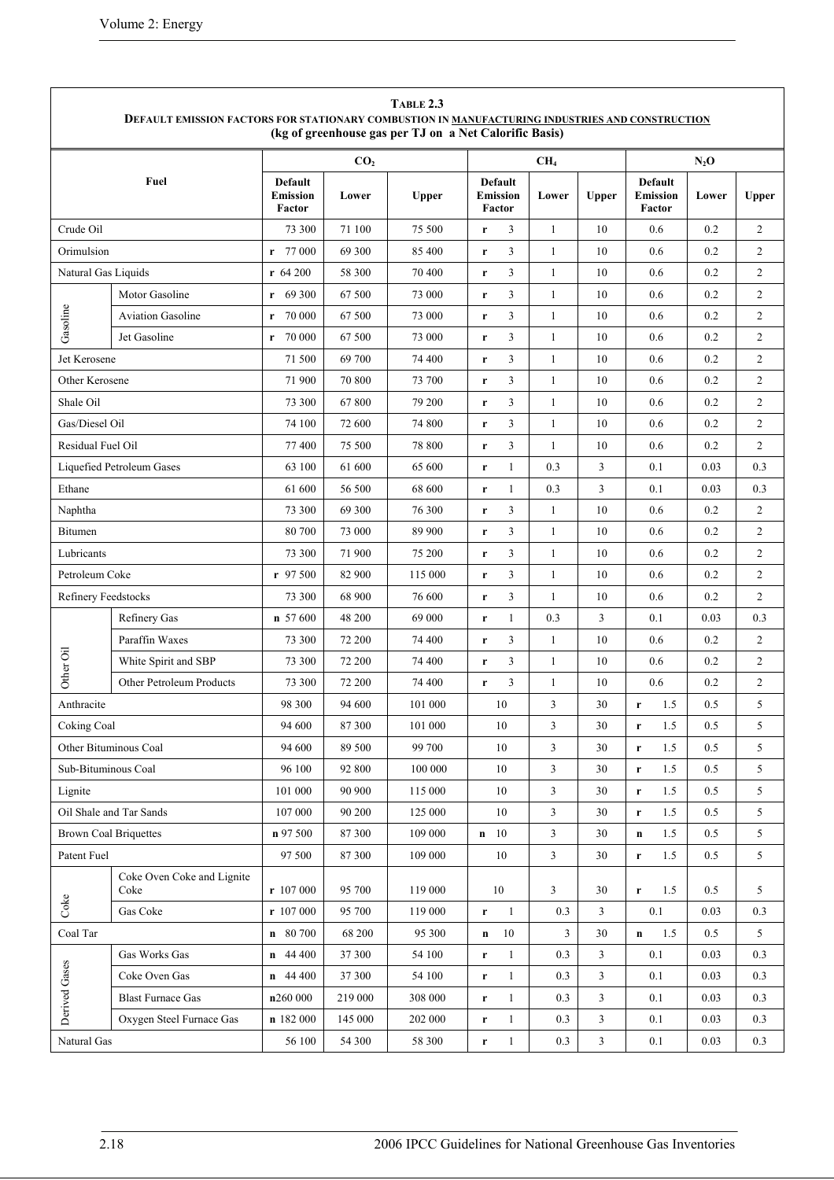**TABLE 2.3**
**DEFAULT EMISSION FACTORS FOR STATIONARY COMBUSTION IN MANUFACTURING INDUSTRIES AND CONSTRUCTION**
**(kg of greenhouse gas per TJ on a Net Calorific Basis)**

| Fuel | | $CO_2$ | | | $CH_4$ | | | $N_2O$ | | |
|---|---|---|---|---|---|---|---|---|---|---|
| | | Default Emission Factor | Lower | Upper | Default Emission Factor | Lower | Upper | Default Emission Factor | Lower | Upper |
| Crude Oil | | 73 300 | 71 100 | 75 500 | r 3 | 1 | 10 | 0.6 | 0.2 | 2 |
| Orimulsion | | r 77 000 | 69 300 | 85 400 | r 3 | 1 | 10 | 0.6 | 0.2 | 2 |
| Natural Gas Liquids | | r 64 200 | 58 300 | 70 400 | r 3 | 1 | 10 | 0.6 | 0.2 | 2 |
| Gasoline | Motor Gasoline | r 69 300 | 67 500 | 73 000 | r 3 | 1 | 10 | 0.6 | 0.2 | 2 |
| Gasoline | Aviation Gasoline | r 70 000 | 67 500 | 73 000 | r 3 | 1 | 10 | 0.6 | 0.2 | 2 |
| Gasoline | Jet Gasoline | r 70 000 | 67 500 | 73 000 | r 3 | 1 | 10 | 0.6 | 0.2 | 2 |
| Jet Kerosene | | 71 500 | 69 700 | 74 400 | r 3 | 1 | 10 | 0.6 | 0.2 | 2 |
| Other Kerosene | | 71 900 | 70 800 | 73 700 | r 3 | 1 | 10 | 0.6 | 0.2 | 2 |
| Shale Oil | | 73 300 | 67 800 | 79 200 | r 3 | 1 | 10 | 0.6 | 0.2 | 2 |
| Gas/Diesel Oil | | 74 100 | 72 600 | 74 800 | r 3 | 1 | 10 | 0.6 | 0.2 | 2 |
| Residual Fuel Oil | | 77 400 | 75 500 | 78 800 | r 3 | 1 | 10 | 0.6 | 0.2 | 2 |
| Liquefied Petroleum Gases | | 63 100 | 61 600 | 65 600 | r 1 | 0.3 | 3 | 0.1 | 0.03 | 0.3 |
| Ethane | | 61 600 | 56 500 | 68 600 | r 1 | 0.3 | 3 | 0.1 | 0.03 | 0.3 |
| Naphtha | | 73 300 | 69 300 | 76 300 | r 3 | 1 | 10 | 0.6 | 0.2 | 2 |
| Bitumen | | 80 700 | 73 000 | 89 900 | r 3 | 1 | 10 | 0.6 | 0.2 | 2 |
| Lubricants | | 73 300 | 71 900 | 75 200 | r 3 | 1 | 10 | 0.6 | 0.2 | 2 |
| Petroleum Coke | | r 97 500 | 82 900 | 115 000 | r 3 | 1 | 10 | 0.6 | 0.2 | 2 |
| Refinery Feedstocks | | 73 300 | 68 900 | 76 600 | r 3 | 1 | 10 | 0.6 | 0.2 | 2 |
| Other Oil | Refinery Gas | n 57 600 | 48 200 | 69 000 | r 1 | 0.3 | 3 | 0.1 | 0.03 | 0.3 |
| Other Oil | Paraffin Waxes | 73 300 | 72 200 | 74 400 | r 3 | 1 | 10 | 0.6 | 0.2 | 2 |
| Other Oil | White Spirit and SBP | 73 300 | 72 200 | 74 400 | r 3 | 1 | 10 | 0.6 | 0.2 | 2 |
| Other Oil | Other Petroleum Products | 73 300 | 72 200 | 74 400 | r 3 | 1 | 10 | 0.6 | 0.2 | 2 |
| Anthracite | | 98 300 | 94 600 | 101 000 | 10 | 3 | 30 | r 1.5 | 0.5 | 5 |
| Coking Coal | | 94 600 | 87 300 | 101 000 | 10 | 3 | 30 | r 1.5 | 0.5 | 5 |
| Other Bituminous Coal | | 94 600 | 89 500 | 99 700 | 10 | 3 | 30 | r 1.5 | 0.5 | 5 |
| Sub-Bituminous Coal | | 96 100 | 92 800 | 100 000 | 10 | 3 | 30 | r 1.5 | 0.5 | 5 |
| Lignite | | 101 000 | 90 900 | 115 000 | 10 | 3 | 30 | r 1.5 | 0.5 | 5 |
| Oil Shale and Tar Sands | | 107 000 | 90 200 | 125 000 | 10 | 3 | 30 | r 1.5 | 0.5 | 5 |
| Brown Coal Briquettes | | n 97 500 | 87 300 | 109 000 | n 10 | 3 | 30 | n 1.5 | 0.5 | 5 |
| Patent Fuel | | 97 500 | 87 300 | 109 000 | 10 | 3 | 30 | r 1.5 | 0.5 | 5 |
| Coke | Coke Oven Coke and Lignite Coke | r 107 000 | 95 700 | 119 000 | 10 | 3 | 30 | r 1.5 | 0.5 | 5 |
| Coke | Gas Coke | r 107 000 | 95 700 | 119 000 | r 1 | 0.3 | 3 | 0.1 | 0.03 | 0.3 |
| Coal Tar | | n 80 700 | 68 200 | 95 300 | n 10 | 3 | 30 | n 1.5 | 0.5 | 5 |
| Derived Gases | Gas Works Gas | n 44 400 | 37 300 | 54 100 | r 1 | 0.3 | 3 | 0.1 | 0.03 | 0.3 |
| Derived Gases | Coke Oven Gas | n 44 400 | 37 300 | 54 100 | r 1 | 0.3 | 3 | 0.1 | 0.03 | 0.3 |
| Derived Gases | Blast Furnace Gas | n 260 000 | 219 000 | 308 000 | r 1 | 0.3 | 3 | 0.1 | 0.03 | 0.3 |
| Derived Gases | Oxygen Steel Furnace Gas | n 182 000 | 145 000 | 202 000 | r 1 | 0.3 | 3 | 0.1 | 0.03 | 0.3 |
| Natural Gas | | 56 100 | 54 300 | 58 300 | r 1 | 0.3 | 3 | 0.1 | 0.03 | 0.3 |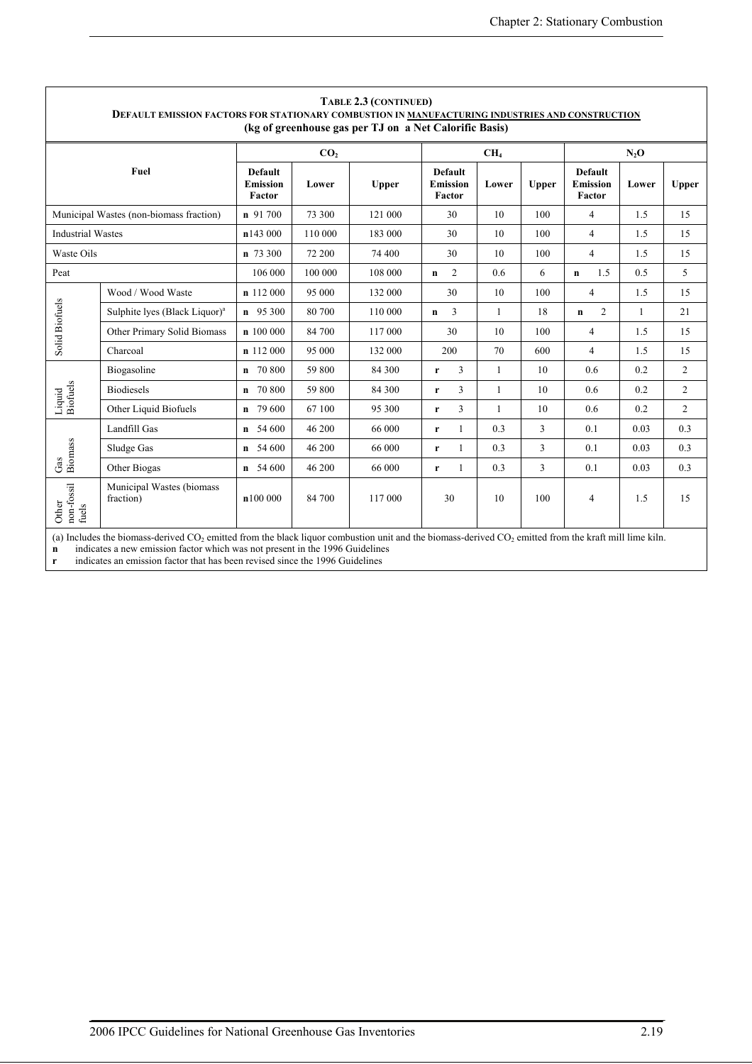**TABLE 2.3 (CONTINUED)**
**DEFAULT EMISSION FACTORS FOR STATIONARY COMBUSTION IN MANUFACTURING INDUSTRIES AND CONSTRUCTION**
**(kg of greenhouse gas per TJ on a Net Calorific Basis)**

| Fuel | | $CO_2$ | | | $CH_4$ | | | $N_2O$ | | |
|---|---|---|---|---|---|---|---|---|---|---|
| | | **Default Emission Factor** | **Lower** | **Upper** | **Default Emission Factor** | **Lower** | **Upper** | **Default Emission Factor** | **Lower** | **Upper** |
| Municipal Wastes (non-biomass fraction) | | **n** 91 700 | 73 300 | 121 000 | 30 | 10 | 100 | 4 | 1.5 | 15 |
| Industrial Wastes | | **n** 143 000 | 110 000 | 183 000 | 30 | 10 | 100 | 4 | 1.5 | 15 |
| Waste Oils | | **n** 73 300 | 72 200 | 74 400 | 30 | 10 | 100 | 4 | 1.5 | 15 |
| Peat | | 106 000 | 100 000 | 108 000 | **n** 2 | 0.6 | 6 | **n** 1.5 | 0.5 | 5 |
| Solid Biofuels | Wood / Wood Waste | **n** 112 000 | 95 000 | 132 000 | 30 | 10 | 100 | 4 | 1.5 | 15 |
| | Sulphite lyes (Black Liquor)[a] | **n** 95 300 | 80 700 | 110 000 | **n** 3 | 1 | 18 | **n** 2 | 1 | 21 |
| | Other Primary Solid Biomass | **n** 100 000 | 84 700 | 117 000 | 30 | 10 | 100 | 4 | 1.5 | 15 |
| | Charcoal | **n** 112 000 | 95 000 | 132 000 | 200 | 70 | 600 | 4 | 1.5 | 15 |
| Liquid Biofuels | Biogasoline | **n** 70 800 | 59 800 | 84 300 | **r** 3 | 1 | 10 | 0.6 | 0.2 | 2 |
| | Biodiesels | **n** 70 800 | 59 800 | 84 300 | **r** 3 | 1 | 10 | 0.6 | 0.2 | 2 |
| | Other Liquid Biofuels | **n** 79 600 | 67 100 | 95 300 | **r** 3 | 1 | 10 | 0.6 | 0.2 | 2 |
| Gas Biomass | Landfill Gas | **n** 54 600 | 46 200 | 66 000 | **r** 1 | 0.3 | 3 | 0.1 | 0.03 | 0.3 |
| | Sludge Gas | **n** 54 600 | 46 200 | 66 000 | **r** 1 | 0.3 | 3 | 0.1 | 0.03 | 0.3 |
| | Other Biogas | **n** 54 600 | 46 200 | 66 000 | **r** 1 | 0.3 | 3 | 0.1 | 0.03 | 0.3 |
| Other non-fossil fuels | Municipal Wastes (biomass fraction) | **n** 100 000 | 84 700 | 117 000 | 30 | 10 | 100 | 4 | 1.5 | 15 |

(a) Includes the biomass-derived $CO_2$ emitted from the black liquor combustion unit and the biomass-derived $CO_2$ emitted from the kraft mill lime kiln.
**n** indicates a new emission factor which was not present in the 1996 Guidelines
**r** indicates an emission factor that has been revised since the 1996 Guidelines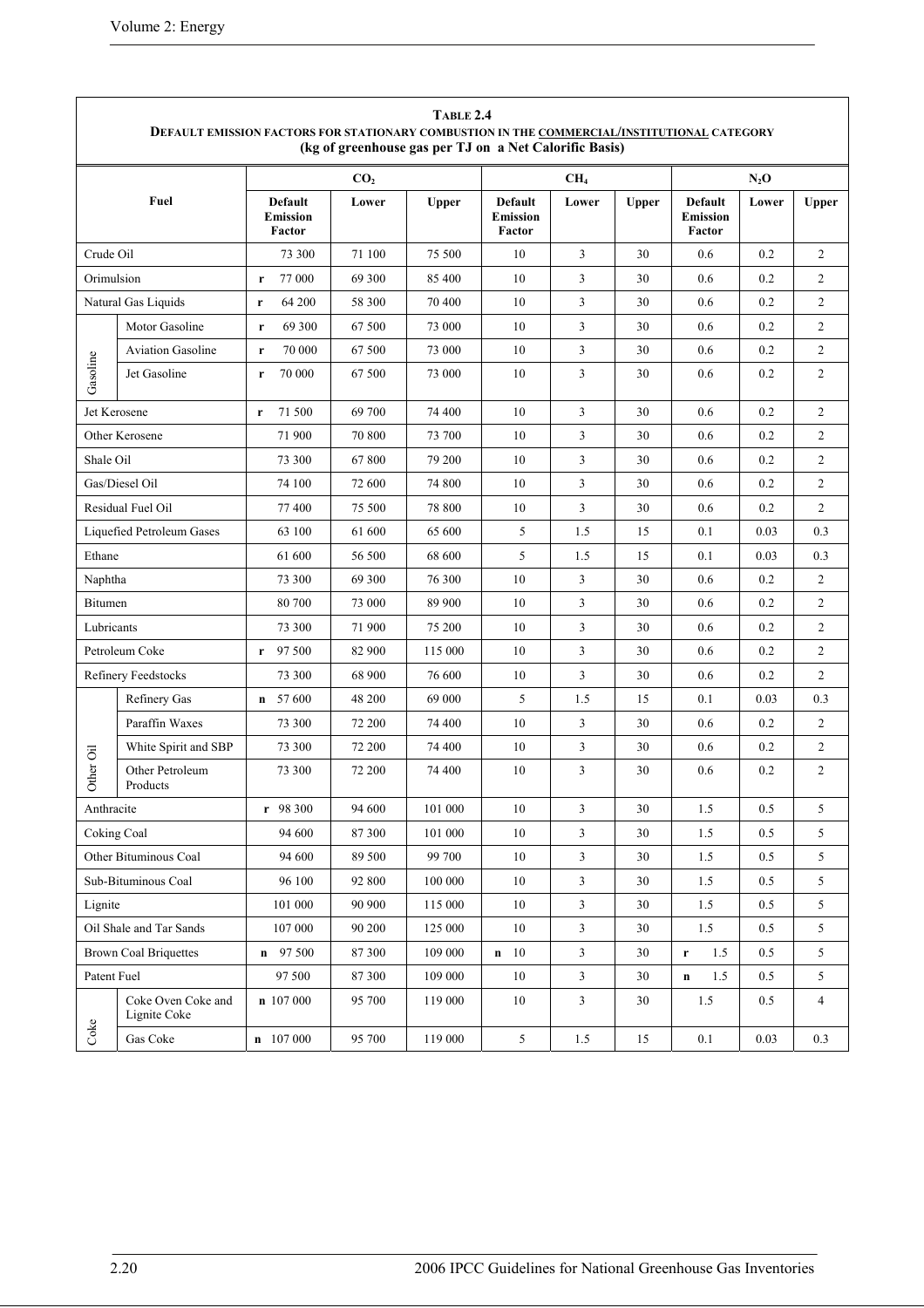**TABLE 2.4**
**DEFAULT EMISSION FACTORS FOR STATIONARY COMBUSTION IN THE COMMERCIAL/INSTITUTIONAL CATEGORY**
**(kg of greenhouse gas per TJ on a Net Calorific Basis)**

| Fuel | | $CO_2$ | | | $CH_4$ | | | $N_2O$ | | |
|---|---|---|---|---|---|---|---|---|---|---|
| | | Default Emission Factor | Lower | Upper | Default Emission Factor | Lower | Upper | Default Emission Factor | Lower | Upper |
| Crude Oil | | 73 300 | 71 100 | 75 500 | 10 | 3 | 30 | 0.6 | 0.2 | 2 |
| Orimulsion | | r 77 000 | 69 300 | 85 400 | 10 | 3 | 30 | 0.6 | 0.2 | 2 |
| Natural Gas Liquids | | r 64 200 | 58 300 | 70 400 | 10 | 3 | 30 | 0.6 | 0.2 | 2 |
| Gasoline | Motor Gasoline | r 69 300 | 67 500 | 73 000 | 10 | 3 | 30 | 0.6 | 0.2 | 2 |
| | Aviation Gasoline | r 70 000 | 67 500 | 73 000 | 10 | 3 | 30 | 0.6 | 0.2 | 2 |
| | Jet Gasoline | r 70 000 | 67 500 | 73 000 | 10 | 3 | 30 | 0.6 | 0.2 | 2 |
| Jet Kerosene | | r 71 500 | 69 700 | 74 400 | 10 | 3 | 30 | 0.6 | 0.2 | 2 |
| Other Kerosene | | 71 900 | 70 800 | 73 700 | 10 | 3 | 30 | 0.6 | 0.2 | 2 |
| Shale Oil | | 73 300 | 67 800 | 79 200 | 10 | 3 | 30 | 0.6 | 0.2 | 2 |
| Gas/Diesel Oil | | 74 100 | 72 600 | 74 800 | 10 | 3 | 30 | 0.6 | 0.2 | 2 |
| Residual Fuel Oil | | 77 400 | 75 500 | 78 800 | 10 | 3 | 30 | 0.6 | 0.2 | 2 |
| Liquefied Petroleum Gases | | 63 100 | 61 600 | 65 600 | 5 | 1.5 | 15 | 0.1 | 0.03 | 0.3 |
| Ethane | | 61 600 | 56 500 | 68 600 | 5 | 1.5 | 15 | 0.1 | 0.03 | 0.3 |
| Naphtha | | 73 300 | 69 300 | 76 300 | 10 | 3 | 30 | 0.6 | 0.2 | 2 |
| Bitumen | | 80 700 | 73 000 | 89 900 | 10 | 3 | 30 | 0.6 | 0.2 | 2 |
| Lubricants | | 73 300 | 71 900 | 75 200 | 10 | 3 | 30 | 0.6 | 0.2 | 2 |
| Petroleum Coke | | r 97 500 | 82 900 | 115 000 | 10 | 3 | 30 | 0.6 | 0.2 | 2 |
| Refinery Feedstocks | | 73 300 | 68 900 | 76 600 | 10 | 3 | 30 | 0.6 | 0.2 | 2 |
| Other Oil | Refinery Gas | n 57 600 | 48 200 | 69 000 | 5 | 1.5 | 15 | 0.1 | 0.03 | 0.3 |
| | Paraffin Waxes | 73 300 | 72 200 | 74 400 | 10 | 3 | 30 | 0.6 | 0.2 | 2 |
| | White Spirit and SBP | 73 300 | 72 200 | 74 400 | 10 | 3 | 30 | 0.6 | 0.2 | 2 |
| | Other Petroleum Products | 73 300 | 72 200 | 74 400 | 10 | 3 | 30 | 0.6 | 0.2 | 2 |
| Anthracite | | r 98 300 | 94 600 | 101 000 | 10 | 3 | 30 | 1.5 | 0.5 | 5 |
| Coking Coal | | 94 600 | 87 300 | 101 000 | 10 | 3 | 30 | 1.5 | 0.5 | 5 |
| Other Bituminous Coal | | 94 600 | 89 500 | 99 700 | 10 | 3 | 30 | 1.5 | 0.5 | 5 |
| Sub-Bituminous Coal | | 96 100 | 92 800 | 100 000 | 10 | 3 | 30 | 1.5 | 0.5 | 5 |
| Lignite | | 101 000 | 90 900 | 115 000 | 10 | 3 | 30 | 1.5 | 0.5 | 5 |
| Oil Shale and Tar Sands | | 107 000 | 90 200 | 125 000 | 10 | 3 | 30 | 1.5 | 0.5 | 5 |
| Brown Coal Briquettes | | n 97 500 | 87 300 | 109 000 | n 10 | 3 | 30 | r 1.5 | 0.5 | 5 |
| Patent Fuel | | 97 500 | 87 300 | 109 000 | 10 | 3 | 30 | n 1.5 | 0.5 | 5 |
| Coke | Coke Oven Coke and Lignite Coke | n 107 000 | 95 700 | 119 000 | 10 | 3 | 30 | 1.5 | 0.5 | 4 |
| | Gas Coke | n 107 000 | 95 700 | 119 000 | 5 | 1.5 | 15 | 0.1 | 0.03 | 0.3 |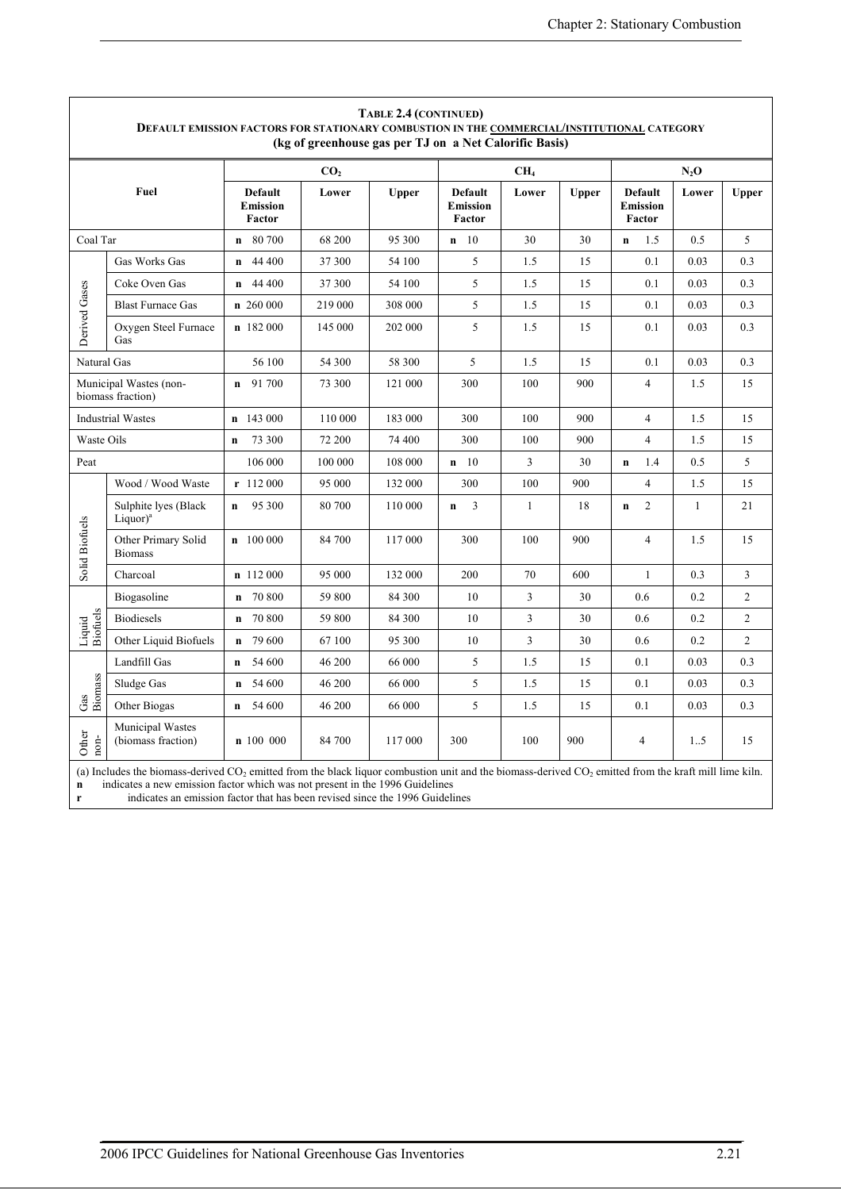**TABLE 2.4 (CONTINUED)**
**DEFAULT EMISSION FACTORS FOR STATIONARY COMBUSTION IN THE COMMERCIAL/INSTITUTIONAL CATEGORY**
**(kg of greenhouse gas per TJ on a Net Calorific Basis)**

| Fuel | | $CO_2$ | | | $CH_4$ | | | $N_2O$ | | |
|---|---|---|---|---|---|---|---|---|---|---|
| | | Default Emission Factor | Lower | Upper | Default Emission Factor | Lower | Upper | Default Emission Factor | Lower | Upper |
| Coal Tar | | n 80 700 | 68 200 | 95 300 | n 10 | 30 | 30 | n 1.5 | 0.5 | 5 |
| Derived Gases | Gas Works Gas | n 44 400 | 37 300 | 54 100 | 5 | 1.5 | 15 | 0.1 | 0.03 | 0.3 |
| | Coke Oven Gas | n 44 400 | 37 300 | 54 100 | 5 | 1.5 | 15 | 0.1 | 0.03 | 0.3 |
| | Blast Furnace Gas | n 260 000 | 219 000 | 308 000 | 5 | 1.5 | 15 | 0.1 | 0.03 | 0.3 |
| | Oxygen Steel Furnace Gas | n 182 000 | 145 000 | 202 000 | 5 | 1.5 | 15 | 0.1 | 0.03 | 0.3 |
| Natural Gas | | 56 100 | 54 300 | 58 300 | 5 | 1.5 | 15 | 0.1 | 0.03 | 0.3 |
| Municipal Wastes (non-biomass fraction) | | n 91 700 | 73 300 | 121 000 | 300 | 100 | 900 | 4 | 1.5 | 15 |
| Industrial Wastes | | n 143 000 | 110 000 | 183 000 | 300 | 100 | 900 | 4 | 1.5 | 15 |
| Waste Oils | | n 73 300 | 72 200 | 74 400 | 300 | 100 | 900 | 4 | 1.5 | 15 |
| Peat | | 106 000 | 100 000 | 108 000 | n 10 | 3 | 30 | n 1.4 | 0.5 | 5 |
| Solid Biofuels | Wood / Wood Waste | r 112 000 | 95 000 | 132 000 | 300 | 100 | 900 | 4 | 1.5 | 15 |
| | Sulphite lyes (Black Liquor)[a] | n 95 300 | 80 700 | 110 000 | n 3 | 1 | 18 | n 2 | 1 | 21 |
| | Other Primary Solid Biomass | n 100 000 | 84 700 | 117 000 | 300 | 100 | 900 | 4 | 1.5 | 15 |
| | Charcoal | n 112 000 | 95 000 | 132 000 | 200 | 70 | 600 | 1 | 0.3 | 3 |
| Liquid Biofuels | Biogasoline | n 70 800 | 59 800 | 84 300 | 10 | 3 | 30 | 0.6 | 0.2 | 2 |
| | Biodiesels | n 70 800 | 59 800 | 84 300 | 10 | 3 | 30 | 0.6 | 0.2 | 2 |
| | Other Liquid Biofuels | n 79 600 | 67 100 | 95 300 | 10 | 3 | 30 | 0.6 | 0.2 | 2 |
| Gas Biomass | Landfill Gas | n 54 600 | 46 200 | 66 000 | 5 | 1.5 | 15 | 0.1 | 0.03 | 0.3 |
| | Sludge Gas | n 54 600 | 46 200 | 66 000 | 5 | 1.5 | 15 | 0.1 | 0.03 | 0.3 |
| | Other Biogas | n 54 600 | 46 200 | 66 000 | 5 | 1.5 | 15 | 0.1 | 0.03 | 0.3 |
| Other non- | Municipal Wastes (biomass fraction) | n 100 000 | 84 700 | 117 000 | 300 | 100 | 900 | 4 | 1..5 | 15 |

(a) Includes the biomass-derived $CO_2$ emitted from the black liquor combustion unit and the biomass-derived $CO_2$ emitted from the kraft mill lime kiln.
**n** indicates a new emission factor which was not present in the 1996 Guidelines
**r** indicates an emission factor that has been revised since the 1996 Guidelines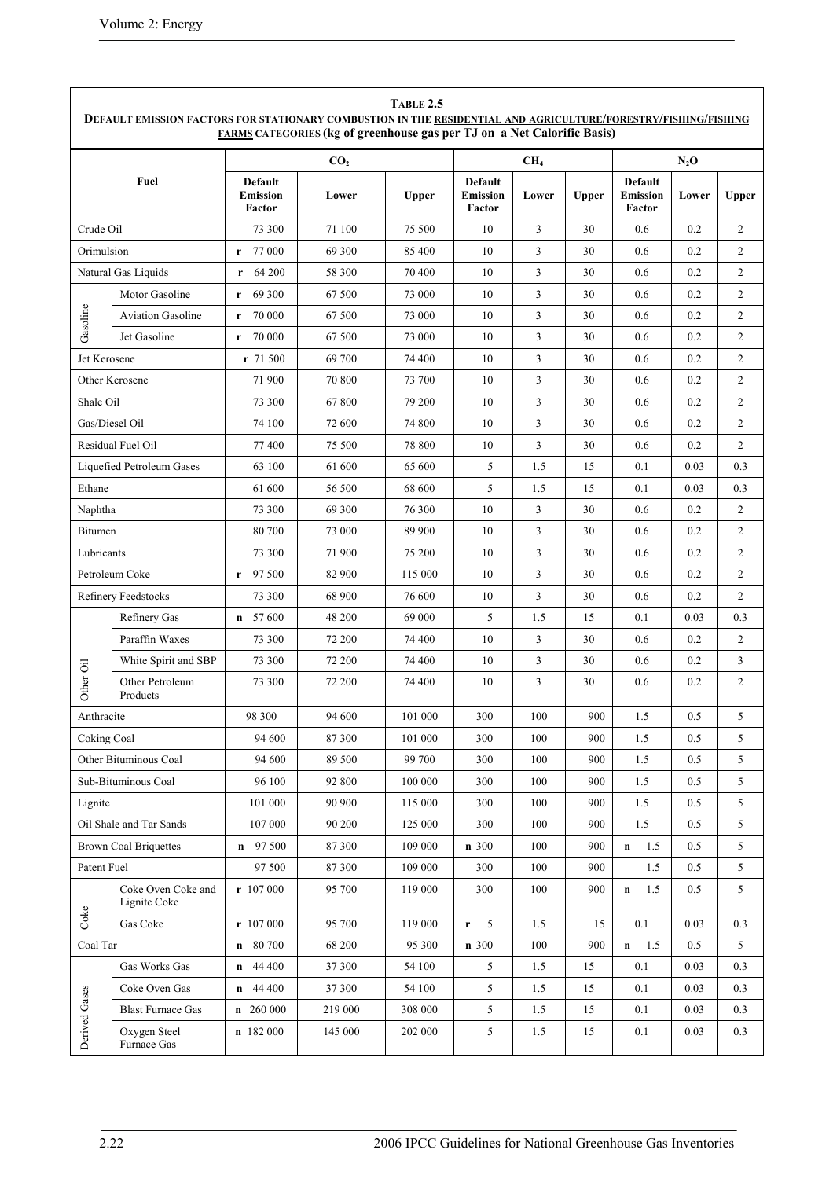**TABLE 2.5**
**DEFAULT EMISSION FACTORS FOR STATIONARY COMBUSTION IN THE RESIDENTIAL AND AGRICULTURE/FORESTRY/FISHING/FISHING FARMS CATEGORIES (kg of greenhouse gas per TJ on a Net Calorific Basis)**

| Fuel | | $CO_2$ | | | $CH_4$ | | | $N_2O$ | | |
|---|---|---|---|---|---|---|---|---|---|---|
| | | Default Emission Factor | Lower | Upper | Default Emission Factor | Lower | Upper | Default Emission Factor | Lower | Upper |
| Crude Oil | | 73 300 | 71 100 | 75 500 | 10 | 3 | 30 | 0.6 | 0.2 | 2 |
| Orimulsion | | r 77 000 | 69 300 | 85 400 | 10 | 3 | 30 | 0.6 | 0.2 | 2 |
| Natural Gas Liquids | | r 64 200 | 58 300 | 70 400 | 10 | 3 | 30 | 0.6 | 0.2 | 2 |
| Gasoline | Motor Gasoline | r 69 300 | 67 500 | 73 000 | 10 | 3 | 30 | 0.6 | 0.2 | 2 |
| | Aviation Gasoline | r 70 000 | 67 500 | 73 000 | 10 | 3 | 30 | 0.6 | 0.2 | 2 |
| | Jet Gasoline | r 70 000 | 67 500 | 73 000 | 10 | 3 | 30 | 0.6 | 0.2 | 2 |
| Jet Kerosene | | r 71 500 | 69 700 | 74 400 | 10 | 3 | 30 | 0.6 | 0.2 | 2 |
| Other Kerosene | | 71 900 | 70 800 | 73 700 | 10 | 3 | 30 | 0.6 | 0.2 | 2 |
| Shale Oil | | 73 300 | 67 800 | 79 200 | 10 | 3 | 30 | 0.6 | 0.2 | 2 |
| Gas/Diesel Oil | | 74 100 | 72 600 | 74 800 | 10 | 3 | 30 | 0.6 | 0.2 | 2 |
| Residual Fuel Oil | | 77 400 | 75 500 | 78 800 | 10 | 3 | 30 | 0.6 | 0.2 | 2 |
| Liquefied Petroleum Gases | | 63 100 | 61 600 | 65 600 | 5 | 1.5 | 15 | 0.1 | 0.03 | 0.3 |
| Ethane | | 61 600 | 56 500 | 68 600 | 5 | 1.5 | 15 | 0.1 | 0.03 | 0.3 |
| Naphtha | | 73 300 | 69 300 | 76 300 | 10 | 3 | 30 | 0.6 | 0.2 | 2 |
| Bitumen | | 80 700 | 73 000 | 89 900 | 10 | 3 | 30 | 0.6 | 0.2 | 2 |
| Lubricants | | 73 300 | 71 900 | 75 200 | 10 | 3 | 30 | 0.6 | 0.2 | 2 |
| Petroleum Coke | | r 97 500 | 82 900 | 115 000 | 10 | 3 | 30 | 0.6 | 0.2 | 2 |
| Refinery Feedstocks | | 73 300 | 68 900 | 76 600 | 10 | 3 | 30 | 0.6 | 0.2 | 2 |
| Other Oil | Refinery Gas | n 57 600 | 48 200 | 69 000 | 5 | 1.5 | 15 | 0.1 | 0.03 | 0.3 |
| | Paraffin Waxes | 73 300 | 72 200 | 74 400 | 10 | 3 | 30 | 0.6 | 0.2 | 2 |
| | White Spirit and SBP | 73 300 | 72 200 | 74 400 | 10 | 3 | 30 | 0.6 | 0.2 | 3 |
| | Other Petroleum Products | 73 300 | 72 200 | 74 400 | 10 | 3 | 30 | 0.6 | 0.2 | 2 |
| Anthracite | | 98 300 | 94 600 | 101 000 | 300 | 100 | 900 | 1.5 | 0.5 | 5 |
| Coking Coal | | 94 600 | 87 300 | 101 000 | 300 | 100 | 900 | 1.5 | 0.5 | 5 |
| Other Bituminous Coal | | 94 600 | 89 500 | 99 700 | 300 | 100 | 900 | 1.5 | 0.5 | 5 |
| Sub-Bituminous Coal | | 96 100 | 92 800 | 100 000 | 300 | 100 | 900 | 1.5 | 0.5 | 5 |
| Lignite | | 101 000 | 90 900 | 115 000 | 300 | 100 | 900 | 1.5 | 0.5 | 5 |
| Oil Shale and Tar Sands | | 107 000 | 90 200 | 125 000 | 300 | 100 | 900 | 1.5 | 0.5 | 5 |
| Brown Coal Briquettes | | n 97 500 | 87 300 | 109 000 | n 300 | 100 | 900 | n 1.5 | 0.5 | 5 |
| Patent Fuel | | 97 500 | 87 300 | 109 000 | 300 | 100 | 900 | 1.5 | 0.5 | 5 |
| Coke | Coke Oven Coke and Lignite Coke | r 107 000 | 95 700 | 119 000 | 300 | 100 | 900 | n 1.5 | 0.5 | 5 |
| | Gas Coke | r 107 000 | 95 700 | 119 000 | r 5 | 1.5 | 15 | 0.1 | 0.03 | 0.3 |
| Coal Tar | | n 80 700 | 68 200 | 95 300 | n 300 | 100 | 900 | n 1.5 | 0.5 | 5 |
| Derived Gases | Gas Works Gas | n 44 400 | 37 300 | 54 100 | 5 | 1.5 | 15 | 0.1 | 0.03 | 0.3 |
| | Coke Oven Gas | n 44 400 | 37 300 | 54 100 | 5 | 1.5 | 15 | 0.1 | 0.03 | 0.3 |
| | Blast Furnace Gas | n 260 000 | 219 000 | 308 000 | 5 | 1.5 | 15 | 0.1 | 0.03 | 0.3 |
| | Oxygen Steel Furnace Gas | n 182 000 | 145 000 | 202 000 | 5 | 1.5 | 15 | 0.1 | 0.03 | 0.3 |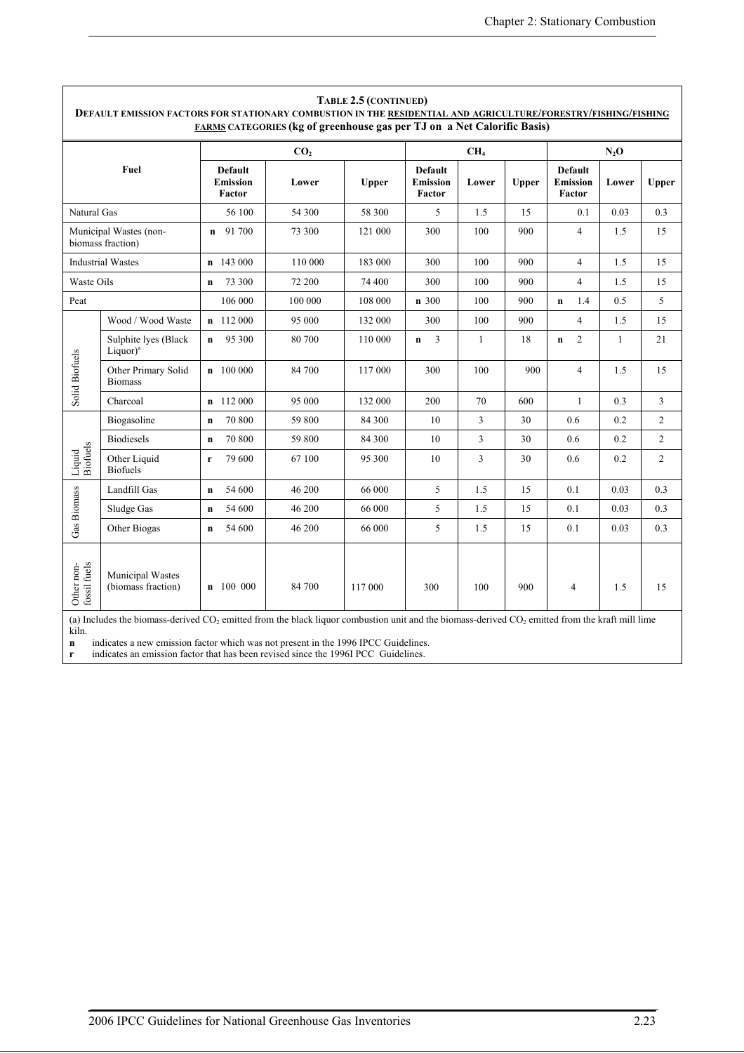**TABLE 2.5 (CONTINUED)**
**DEFAULT EMISSION FACTORS FOR STATIONARY COMBUSTION IN THE RESIDENTIAL AND AGRICULTURE/FORESTRY/FISHING/FISHING FARMS CATEGORIES (kg of greenhouse gas per TJ on a Net Calorific Basis)**

| Fuel | | $CO_2$ | | | $CH_4$ | | | $N_2O$ | | |
|---|---|---|---|---|---|---|---|---|---|---|
| | | Default Emission Factor | Lower | Upper | Default Emission Factor | Lower | Upper | Default Emission Factor | Lower | Upper |
| Natural Gas | | 56 100 | 54 300 | 58 300 | 5 | 1.5 | 15 | 0.1 | 0.03 | 0.3 |
| Municipal Wastes (non-biomass fraction) | | n 91 700 | 73 300 | 121 000 | 300 | 100 | 900 | 4 | 1.5 | 15 |
| Industrial Wastes | | n 143 000 | 110 000 | 183 000 | 300 | 100 | 900 | 4 | 1.5 | 15 |
| Waste Oils | | n 73 300 | 72 200 | 74 400 | 300 | 100 | 900 | 4 | 1.5 | 15 |
| Peat | | 106 000 | 100 000 | 108 000 | n 300 | 100 | 900 | n 1.4 | 0.5 | 5 |
| Solid Biofuels | Wood / Wood Waste | n 112 000 | 95 000 | 132 000 | 300 | 100 | 900 | 4 | 1.5 | 15 |
| | Sulphite lyes (Black Liquor)[a] | n 95 300 | 80 700 | 110 000 | n 3 | 1 | 18 | n 2 | 1 | 21 |
| | Other Primary Solid Biomass | n 100 000 | 84 700 | 117 000 | 300 | 100 | 900 | 4 | 1.5 | 15 |
| | Charcoal | n 112 000 | 95 000 | 132 000 | 200 | 70 | 600 | 1 | 0.3 | 3 |
| Liquid Biofuels | Biogasoline | n 70 800 | 59 800 | 84 300 | 10 | 3 | 30 | 0.6 | 0.2 | 2 |
| | Biodiesels | n 70 800 | 59 800 | 84 300 | 10 | 3 | 30 | 0.6 | 0.2 | 2 |
| | Other Liquid Biofuels | r 79 600 | 67 100 | 95 300 | 10 | 3 | 30 | 0.6 | 0.2 | 2 |
| Gas Biomass | Landfill Gas | n 54 600 | 46 200 | 66 000 | 5 | 1.5 | 15 | 0.1 | 0.03 | 0.3 |
| | Sludge Gas | n 54 600 | 46 200 | 66 000 | 5 | 1.5 | 15 | 0.1 | 0.03 | 0.3 |
| | Other Biogas | n 54 600 | 46 200 | 66 000 | 5 | 1.5 | 15 | 0.1 | 0.03 | 0.3 |
| Other non-fossil fuels | Municipal Wastes (biomass fraction) | n 100 000 | 84 700 | 117 000 | 300 | 100 | 900 | 4 | 1.5 | 15 |

(a) Includes the biomass-derived $CO_2$ emitted from the black liquor combustion unit and the biomass-derived $CO_2$ emitted from the kraft mill lime kiln.

**n** indicates a new emission factor which was not present in the 1996 IPCC Guidelines.

**r** indicates an emission factor that has been revised since the 1996I PCC Guidelines.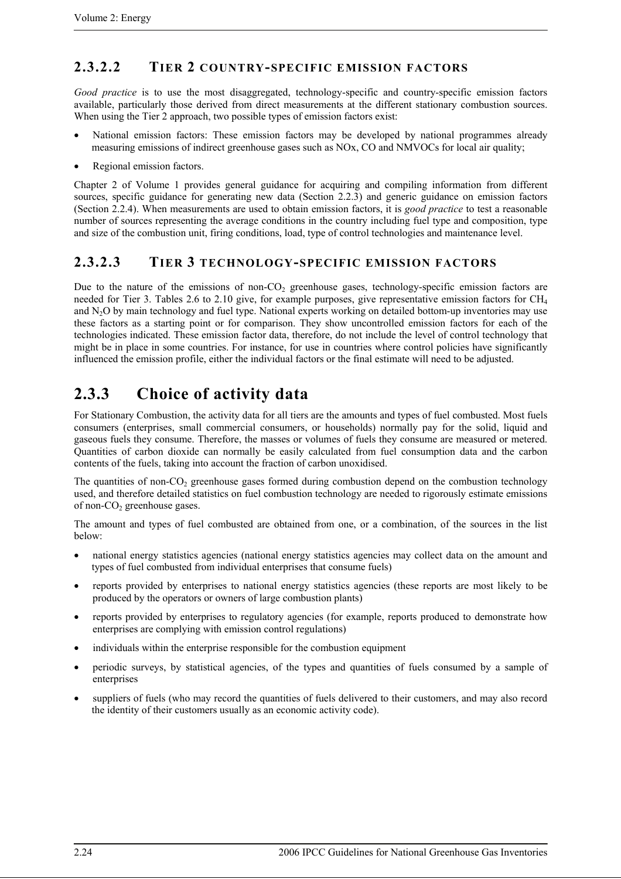### 2.3.2.2 TIER 2 COUNTRY-SPECIFIC EMISSION FACTORS

*Good practice* is to use the most disaggregated, technology-specific and country-specific emission factors available, particularly those derived from direct measurements at the different stationary combustion sources. When using the Tier 2 approach, two possible types of emission factors exist:

- National emission factors: These emission factors may be developed by national programmes already measuring emissions of indirect greenhouse gases such as NOx, CO and NMVOCs for local air quality;
- Regional emission factors.

Chapter 2 of Volume 1 provides general guidance for acquiring and compiling information from different sources, specific guidance for generating new data (Section 2.2.3) and generic guidance on emission factors (Section 2.2.4). When measurements are used to obtain emission factors, it is *good practice* to test a reasonable number of sources representing the average conditions in the country including fuel type and composition, type and size of the combustion unit, firing conditions, load, type of control technologies and maintenance level.

### 2.3.2.3 TIER 3 TECHNOLOGY-SPECIFIC EMISSION FACTORS

Due to the nature of the emissions of non-$CO_2$ greenhouse gases, technology-specific emission factors are needed for Tier 3. Tables 2.6 to 2.10 give, for example purposes, give representative emission factors for $CH_4$ and $N_2O$ by main technology and fuel type. National experts working on detailed bottom-up inventories may use these factors as a starting point or for comparison. They show uncontrolled emission factors for each of the technologies indicated. These emission factor data, therefore, do not include the level of control technology that might be in place in some countries. For instance, for use in countries where control policies have significantly influenced the emission profile, either the individual factors or the final estimate will need to be adjusted.

## 2.3.3 Choice of activity data

For Stationary Combustion, the activity data for all tiers are the amounts and types of fuel combusted. Most fuels consumers (enterprises, small commercial consumers, or households) normally pay for the solid, liquid and gaseous fuels they consume. Therefore, the masses or volumes of fuels they consume are measured or metered. Quantities of carbon dioxide can normally be easily calculated from fuel consumption data and the carbon contents of the fuels, taking into account the fraction of carbon unoxidised.

The quantities of non-$CO_2$ greenhouse gases formed during combustion depend on the combustion technology used, and therefore detailed statistics on fuel combustion technology are needed to rigorously estimate emissions of non-$CO_2$ greenhouse gases.

The amount and types of fuel combusted are obtained from one, or a combination, of the sources in the list below:

- national energy statistics agencies (national energy statistics agencies may collect data on the amount and types of fuel combusted from individual enterprises that consume fuels)
- reports provided by enterprises to national energy statistics agencies (these reports are most likely to be produced by the operators or owners of large combustion plants)
- reports provided by enterprises to regulatory agencies (for example, reports produced to demonstrate how enterprises are complying with emission control regulations)
- individuals within the enterprise responsible for the combustion equipment
- periodic surveys, by statistical agencies, of the types and quantities of fuels consumed by a sample of enterprises
- suppliers of fuels (who may record the quantities of fuels delivered to their customers, and may also record the identity of their customers usually as an economic activity code).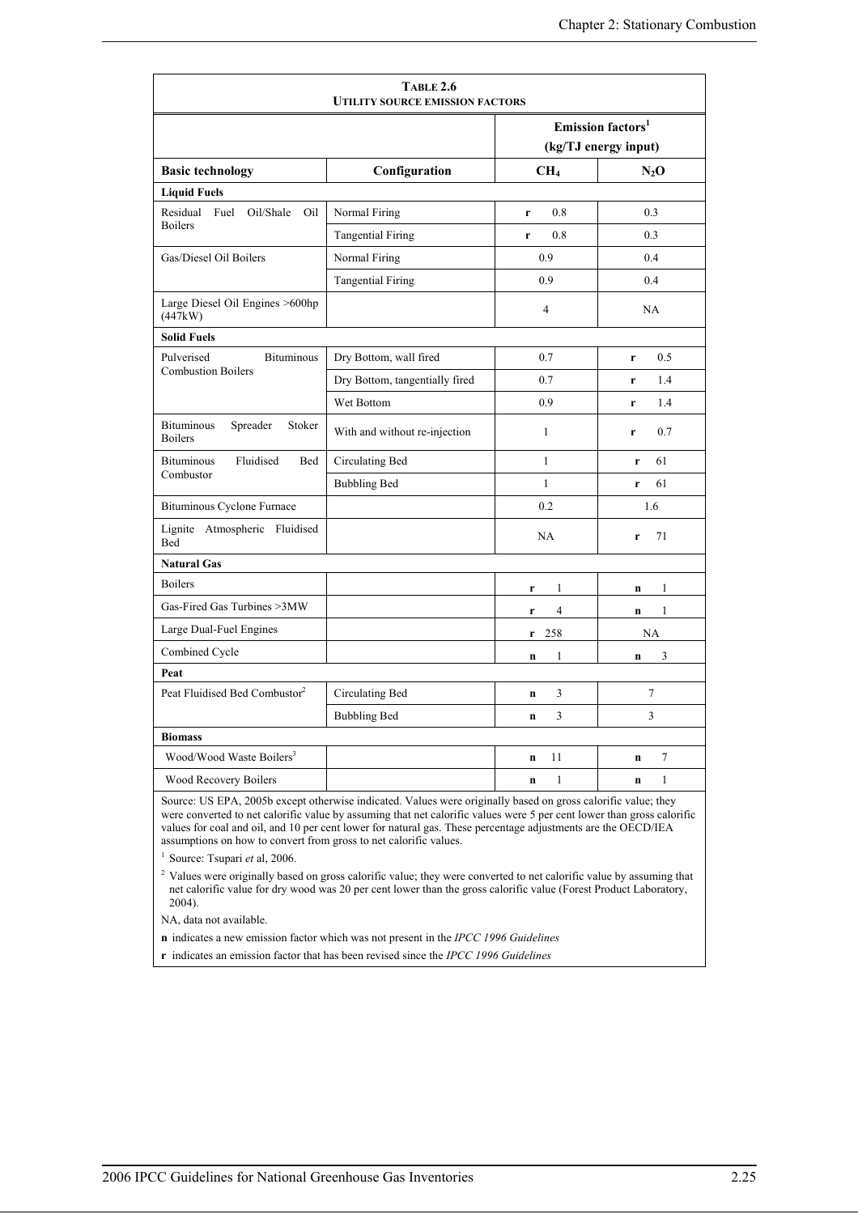**TABLE 2.6**
**UTILITY SOURCE EMISSION FACTORS**

| | | Emission factors[1] (kg/TJ energy input) | |
|---|---|---|---|
| **Basic technology** | **Configuration** | **$CH_4$** | **$N_2O$** |
| **Liquid Fuels** | | | |
| Residual Fuel Oil/Shale Oil Boilers | Normal Firing | **r** 0.8 | 0.3 |
| | Tangential Firing | **r** 0.8 | 0.3 |
| Gas/Diesel Oil Boilers | Normal Firing | 0.9 | 0.4 |
| | Tangential Firing | 0.9 | 0.4 |
| Large Diesel Oil Engines >600hp (447kW) | | 4 | NA |
| **Solid Fuels** | | | |
| Pulverised Bituminous Combustion Boilers | Dry Bottom, wall fired | 0.7 | **r** 0.5 |
| | Dry Bottom, tangentially fired | 0.7 | **r** 1.4 |
| | Wet Bottom | 0.9 | **r** 1.4 |
| Bituminous Spreader Stoker Boilers | With and without re-injection | 1 | **r** 0.7 |
| Bituminous Fluidised Bed Combustor | Circulating Bed | 1 | **r** 61 |
| | Bubbling Bed | 1 | **r** 61 |
| Bituminous Cyclone Furnace | | 0.2 | 1.6 |
| Lignite Atmospheric Fluidised Bed | | NA | **r** 71 |
| **Natural Gas** | | | |
| Boilers | | **r** 1 | **n** 1 |
| Gas-Fired Gas Turbines >3MW | | **r** 4 | **n** 1 |
| Large Dual-Fuel Engines | | **r** 258 | NA |
| Combined Cycle | | **n** 1 | **n** 3 |
| **Peat** | | | |
| Peat Fluidised Bed Combustor[2] | Circulating Bed | **n** 3 | 7 |
| | Bubbling Bed | **n** 3 | 3 |
| **Biomass** | | | |
| Wood/Wood Waste Boilers[3] | | **n** 11 | **n** 7 |
| Wood Recovery Boilers | | **n** 1 | **n** 1 |

Source: US EPA, 2005b except otherwise indicated. Values were originally based on gross calorific value; they were converted to net calorific value by assuming that net calorific values were 5 per cent lower than gross calorific values for coal and oil, and 10 per cent lower for natural gas. These percentage adjustments are the OECD/IEA assumptions on how to convert from gross to net calorific values.

[1] Source: Tsupari *et* al, 2006.

[2] Values were originally based on gross calorific value; they were converted to net calorific value by assuming that net calorific value for dry wood was 20 per cent lower than the gross calorific value (Forest Product Laboratory, 2004).

NA, data not available.

**n** indicates a new emission factor which was not present in the *IPCC 1996 Guidelines*

**r** indicates an emission factor that has been revised since the *IPCC 1996 Guidelines*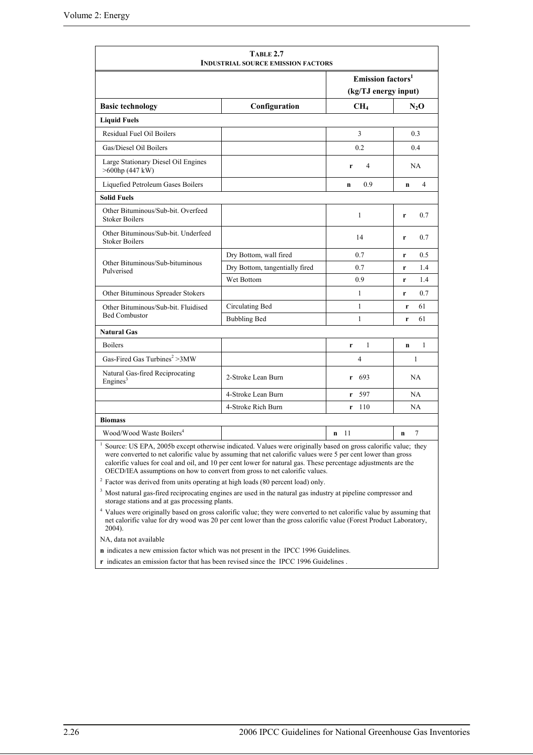**TABLE 2.7**
**INDUSTRIAL SOURCE EMISSION FACTORS**

| | | Emission factors[1] (kg/TJ energy input) | |
|---|---|---|---|
| **Basic technology** | **Configuration** | **$CH_4$** | **$N_2O$** |
| **Liquid Fuels** | | | |
| Residual Fuel Oil Boilers | | 3 | 0.3 |
| Gas/Diesel Oil Boilers | | 0.2 | 0.4 |
| Large Stationary Diesel Oil Engines >600hp (447 kW) | | **r** 4 | NA |
| Liquefied Petroleum Gases Boilers | | **n** 0.9 | **n** 4 |
| **Solid Fuels** | | | |
| Other Bituminous/Sub-bit. Overfeed Stoker Boilers | | 1 | **r** 0.7 |
| Other Bituminous/Sub-bit. Underfeed Stoker Boilers | | 14 | **r** 0.7 |
| Other Bituminous/Sub-bituminous Pulverised | Dry Bottom, wall fired | 0.7 | **r** 0.5 |
| | Dry Bottom, tangentially fired | 0.7 | **r** 1.4 |
| | Wet Bottom | 0.9 | **r** 1.4 |
| Other Bituminous Spreader Stokers | | 1 | **r** 0.7 |
| Other Bituminous/Sub-bit. Fluidised Bed Combustor | Circulating Bed | 1 | **r** 61 |
| | Bubbling Bed | 1 | **r** 61 |
| **Natural Gas** | | | |
| Boilers | | **r** 1 | **n** 1 |
| Gas-Fired Gas Turbines[2] >3MW | | 4 | 1 |
| Natural Gas-fired Reciprocating Engines[3] | 2-Stroke Lean Burn | **r** 693 | NA |
| | 4-Stroke Lean Burn | **r** 597 | NA |
| | 4-Stroke Rich Burn | **r** 110 | NA |
| **Biomass** | | | |
| Wood/Wood Waste Boilers[4] | | **n** 11 | **n** 7 |

[1] Source: US EPA, 2005b except otherwise indicated. Values were originally based on gross calorific value; they were converted to net calorific value by assuming that net calorific values were 5 per cent lower than gross calorific values for coal and oil, and 10 per cent lower for natural gas. These percentage adjustments are the OECD/IEA assumptions on how to convert from gross to net calorific values.

[2] Factor was derived from units operating at high loads (80 percent load) only.

[3] Most natural gas-fired reciprocating engines are used in the natural gas industry at pipeline compressor and storage stations and at gas processing plants.

[4] Values were originally based on gross calorific value; they were converted to net calorific value by assuming that net calorific value for dry wood was 20 per cent lower than the gross calorific value (Forest Product Laboratory, 2004).

NA, data not available

**n** indicates a new emission factor which was not present in the IPCC 1996 Guidelines.

**r** indicates an emission factor that has been revised since the IPCC 1996 Guidelines .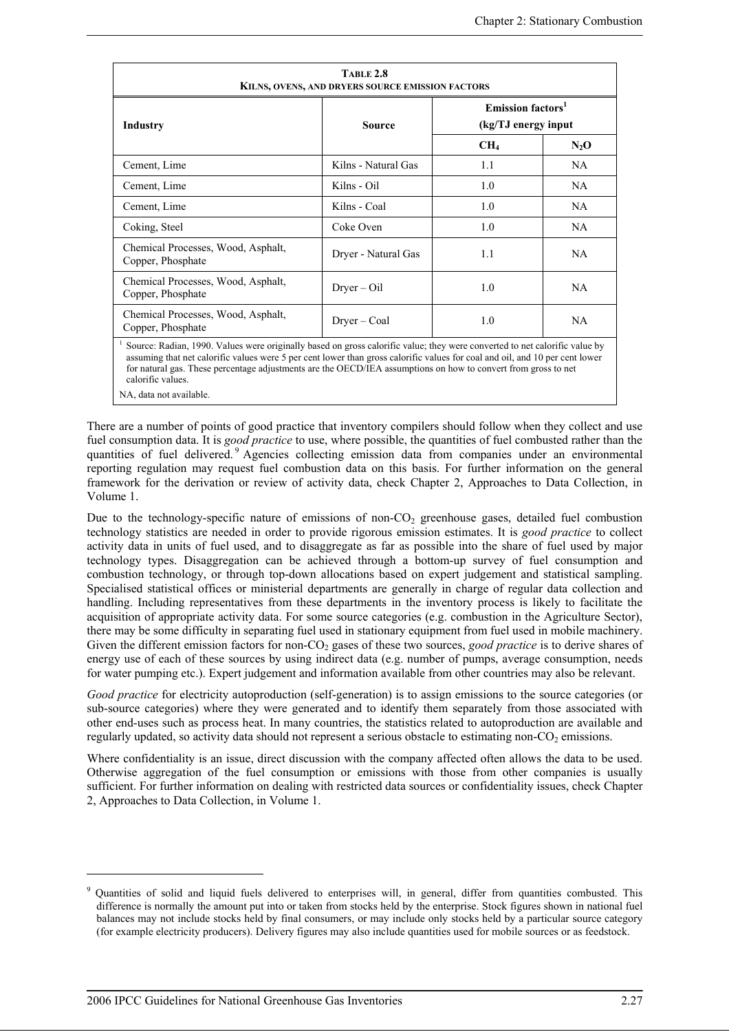**TABLE 2.8**
**KILNS, OVENS, AND DRYERS SOURCE EMISSION FACTORS**

| Industry | Source | Emission factors[1] (kg/TJ energy input | |
|---|---|---|---|
| | | $CH_4$ | $N_2O$ |
| Cement, Lime | Kilns - Natural Gas | 1.1 | NA |
| Cement, Lime | Kilns - Oil | 1.0 | NA |
| Cement, Lime | Kilns - Coal | 1.0 | NA |
| Coking, Steel | Coke Oven | 1.0 | NA |
| Chemical Processes, Wood, Asphalt, Copper, Phosphate | Dryer - Natural Gas | 1.1 | NA |
| Chemical Processes, Wood, Asphalt, Copper, Phosphate | Dryer – Oil | 1.0 | NA |
| Chemical Processes, Wood, Asphalt, Copper, Phosphate | Dryer – Coal | 1.0 | NA |

[1] Source: Radian, 1990. Values were originally based on gross calorific value; they were converted to net calorific value by assuming that net calorific values were 5 per cent lower than gross calorific values for coal and oil, and 10 per cent lower for natural gas. These percentage adjustments are the OECD/IEA assumptions on how to convert from gross to net calorific values.

NA, data not available.

There are a number of points of good practice that inventory compilers should follow when they collect and use fuel consumption data. It is *good practice* to use, where possible, the quantities of fuel combusted rather than the quantities of fuel delivered.[9] Agencies collecting emission data from companies under an environmental reporting regulation may request fuel combustion data on this basis. For further information on the general framework for the derivation or review of activity data, check Chapter 2, Approaches to Data Collection, in Volume 1.

Due to the technology-specific nature of emissions of non-$CO_2$ greenhouse gases, detailed fuel combustion technology statistics are needed in order to provide rigorous emission estimates. It is *good practice* to collect activity data in units of fuel used, and to disaggregate as far as possible into the share of fuel used by major technology types. Disaggregation can be achieved through a bottom-up survey of fuel consumption and combustion technology, or through top-down allocations based on expert judgement and statistical sampling. Specialised statistical offices or ministerial departments are generally in charge of regular data collection and handling. Including representatives from these departments in the inventory process is likely to facilitate the acquisition of appropriate activity data. For some source categories (e.g. combustion in the Agriculture Sector), there may be some difficulty in separating fuel used in stationary equipment from fuel used in mobile machinery. Given the different emission factors for non-$CO_2$ gases of these two sources, *good practice* is to derive shares of energy use of each of these sources by using indirect data (e.g. number of pumps, average consumption, needs for water pumping etc.). Expert judgement and information available from other countries may also be relevant.

*Good practice* for electricity autoproduction (self-generation) is to assign emissions to the source categories (or sub-source categories) where they were generated and to identify them separately from those associated with other end-uses such as process heat. In many countries, the statistics related to autoproduction are available and regularly updated, so activity data should not represent a serious obstacle to estimating non-$CO_2$ emissions.

Where confidentiality is an issue, direct discussion with the company affected often allows the data to be used. Otherwise aggregation of the fuel consumption or emissions with those from other companies is usually sufficient. For further information on dealing with restricted data sources or confidentiality issues, check Chapter 2, Approaches to Data Collection, in Volume 1.

[9] Quantities of solid and liquid fuels delivered to enterprises will, in general, differ from quantities combusted. This difference is normally the amount put into or taken from stocks held by the enterprise. Stock figures shown in national fuel balances may not include stocks held by final consumers, or may include only stocks held by a particular source category (for example electricity producers). Delivery figures may also include quantities used for mobile sources or as feedstock.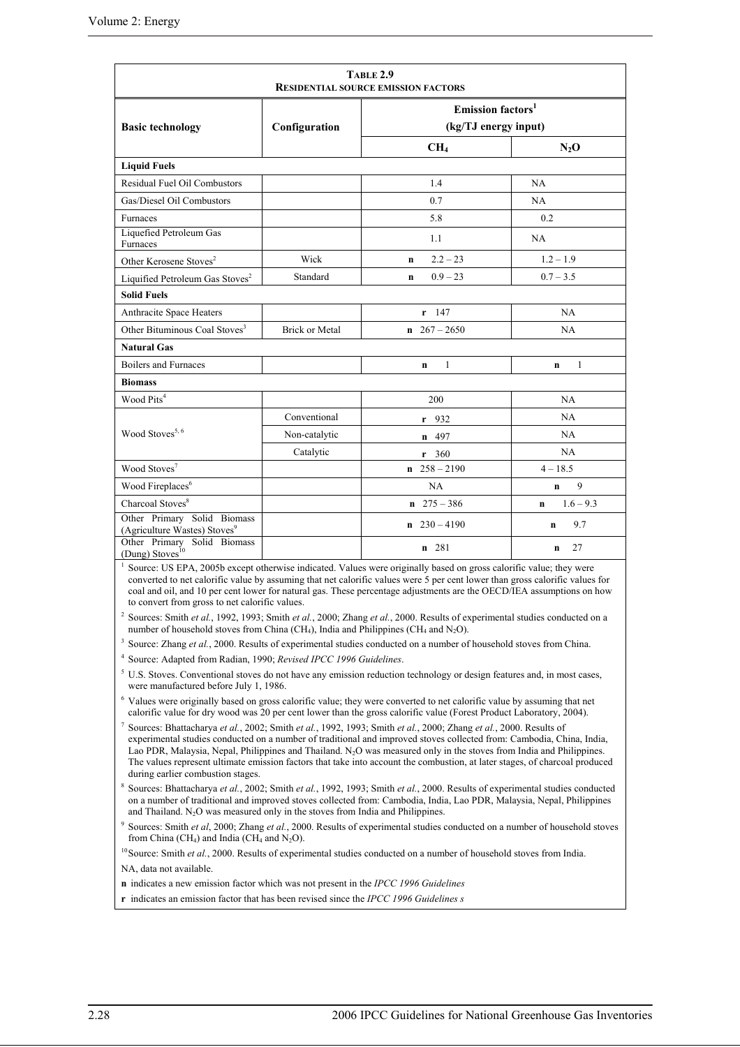**TABLE 2.9**
**RESIDENTIAL SOURCE EMISSION FACTORS**

| Basic technology | Configuration | Emission factors[1] (kg/TJ energy input) | |
|---|---|---|---|
| | | $CH_4$ | $N_2O$ |
| **Liquid Fuels** | | | |
| Residual Fuel Oil Combustors | | 1.4 | NA |
| Gas/Diesel Oil Combustors | | 0.7 | NA |
| Furnaces | | 5.8 | 0.2 |
| Liquefied Petroleum Gas Furnaces | | 1.1 | NA |
| Other Kerosene Stoves[2] | Wick | **n** 2.2 – 23 | 1.2 – 1.9 |
| Liquified Petroleum Gas Stoves[2] | Standard | **n** 0.9 – 23 | 0.7 – 3.5 |
| **Solid Fuels** | | | |
| Anthracite Space Heaters | | **r** 147 | NA |
| Other Bituminous Coal Stoves[3] | Brick or Metal | **n** 267 – 2650 | NA |
| **Natural Gas** | | | |
| Boilers and Furnaces | | **n** 1 | **n** 1 |
| **Biomass** | | | |
| Wood Pits[4] | | 200 | NA |
| Wood Stoves[5, 6] | Conventional | **r** 932 | NA |
| | Non-catalytic | **n** 497 | NA |
| | Catalytic | **r** 360 | NA |
| Wood Stoves[7] | | **n** 258 – 2190 | 4 – 18.5 |
| Wood Fireplaces[6] | | NA | **n** 9 |
| Charcoal Stoves[8] | | **n** 275 – 386 | **n** 1.6 – 9.3 |
| Other Primary Solid Biomass (Agriculture Wastes) Stoves[9] | | **n** 230 – 4190 | **n** 9.7 |
| Other Primary Solid Biomass (Dung) Stoves[10] | | **n** 281 | **n** 27 |

[1] Source: US EPA, 2005b except otherwise indicated. Values were originally based on gross calorific value; they were converted to net calorific value by assuming that net calorific values were 5 per cent lower than gross calorific values for coal and oil, and 10 per cent lower for natural gas. These percentage adjustments are the OECD/IEA assumptions on how to convert from gross to net calorific values.

[2] Sources: Smith *et al.*, 1992, 1993; Smith *et al.*, 2000; Zhang *et al.*, 2000. Results of experimental studies conducted on a number of household stoves from China ($CH_4$), India and Philippines ($CH_4$ and $N_2O$).

[3] Source: Zhang *et al.*, 2000. Results of experimental studies conducted on a number of household stoves from China.

[4] Source: Adapted from Radian, 1990; *Revised IPCC 1996 Guidelines*.

[5] U.S. Stoves. Conventional stoves do not have any emission reduction technology or design features and, in most cases, were manufactured before July 1, 1986.

[6] Values were originally based on gross calorific value; they were converted to net calorific value by assuming that net calorific value for dry wood was 20 per cent lower than the gross calorific value (Forest Product Laboratory, 2004).

[7] Sources: Bhattacharya *et al.*, 2002; Smith *et al.*, 1992, 1993; Smith *et al.*, 2000; Zhang *et al.*, 2000. Results of experimental studies conducted on a number of traditional and improved stoves collected from: Cambodia, China, India, Lao PDR, Malaysia, Nepal, Philippines and Thailand. $N_2O$ was measured only in the stoves from India and Philippines. The values represent ultimate emission factors that take into account the combustion, at later stages, of charcoal produced during earlier combustion stages.

[8] Sources: Bhattacharya *et al.*, 2002; Smith *et al.*, 1992, 1993; Smith *et al.*, 2000. Results of experimental studies conducted on a number of traditional and improved stoves collected from: Cambodia, India, Lao PDR, Malaysia, Nepal, Philippines and Thailand. $N_2O$ was measured only in the stoves from India and Philippines.

[9] Sources: Smith *et al*, 2000; Zhang *et al.*, 2000. Results of experimental studies conducted on a number of household stoves from China ($CH_4$) and India ($CH_4$ and $N_2O$).

[10] Source: Smith *et al.*, 2000. Results of experimental studies conducted on a number of household stoves from India.

NA, data not available.

**n** indicates a new emission factor which was not present in the *IPCC 1996 Guidelines*

**r** indicates an emission factor that has been revised since the *IPCC 1996 Guidelines s*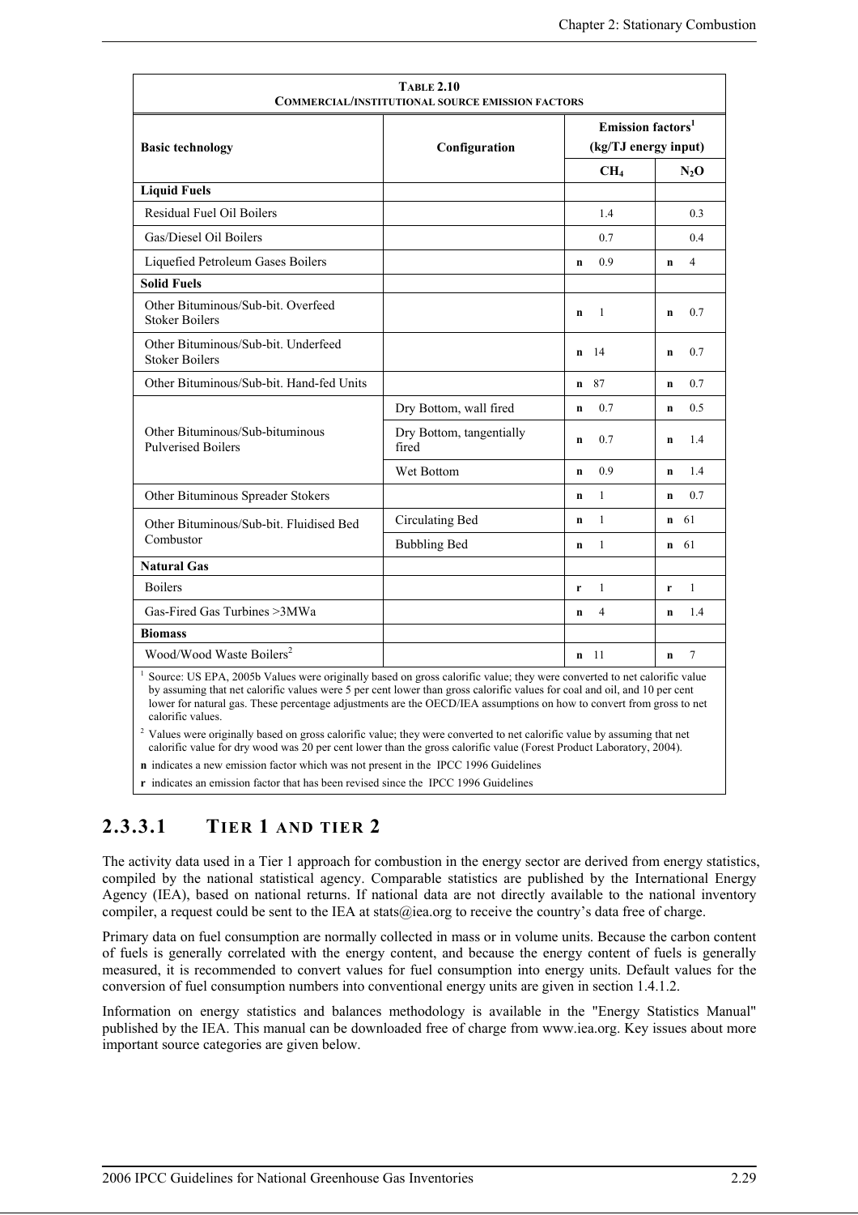| **Table 2.10** | | | |
|---|---|---|---|
| **Commercial/institutional source emission factors** | | | |
| **Basic technology** | **Configuration** | **Emission factors[1] (kg/TJ energy input)** | |
| | | **$CH_4$** | **$N_2O$** |
| **Liquid Fuels** | | | |
| Residual Fuel Oil Boilers | | 1.4 | 0.3 |
| Gas/Diesel Oil Boilers | | 0.7 | 0.4 |
| Liquefied Petroleum Gases Boilers | | **n** 0.9 | **n** 4 |
| **Solid Fuels** | | | |
| Other Bituminous/Sub-bit. Overfeed Stoker Boilers | | **n** 1 | **n** 0.7 |
| Other Bituminous/Sub-bit. Underfeed Stoker Boilers | | **n** 14 | **n** 0.7 |
| Other Bituminous/Sub-bit. Hand-fed Units | | **n** 87 | **n** 0.7 |
| Other Bituminous/Sub-bituminous Pulverised Boilers | Dry Bottom, wall fired | **n** 0.7 | **n** 0.5 |
| | Dry Bottom, tangentially fired | **n** 0.7 | **n** 1.4 |
| | Wet Bottom | **n** 0.9 | **n** 1.4 |
| Other Bituminous Spreader Stokers | | **n** 1 | **n** 0.7 |
| Other Bituminous/Sub-bit. Fluidised Bed Combustor | Circulating Bed | **n** 1 | **n** 61 |
| | Bubbling Bed | **n** 1 | **n** 61 |
| **Natural Gas** | | | |
| Boilers | | **r** 1 | **r** 1 |
| Gas-Fired Gas Turbines >3MWa | | **n** 4 | **n** 1.4 |
| **Biomass** | | | |
| Wood/Wood Waste Boilers[2] | | **n** 11 | **n** 7 |

[1] Source: US EPA, 2005b Values were originally based on gross calorific value; they were converted to net calorific value by assuming that net calorific values were 5 per cent lower than gross calorific values for coal and oil, and 10 per cent lower for natural gas. These percentage adjustments are the OECD/IEA assumptions on how to convert from gross to net calorific values.

[2] Values were originally based on gross calorific value; they were converted to net calorific value by assuming that net calorific value for dry wood was 20 per cent lower than the gross calorific value (Forest Product Laboratory, 2004).

**n** indicates a new emission factor which was not present in the IPCC 1996 Guidelines

**r** indicates an emission factor that has been revised since the IPCC 1996 Guidelines

### 2.3.3.1 Tier 1 and Tier 2

The activity data used in a Tier 1 approach for combustion in the energy sector are derived from energy statistics, compiled by the national statistical agency. Comparable statistics are published by the International Energy Agency (IEA), based on national returns. If national data are not directly available to the national inventory compiler, a request could be sent to the IEA at stats@iea.org to receive the country's data free of charge.

Primary data on fuel consumption are normally collected in mass or in volume units. Because the carbon content of fuels is generally correlated with the energy content, and because the energy content of fuels is generally measured, it is recommended to convert values for fuel consumption into energy units. Default values for the conversion of fuel consumption numbers into conventional energy units are given in section 1.4.1.2.

Information on energy statistics and balances methodology is available in the "Energy Statistics Manual" published by the IEA. This manual can be downloaded free of charge from www.iea.org. Key issues about more important source categories are given below.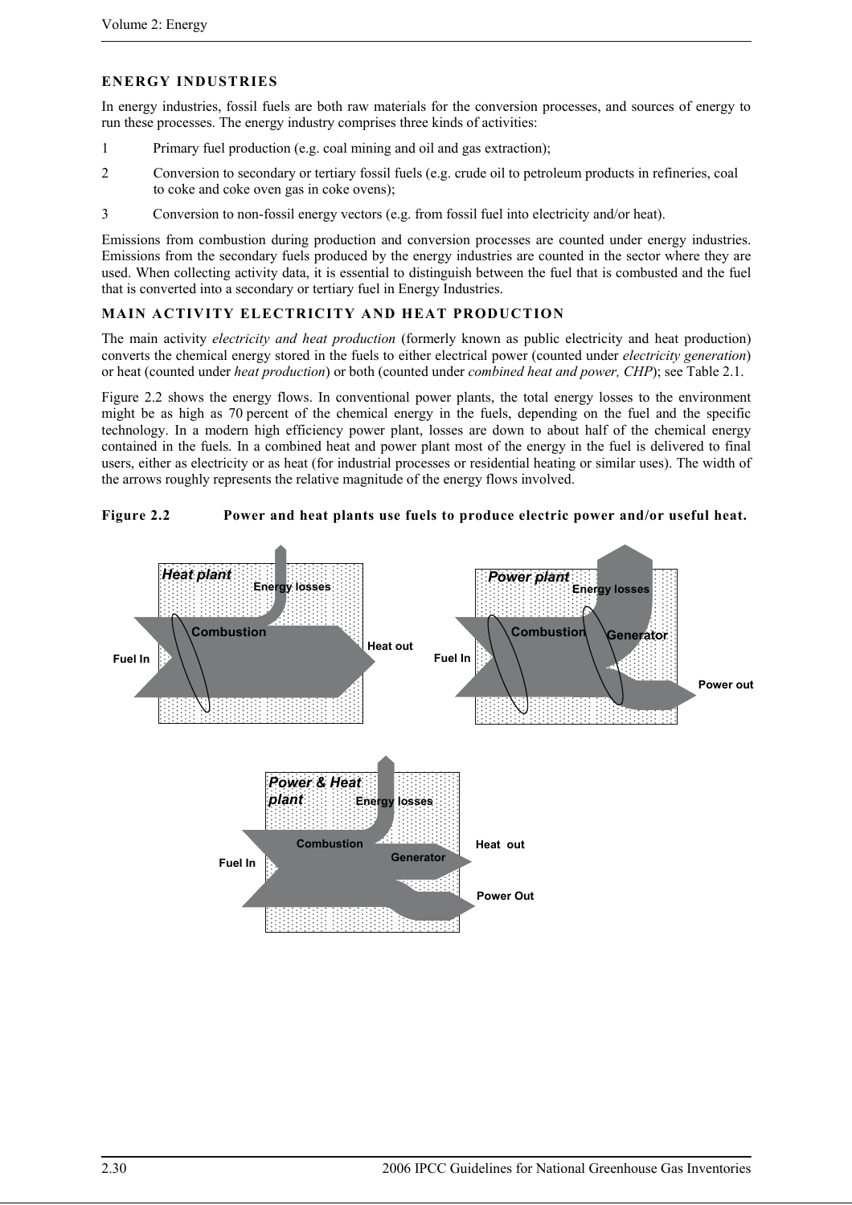## ENERGY INDUSTRIES

In energy industries, fossil fuels are both raw materials for the conversion processes, and sources of energy to run these processes. The energy industry comprises three kinds of activities:

1. Primary fuel production (e.g. coal mining and oil and gas extraction);
2. Conversion to secondary or tertiary fossil fuels (e.g. crude oil to petroleum products in refineries, coal to coke and coke oven gas in coke ovens);
3. Conversion to non-fossil energy vectors (e.g. from fossil fuel into electricity and/or heat).

Emissions from combustion during production and conversion processes are counted under energy industries. Emissions from the secondary fuels produced by the energy industries are counted in the sector where they are used. When collecting activity data, it is essential to distinguish between the fuel that is combusted and the fuel that is converted into a secondary or tertiary fuel in Energy Industries.

## MAIN ACTIVITY ELECTRICITY AND HEAT PRODUCTION

The main activity *electricity and heat production* (formerly known as public electricity and heat production) converts the chemical energy stored in the fuels to either electrical power (counted under *electricity generation*) or heat (counted under *heat production*) or both (counted under *combined heat and power, CHP*); see Table 2.1.

Figure 2.2 shows the energy flows. In conventional power plants, the total energy losses to the environment might be as high as 70 percent of the chemical energy in the fuels, depending on the fuel and the specific technology. In a modern high efficiency power plant, losses are down to about half of the chemical energy contained in the fuels. In a combined heat and power plant most of the energy in the fuel is delivered to final users, either as electricity or as heat (for industrial processes or residential heating or similar uses). The width of the arrows roughly represents the relative magnitude of the energy flows involved.

**Figure 2.2 Power and heat plants use fuels to produce electric power and/or useful heat.**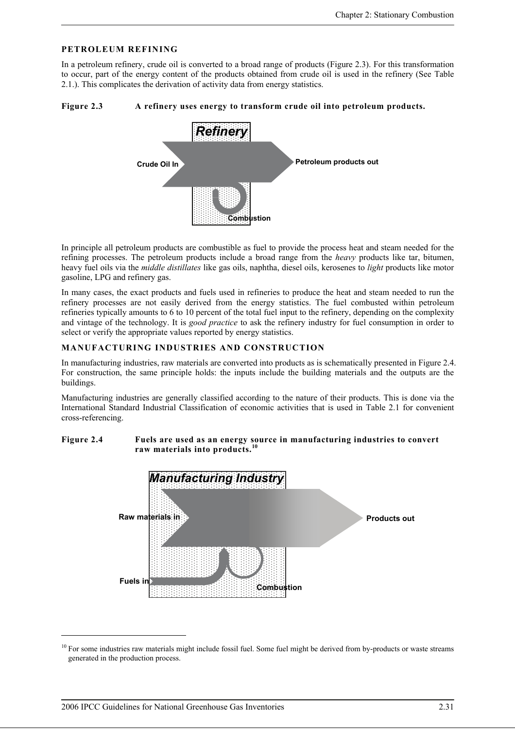### PETROLEUM REFINING

In a petroleum refinery, crude oil is converted to a broad range of products (Figure 2.3). For this transformation to occur, part of the energy content of the products obtained from crude oil is used in the refinery (See Table 2.1.). This complicates the derivation of activity data from energy statistics.

**Figure 2.3 A refinery uses energy to transform crude oil into petroleum products.**

In principle all petroleum products are combustible as fuel to provide the process heat and steam needed for the refining processes. The petroleum products include a broad range from the *heavy* products like tar, bitumen, heavy fuel oils via the *middle distillates* like gas oils, naphtha, diesel oils, kerosenes to *light* products like motor gasoline, LPG and refinery gas.

In many cases, the exact products and fuels used in refineries to produce the heat and steam needed to run the refinery processes are not easily derived from the energy statistics. The fuel combusted within petroleum refineries typically amounts to 6 to 10 percent of the total fuel input to the refinery, depending on the complexity and vintage of the technology. It is *good practice* to ask the refinery industry for fuel consumption in order to select or verify the appropriate values reported by energy statistics.

### MANUFACTURING INDUSTRIES AND CONSTRUCTION

In manufacturing industries, raw materials are converted into products as is schematically presented in Figure 2.4. For construction, the same principle holds: the inputs include the building materials and the outputs are the buildings.

Manufacturing industries are generally classified according to the nature of their products. This is done via the International Standard Industrial Classification of economic activities that is used in Table 2.1 for convenient cross-referencing.

**Figure 2.4 Fuels are used as an energy source in manufacturing industries to convert raw materials into products.[10]**

---

[10] For some industries raw materials might include fossil fuel. Some fuel might be derived from by-products or waste streams generated in the production process.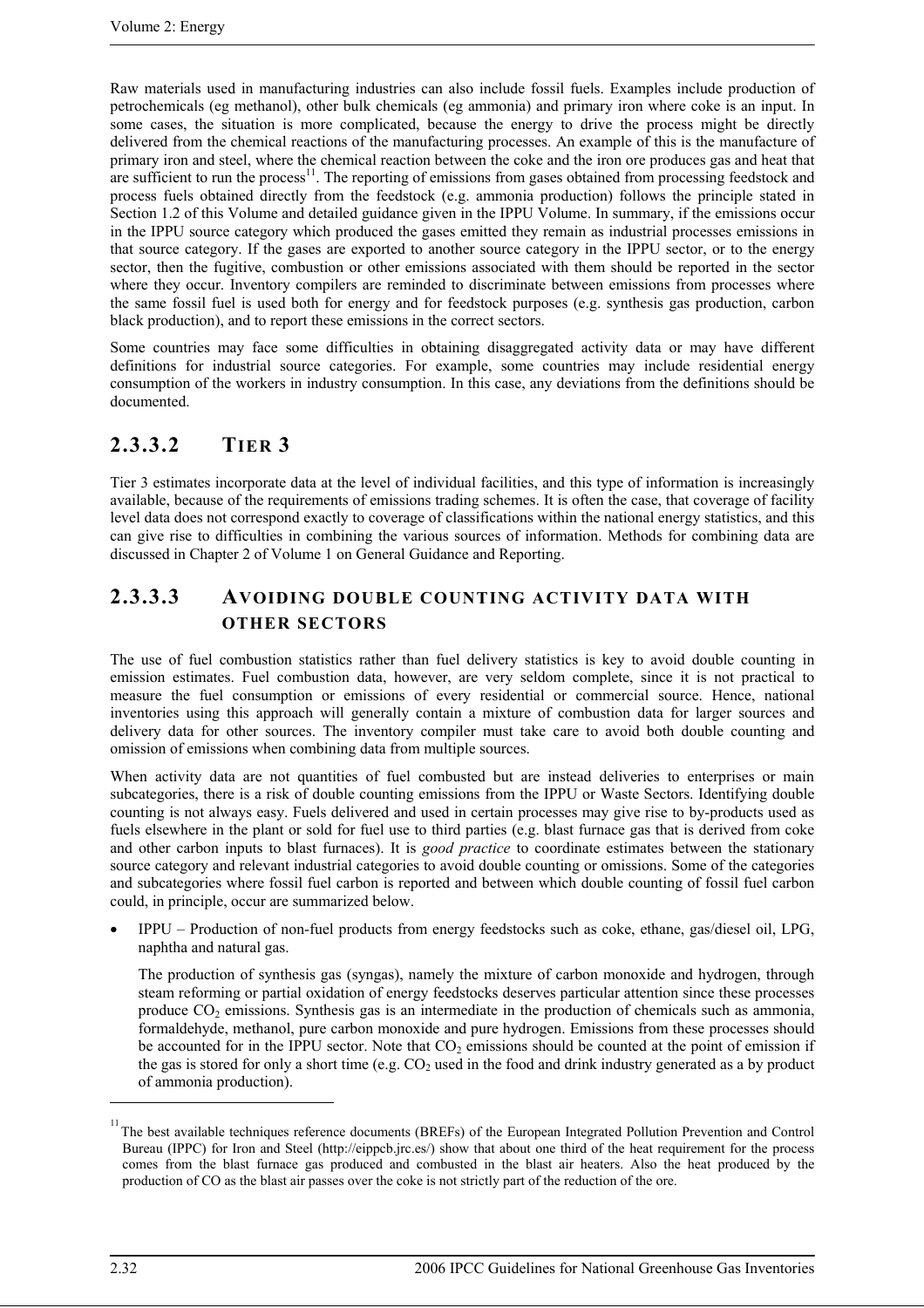Raw materials used in manufacturing industries can also include fossil fuels. Examples include production of petrochemicals (eg methanol), other bulk chemicals (eg ammonia) and primary iron where coke is an input. In some cases, the situation is more complicated, because the energy to drive the process might be directly delivered from the chemical reactions of the manufacturing processes. An example of this is the manufacture of primary iron and steel, where the chemical reaction between the coke and the iron ore produces gas and heat that are sufficient to run the process[11]. The reporting of emissions from gases obtained from processing feedstock and process fuels obtained directly from the feedstock (e.g. ammonia production) follows the principle stated in Section 1.2 of this Volume and detailed guidance given in the IPPU Volume. In summary, if the emissions occur in the IPPU source category which produced the gases emitted they remain as industrial processes emissions in that source category. If the gases are exported to another source category in the IPPU sector, or to the energy sector, then the fugitive, combustion or other emissions associated with them should be reported in the sector where they occur. Inventory compilers are reminded to discriminate between emissions from processes where the same fossil fuel is used both for energy and for feedstock purposes (e.g. synthesis gas production, carbon black production), and to report these emissions in the correct sectors.

Some countries may face some difficulties in obtaining disaggregated activity data or may have different definitions for industrial source categories. For example, some countries may include residential energy consumption of the workers in industry consumption. In this case, any deviations from the definitions should be documented.

## 2.3.3.2 TIER 3

Tier 3 estimates incorporate data at the level of individual facilities, and this type of information is increasingly available, because of the requirements of emissions trading schemes. It is often the case, that coverage of facility level data does not correspond exactly to coverage of classifications within the national energy statistics, and this can give rise to difficulties in combining the various sources of information. Methods for combining data are discussed in Chapter 2 of Volume 1 on General Guidance and Reporting.

## 2.3.3.3 AVOIDING DOUBLE COUNTING ACTIVITY DATA WITH OTHER SECTORS

The use of fuel combustion statistics rather than fuel delivery statistics is key to avoid double counting in emission estimates. Fuel combustion data, however, are very seldom complete, since it is not practical to measure the fuel consumption or emissions of every residential or commercial source. Hence, national inventories using this approach will generally contain a mixture of combustion data for larger sources and delivery data for other sources. The inventory compiler must take care to avoid both double counting and omission of emissions when combining data from multiple sources.

When activity data are not quantities of fuel combusted but are instead deliveries to enterprises or main subcategories, there is a risk of double counting emissions from the IPPU or Waste Sectors. Identifying double counting is not always easy. Fuels delivered and used in certain processes may give rise to by-products used as fuels elsewhere in the plant or sold for fuel use to third parties (e.g. blast furnace gas that is derived from coke and other carbon inputs to blast furnaces). It is *good practice* to coordinate estimates between the stationary source category and relevant industrial categories to avoid double counting or omissions. Some of the categories and subcategories where fossil fuel carbon is reported and between which double counting of fossil fuel carbon could, in principle, occur are summarized below.

- IPPU – Production of non-fuel products from energy feedstocks such as coke, ethane, gas/diesel oil, LPG, naphtha and natural gas.

  The production of synthesis gas (syngas), namely the mixture of carbon monoxide and hydrogen, through steam reforming or partial oxidation of energy feedstocks deserves particular attention since these processes produce $CO_2$ emissions. Synthesis gas is an intermediate in the production of chemicals such as ammonia, formaldehyde, methanol, pure carbon monoxide and pure hydrogen. Emissions from these processes should be accounted for in the IPPU sector. Note that $CO_2$ emissions should be counted at the point of emission if the gas is stored for only a short time (e.g. $CO_2$ used in the food and drink industry generated as a by product of ammonia production).

[11] The best available techniques reference documents (BREFs) of the European Integrated Pollution Prevention and Control Bureau (IPPC) for Iron and Steel (http://eippcb.jrc.es/) show that about one third of the heat requirement for the process comes from the blast furnace gas produced and combusted in the blast air heaters. Also the heat produced by the production of CO as the blast air passes over the coke is not strictly part of the reduction of the ore.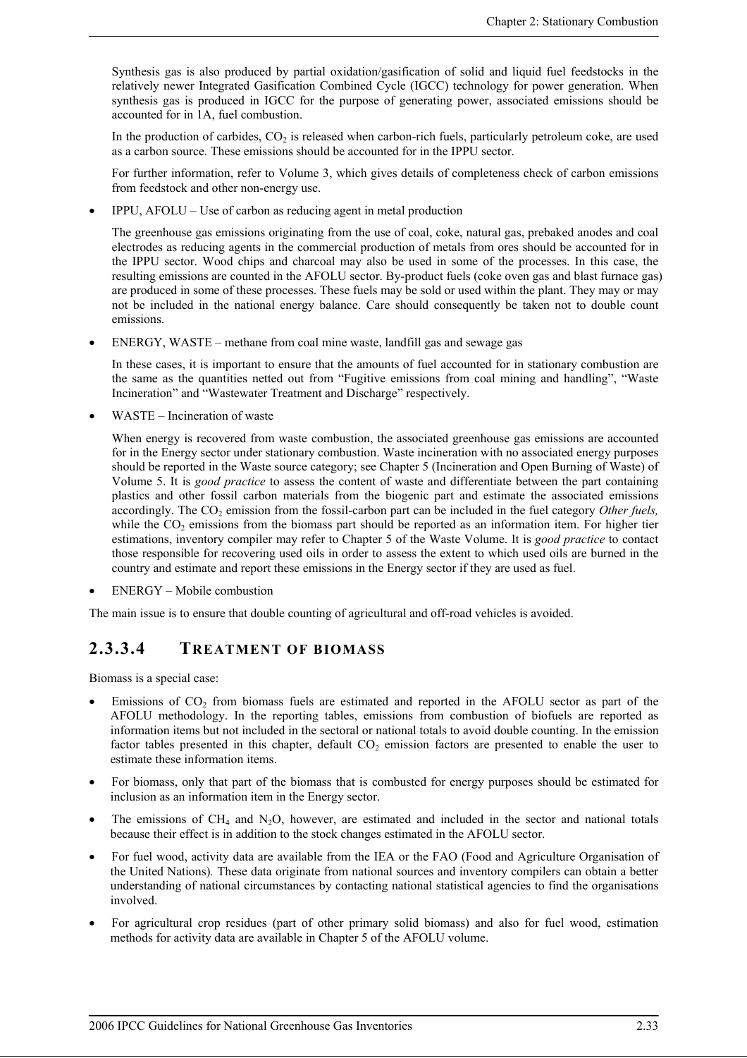Synthesis gas is also produced by partial oxidation/gasification of solid and liquid fuel feedstocks in the relatively newer Integrated Gasification Combined Cycle (IGCC) technology for power generation. When synthesis gas is produced in IGCC for the purpose of generating power, associated emissions should be accounted for in 1A, fuel combustion.

In the production of carbides, $CO_2$ is released when carbon-rich fuels, particularly petroleum coke, are used as a carbon source. These emissions should be accounted for in the IPPU sector.

For further information, refer to Volume 3, which gives details of completeness check of carbon emissions from feedstock and other non-energy use.

- IPPU, AFOLU – Use of carbon as reducing agent in metal production

  The greenhouse gas emissions originating from the use of coal, coke, natural gas, prebaked anodes and coal electrodes as reducing agents in the commercial production of metals from ores should be accounted for in the IPPU sector. Wood chips and charcoal may also be used in some of the processes. In this case, the resulting emissions are counted in the AFOLU sector. By-product fuels (coke oven gas and blast furnace gas) are produced in some of these processes. These fuels may be sold or used within the plant. They may or may not be included in the national energy balance. Care should consequently be taken not to double count emissions.

- ENERGY, WASTE – methane from coal mine waste, landfill gas and sewage gas

  In these cases, it is important to ensure that the amounts of fuel accounted for in stationary combustion are the same as the quantities netted out from "Fugitive emissions from coal mining and handling", "Waste Incineration" and "Wastewater Treatment and Discharge" respectively.

- WASTE – Incineration of waste

  When energy is recovered from waste combustion, the associated greenhouse gas emissions are accounted for in the Energy sector under stationary combustion. Waste incineration with no associated energy purposes should be reported in the Waste source category; see Chapter 5 (Incineration and Open Burning of Waste) of Volume 5. It is *good practice* to assess the content of waste and differentiate between the part containing plastics and other fossil carbon materials from the biogenic part and estimate the associated emissions accordingly. The $CO_2$ emission from the fossil-carbon part can be included in the fuel category *Other fuels,* while the $CO_2$ emissions from the biomass part should be reported as an information item. For higher tier estimations, inventory compiler may refer to Chapter 5 of the Waste Volume. It is *good practice* to contact those responsible for recovering used oils in order to assess the extent to which used oils are burned in the country and estimate and report these emissions in the Energy sector if they are used as fuel.

- ENERGY – Mobile combustion

The main issue is to ensure that double counting of agricultural and off-road vehicles is avoided.

## 2.3.3.4 TREATMENT OF BIOMASS

Biomass is a special case:

- Emissions of $CO_2$ from biomass fuels are estimated and reported in the AFOLU sector as part of the AFOLU methodology. In the reporting tables, emissions from combustion of biofuels are reported as information items but not included in the sectoral or national totals to avoid double counting. In the emission factor tables presented in this chapter, default $CO_2$ emission factors are presented to enable the user to estimate these information items.
- For biomass, only that part of the biomass that is combusted for energy purposes should be estimated for inclusion as an information item in the Energy sector.
- The emissions of $CH_4$ and $N_2O$, however, are estimated and included in the sector and national totals because their effect is in addition to the stock changes estimated in the AFOLU sector.
- For fuel wood, activity data are available from the IEA or the FAO (Food and Agriculture Organisation of the United Nations). These data originate from national sources and inventory compilers can obtain a better understanding of national circumstances by contacting national statistical agencies to find the organisations involved.
- For agricultural crop residues (part of other primary solid biomass) and also for fuel wood, estimation methods for activity data are available in Chapter 5 of the AFOLU volume.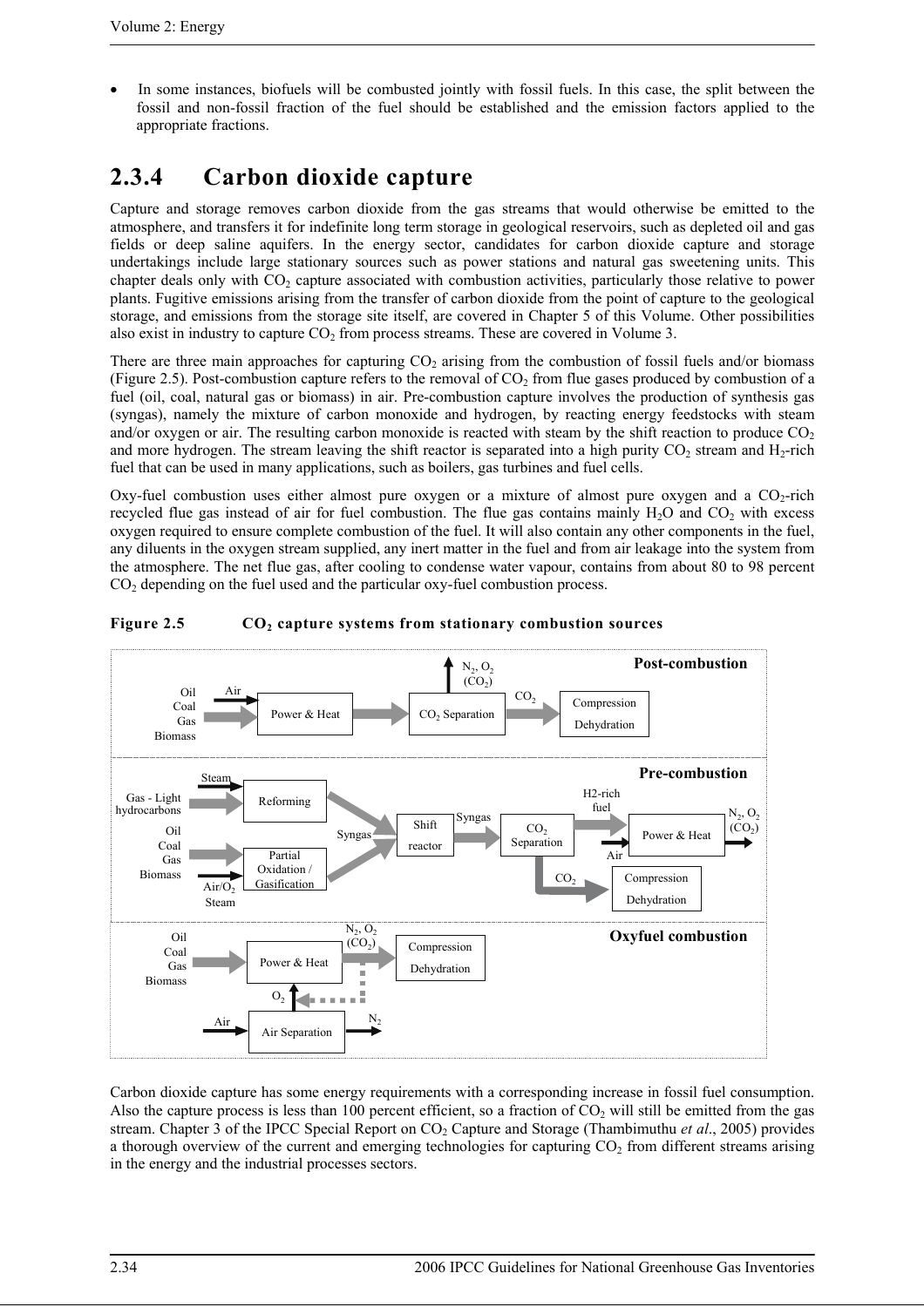- In some instances, biofuels will be combusted jointly with fossil fuels. In this case, the split between the fossil and non-fossil fraction of the fuel should be established and the emission factors applied to the appropriate fractions.

## 2.3.4 Carbon dioxide capture

Capture and storage removes carbon dioxide from the gas streams that would otherwise be emitted to the atmosphere, and transfers it for indefinite long term storage in geological reservoirs, such as depleted oil and gas fields or deep saline aquifers. In the energy sector, candidates for carbon dioxide capture and storage undertakings include large stationary sources such as power stations and natural gas sweetening units. This chapter deals only with $CO_2$ capture associated with combustion activities, particularly those relative to power plants. Fugitive emissions arising from the transfer of carbon dioxide from the point of capture to the geological storage, and emissions from the storage site itself, are covered in Chapter 5 of this Volume. Other possibilities also exist in industry to capture $CO_2$ from process streams. These are covered in Volume 3.

There are three main approaches for capturing $CO_2$ arising from the combustion of fossil fuels and/or biomass (Figure 2.5). Post-combustion capture refers to the removal of $CO_2$ from flue gases produced by combustion of a fuel (oil, coal, natural gas or biomass) in air. Pre-combustion capture involves the production of synthesis gas (syngas), namely the mixture of carbon monoxide and hydrogen, by reacting energy feedstocks with steam and/or oxygen or air. The resulting carbon monoxide is reacted with steam by the shift reaction to produce $CO_2$ and more hydrogen. The stream leaving the shift reactor is separated into a high purity $CO_2$ stream and $H_2$-rich fuel that can be used in many applications, such as boilers, gas turbines and fuel cells.

Oxy-fuel combustion uses either almost pure oxygen or a mixture of almost pure oxygen and a $CO_2$-rich recycled flue gas instead of air for fuel combustion. The flue gas contains mainly $H_2O$ and $CO_2$ with excess oxygen required to ensure complete combustion of the fuel. It will also contain any other components in the fuel, any diluents in the oxygen stream supplied, any inert matter in the fuel and from air leakage into the system from the atmosphere. The net flue gas, after cooling to condense water vapour, contains from about 80 to 98 percent $CO_2$ depending on the fuel used and the particular oxy-fuel combustion process.

**Figure 2.5 $CO_2$ capture systems from stationary combustion sources**

**Post-combustion**

Oil / Coal / Gas / Biomass + Air → Power & Heat → $CO_2$ Separation → ($N_2$, $O_2$ ($CO_2$) released); $CO_2$ → Compression Dehydration

**Pre-combustion**

Gas - Light hydrocarbons + Steam → Reforming → Syngas; Oil / Coal / Gas / Biomass + Air/$O_2$ Steam → Partial Oxidation / Gasification → Syngas; Syngas → Shift reactor → Syngas → $CO_2$ Separation → H2-rich fuel + Air → Power & Heat → $N_2$, $O_2$ ($CO_2$); $CO_2$ → Compression Dehydration

**Oxyfuel combustion**

Oil / Coal / Gas / Biomass → Power & Heat → $N_2$, $O_2$ ($CO_2$) → Compression Dehydration (with recycle to Power & Heat); Air → Air Separation → $O_2$ → Power & Heat; Air Separation → $N_2$

Carbon dioxide capture has some energy requirements with a corresponding increase in fossil fuel consumption. Also the capture process is less than 100 percent efficient, so a fraction of $CO_2$ will still be emitted from the gas stream. Chapter 3 of the IPCC Special Report on $CO_2$ Capture and Storage (Thambimuthu *et al*., 2005) provides a thorough overview of the current and emerging technologies for capturing $CO_2$ from different streams arising in the energy and the industrial processes sectors.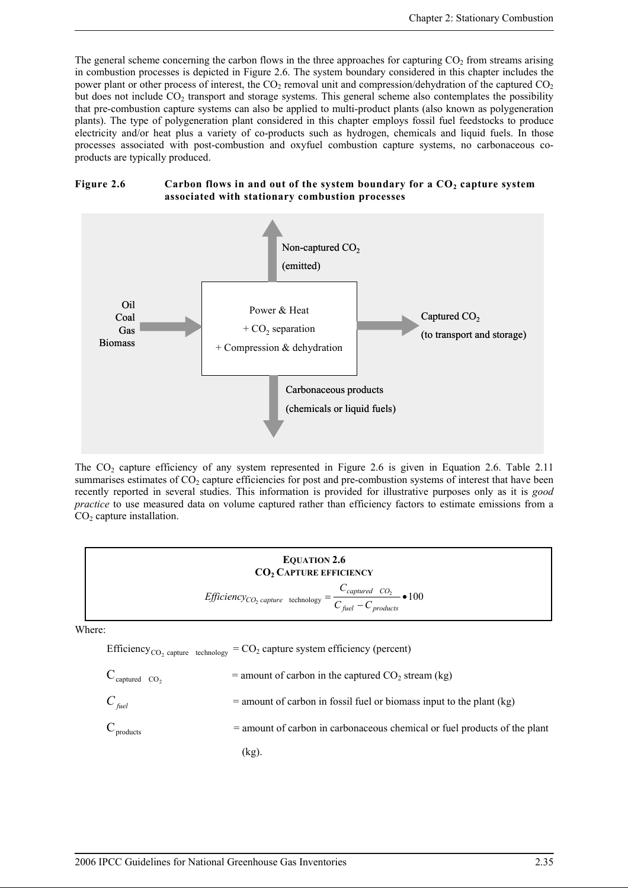The general scheme concerning the carbon flows in the three approaches for capturing $CO_2$ from streams arising in combustion processes is depicted in Figure 2.6. The system boundary considered in this chapter includes the power plant or other process of interest, the $CO_2$ removal unit and compression/dehydration of the captured $CO_2$ but does not include $CO_2$ transport and storage systems. This general scheme also contemplates the possibility that pre-combustion capture systems can also be applied to multi-product plants (also known as polygeneration plants). The type of polygeneration plant considered in this chapter employs fossil fuel feedstocks to produce electricity and/or heat plus a variety of co-products such as hydrogen, chemicals and liquid fuels. In those processes associated with post-combustion and oxyfuel combustion capture systems, no carbonaceous co-products are typically produced.

**Figure 2.6 Carbon flows in and out of the system boundary for a $CO_2$ capture system associated with stationary combustion processes**

Oil
Coal
Gas
Biomass

Power & Heat
+ $CO_2$ separation
+ Compression & dehydration

Non-captured $CO_2$
(emitted)

Captured $CO_2$
(to transport and storage)

Carbonaceous products
(chemicals or liquid fuels)

The $CO_2$ capture efficiency of any system represented in Figure 2.6 is given in Equation 2.6. Table 2.11 summarises estimates of $CO_2$ capture efficiencies for post and pre-combustion systems of interest that have been recently reported in several studies. This information is provided for illustrative purposes only as it is *good practice* to use measured data on volume captured rather than efficiency factors to estimate emissions from a $CO_2$ capture installation.

**EQUATION 2.6**
**$CO_2$ CAPTURE EFFICIENCY**

$$Efficiency_{CO_2\ capture\ \ technology} = \frac{C_{captured\ \ CO_2}}{C_{fuel} - C_{products}} \bullet 100$$

Where:

$Efficiency_{CO_2\ capture\ \ technology}$ = $CO_2$ capture system efficiency (percent)

$C_{captured\ \ CO_2}$ = amount of carbon in the captured $CO_2$ stream (kg)

$C_{fuel}$ = amount of carbon in fossil fuel or biomass input to the plant (kg)

$C_{products}$ = amount of carbon in carbonaceous chemical or fuel products of the plant (kg).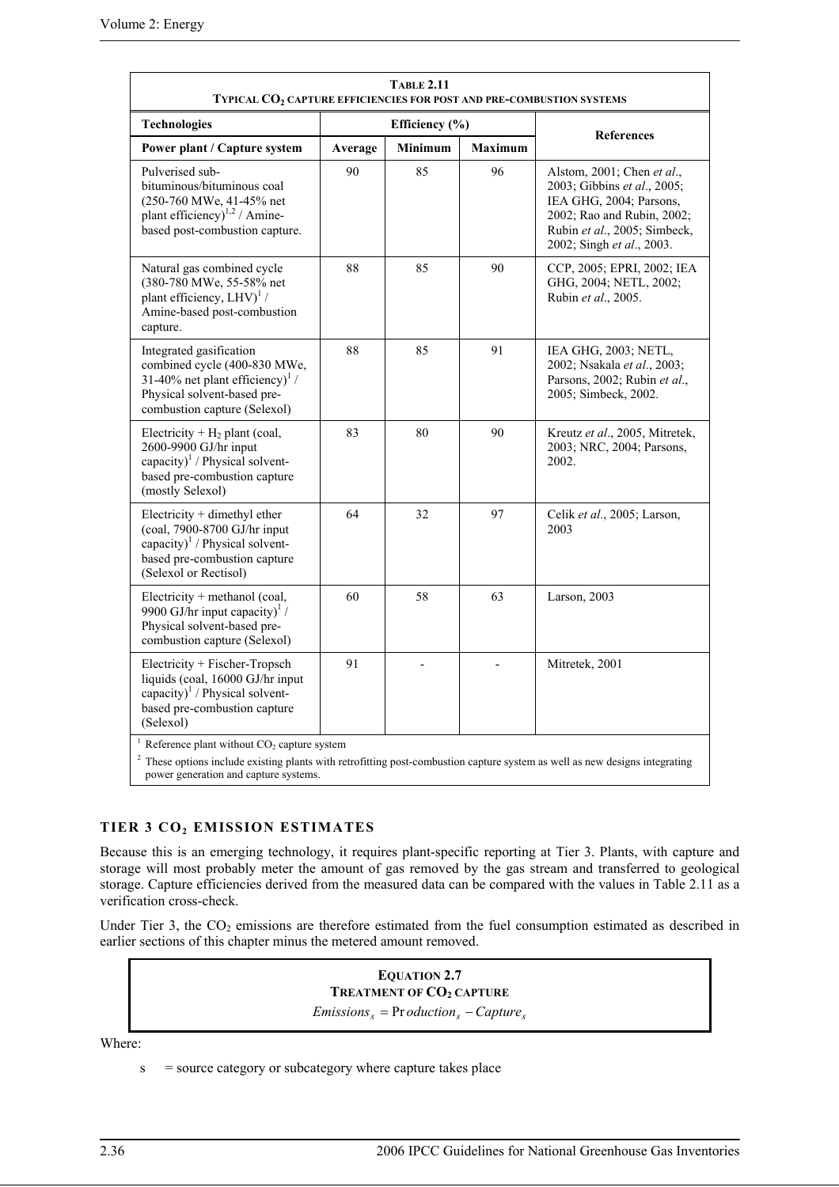**TABLE 2.11**
**TYPICAL $CO_2$ CAPTURE EFFICIENCIES FOR POST AND PRE-COMBUSTION SYSTEMS**

| Technologies | Efficiency (%) | | | References |
|---|---|---|---|---|
| Power plant / Capture system | Average | Minimum | Maximum | |
| Pulverised sub-bituminous/bituminous coal (250-760 MWe, 41-45% net plant efficiency)[1,2] / Amine-based post-combustion capture. | 90 | 85 | 96 | Alstom, 2001; Chen *et al*., 2003; Gibbins *et al*., 2005; IEA GHG, 2004; Parsons, 2002; Rao and Rubin, 2002; Rubin *et al*., 2005; Simbeck, 2002; Singh *et al*., 2003. |
| Natural gas combined cycle (380-780 MWe, 55-58% net plant efficiency, LHV)[1] / Amine-based post-combustion capture. | 88 | 85 | 90 | CCP, 2005; EPRI, 2002; IEA GHG, 2004; NETL, 2002; Rubin *et al*., 2005. |
| Integrated gasification combined cycle (400-830 MWe, 31-40% net plant efficiency)[1] / Physical solvent-based pre-combustion capture (Selexol) | 88 | 85 | 91 | IEA GHG, 2003; NETL, 2002; Nsakala *et al*., 2003; Parsons, 2002; Rubin *et al*., 2005; Simbeck, 2002. |
| Electricity + $H_2$ plant (coal, 2600-9900 GJ/hr input capacity)[1] / Physical solvent-based pre-combustion capture (mostly Selexol) | 83 | 80 | 90 | Kreutz *et al*., 2005, Mitretek, 2003; NRC, 2004; Parsons, 2002. |
| Electricity + dimethyl ether (coal, 7900-8700 GJ/hr input capacity)[1] / Physical solvent-based pre-combustion capture (Selexol or Rectisol) | 64 | 32 | 97 | Celik *et al*., 2005; Larson, 2003 |
| Electricity + methanol (coal, 9900 GJ/hr input capacity)[1] / Physical solvent-based pre-combustion capture (Selexol) | 60 | 58 | 63 | Larson, 2003 |
| Electricity + Fischer-Tropsch liquids (coal, 16000 GJ/hr input capacity)[1] / Physical solvent-based pre-combustion capture (Selexol) | 91 | - | - | Mitretek, 2001 |

[1] Reference plant without $CO_2$ capture system

[2] These options include existing plants with retrofitting post-combustion capture system as well as new designs integrating power generation and capture systems.

## TIER 3 $CO_2$ EMISSION ESTIMATES

Because this is an emerging technology, it requires plant-specific reporting at Tier 3. Plants, with capture and storage will most probably meter the amount of gas removed by the gas stream and transferred to geological storage. Capture efficiencies derived from the measured data can be compared with the values in Table 2.11 as a verification cross-check.

Under Tier 3, the $CO_2$ emissions are therefore estimated from the fuel consumption estimated as described in earlier sections of this chapter minus the metered amount removed.

**EQUATION 2.7**
**TREATMENT OF $CO_2$ CAPTURE**

$$Emissions_s = Production_s - Capture_s$$

Where:

s = source category or subcategory where capture takes place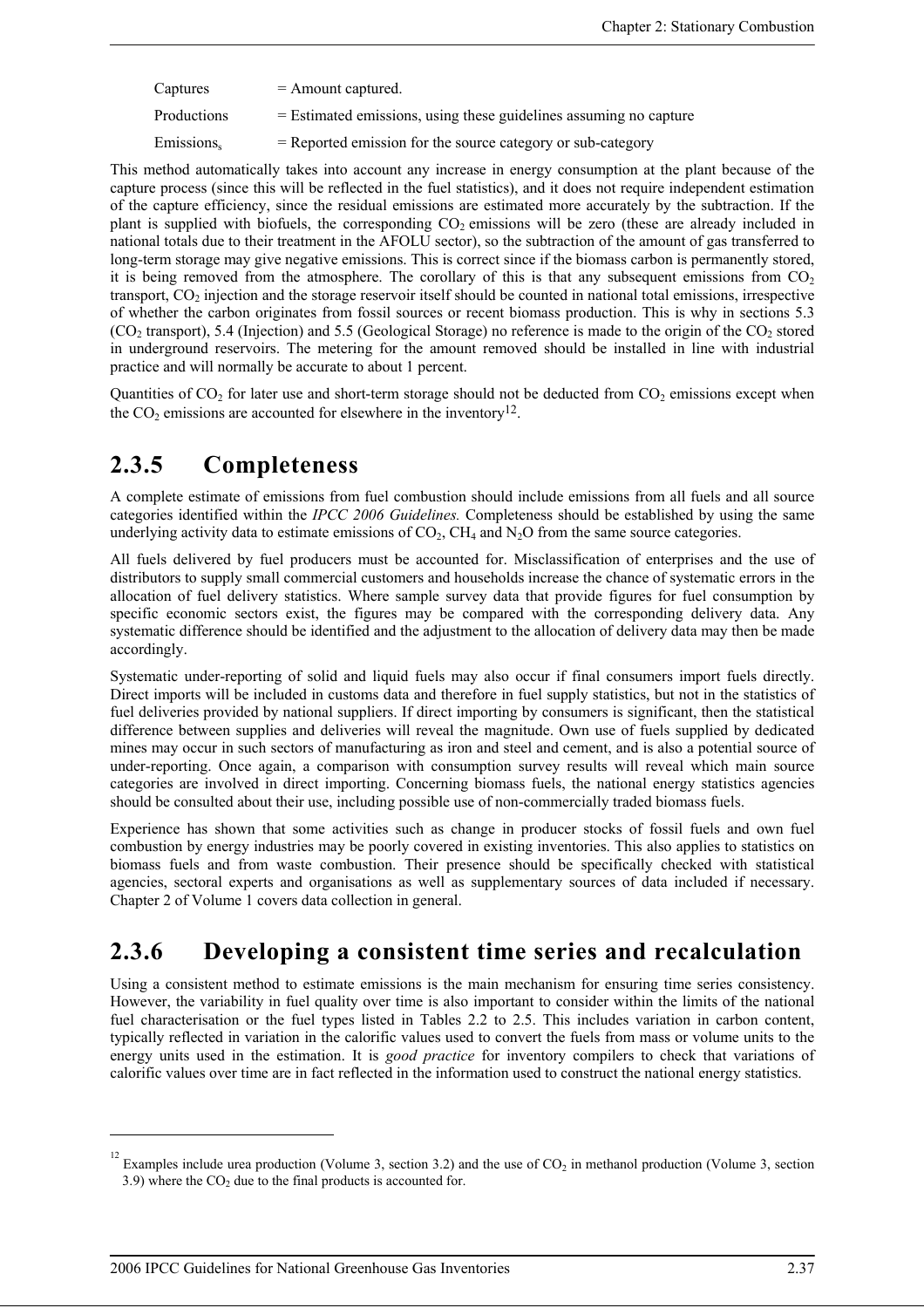Captures = Amount captured.

Productions = Estimated emissions, using these guidelines assuming no capture

$Emissions_s$ = Reported emission for the source category or sub-category

This method automatically takes into account any increase in energy consumption at the plant because of the capture process (since this will be reflected in the fuel statistics), and it does not require independent estimation of the capture efficiency, since the residual emissions are estimated more accurately by the subtraction. If the plant is supplied with biofuels, the corresponding $CO_2$ emissions will be zero (these are already included in national totals due to their treatment in the AFOLU sector), so the subtraction of the amount of gas transferred to long-term storage may give negative emissions. This is correct since if the biomass carbon is permanently stored, it is being removed from the atmosphere. The corollary of this is that any subsequent emissions from $CO_2$ transport, $CO_2$ injection and the storage reservoir itself should be counted in national total emissions, irrespective of whether the carbon originates from fossil sources or recent biomass production. This is why in sections 5.3 ($CO_2$ transport), 5.4 (Injection) and 5.5 (Geological Storage) no reference is made to the origin of the $CO_2$ stored in underground reservoirs. The metering for the amount removed should be installed in line with industrial practice and will normally be accurate to about 1 percent.

Quantities of $CO_2$ for later use and short-term storage should not be deducted from $CO_2$ emissions except when the $CO_2$ emissions are accounted for elsewhere in the inventory[12].

## 2.3.5 Completeness

A complete estimate of emissions from fuel combustion should include emissions from all fuels and all source categories identified within the *IPCC 2006 Guidelines.* Completeness should be established by using the same underlying activity data to estimate emissions of $CO_2$, $CH_4$ and $N_2O$ from the same source categories.

All fuels delivered by fuel producers must be accounted for. Misclassification of enterprises and the use of distributors to supply small commercial customers and households increase the chance of systematic errors in the allocation of fuel delivery statistics. Where sample survey data that provide figures for fuel consumption by specific economic sectors exist, the figures may be compared with the corresponding delivery data. Any systematic difference should be identified and the adjustment to the allocation of delivery data may then be made accordingly.

Systematic under-reporting of solid and liquid fuels may also occur if final consumers import fuels directly. Direct imports will be included in customs data and therefore in fuel supply statistics, but not in the statistics of fuel deliveries provided by national suppliers. If direct importing by consumers is significant, then the statistical difference between supplies and deliveries will reveal the magnitude. Own use of fuels supplied by dedicated mines may occur in such sectors of manufacturing as iron and steel and cement, and is also a potential source of under-reporting. Once again, a comparison with consumption survey results will reveal which main source categories are involved in direct importing. Concerning biomass fuels, the national energy statistics agencies should be consulted about their use, including possible use of non-commercially traded biomass fuels.

Experience has shown that some activities such as change in producer stocks of fossil fuels and own fuel combustion by energy industries may be poorly covered in existing inventories. This also applies to statistics on biomass fuels and from waste combustion. Their presence should be specifically checked with statistical agencies, sectoral experts and organisations as well as supplementary sources of data included if necessary. Chapter 2 of Volume 1 covers data collection in general.

## 2.3.6 Developing a consistent time series and recalculation

Using a consistent method to estimate emissions is the main mechanism for ensuring time series consistency. However, the variability in fuel quality over time is also important to consider within the limits of the national fuel characterisation or the fuel types listed in Tables 2.2 to 2.5. This includes variation in carbon content, typically reflected in variation in the calorific values used to convert the fuels from mass or volume units to the energy units used in the estimation. It is *good practice* for inventory compilers to check that variations of calorific values over time are in fact reflected in the information used to construct the national energy statistics.

---

[12] Examples include urea production (Volume 3, section 3.2) and the use of $CO_2$ in methanol production (Volume 3, section 3.9) where the $CO_2$ due to the final products is accounted for.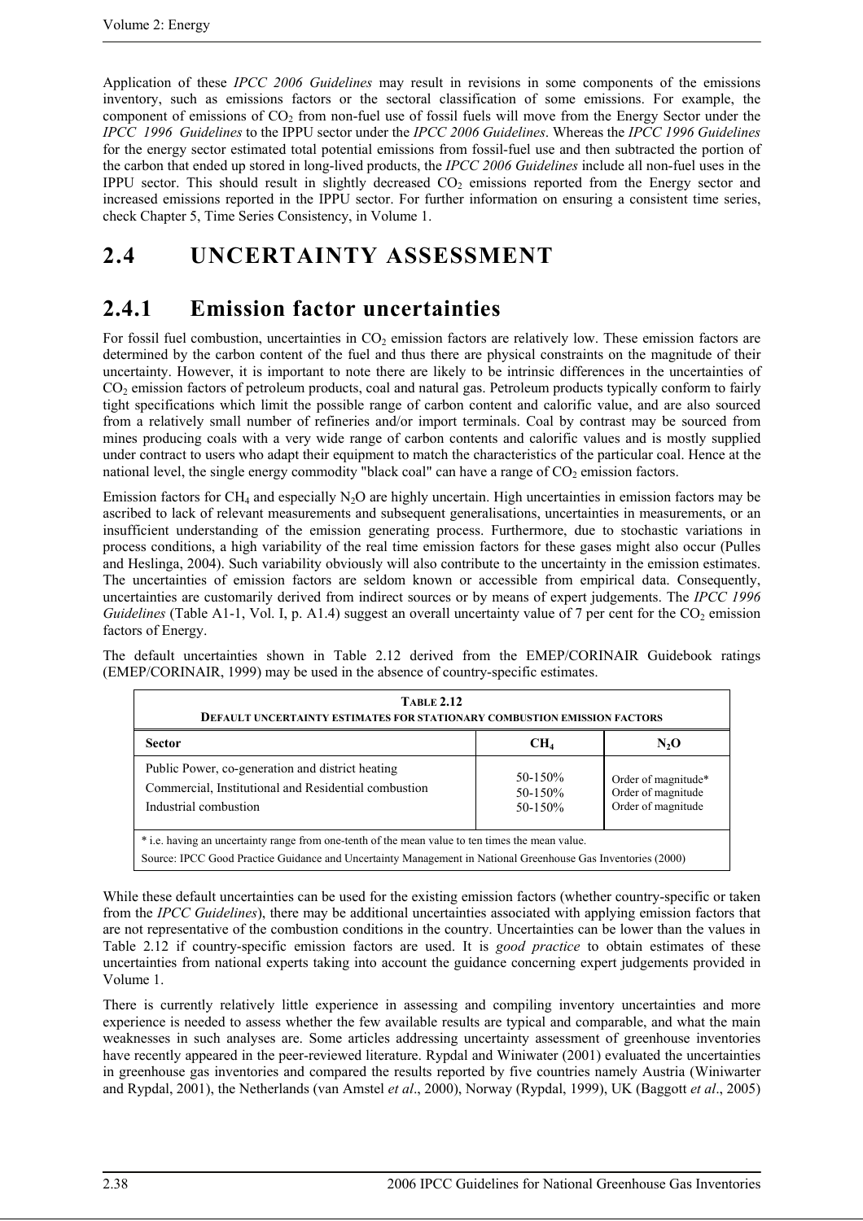Application of these *IPCC 2006 Guidelines* may result in revisions in some components of the emissions inventory, such as emissions factors or the sectoral classification of some emissions. For example, the component of emissions of $CO_2$ from non-fuel use of fossil fuels will move from the Energy Sector under the *IPCC 1996 Guidelines* to the IPPU sector under the *IPCC 2006 Guidelines*. Whereas the *IPCC 1996 Guidelines* for the energy sector estimated total potential emissions from fossil-fuel use and then subtracted the portion of the carbon that ended up stored in long-lived products, the *IPCC 2006 Guidelines* include all non-fuel uses in the IPPU sector. This should result in slightly decreased $CO_2$ emissions reported from the Energy sector and increased emissions reported in the IPPU sector. For further information on ensuring a consistent time series, check Chapter 5, Time Series Consistency, in Volume 1.

# 2.4 UNCERTAINTY ASSESSMENT

## 2.4.1 Emission factor uncertainties

For fossil fuel combustion, uncertainties in $CO_2$ emission factors are relatively low. These emission factors are determined by the carbon content of the fuel and thus there are physical constraints on the magnitude of their uncertainty. However, it is important to note there are likely to be intrinsic differences in the uncertainties of $CO_2$ emission factors of petroleum products, coal and natural gas. Petroleum products typically conform to fairly tight specifications which limit the possible range of carbon content and calorific value, and are also sourced from a relatively small number of refineries and/or import terminals. Coal by contrast may be sourced from mines producing coals with a very wide range of carbon contents and calorific values and is mostly supplied under contract to users who adapt their equipment to match the characteristics of the particular coal. Hence at the national level, the single energy commodity "black coal" can have a range of $CO_2$ emission factors.

Emission factors for $CH_4$ and especially $N_2O$ are highly uncertain. High uncertainties in emission factors may be ascribed to lack of relevant measurements and subsequent generalisations, uncertainties in measurements, or an insufficient understanding of the emission generating process. Furthermore, due to stochastic variations in process conditions, a high variability of the real time emission factors for these gases might also occur (Pulles and Heslinga, 2004). Such variability obviously will also contribute to the uncertainty in the emission estimates. The uncertainties of emission factors are seldom known or accessible from empirical data. Consequently, uncertainties are customarily derived from indirect sources or by means of expert judgements. The *IPCC 1996 Guidelines* (Table A1-1, Vol. I, p. A1.4) suggest an overall uncertainty value of 7 per cent for the $CO_2$ emission factors of Energy.

The default uncertainties shown in Table 2.12 derived from the EMEP/CORINAIR Guidebook ratings (EMEP/CORINAIR, 1999) may be used in the absence of country-specific estimates.

**TABLE 2.12**
**DEFAULT UNCERTAINTY ESTIMATES FOR STATIONARY COMBUSTION EMISSION FACTORS**

| Sector | $CH_4$ | $N_2O$ |
|---|---|---|
| Public Power, co-generation and district heating | 50-150% | Order of magnitude* |
| Commercial, Institutional and Residential combustion | 50-150% | Order of magnitude |
| Industrial combustion | 50-150% | Order of magnitude |

\* i.e. having an uncertainty range from one-tenth of the mean value to ten times the mean value.
Source: IPCC Good Practice Guidance and Uncertainty Management in National Greenhouse Gas Inventories (2000)

While these default uncertainties can be used for the existing emission factors (whether country-specific or taken from the *IPCC Guidelines*), there may be additional uncertainties associated with applying emission factors that are not representative of the combustion conditions in the country. Uncertainties can be lower than the values in Table 2.12 if country-specific emission factors are used. It is *good practice* to obtain estimates of these uncertainties from national experts taking into account the guidance concerning expert judgements provided in Volume 1.

There is currently relatively little experience in assessing and compiling inventory uncertainties and more experience is needed to assess whether the few available results are typical and comparable, and what the main weaknesses in such analyses are. Some articles addressing uncertainty assessment of greenhouse inventories have recently appeared in the peer-reviewed literature. Rypdal and Winiwater (2001) evaluated the uncertainties in greenhouse gas inventories and compared the results reported by five countries namely Austria (Winiwarter and Rypdal, 2001), the Netherlands (van Amstel *et al*., 2000), Norway (Rypdal, 1999), UK (Baggott *et al*., 2005)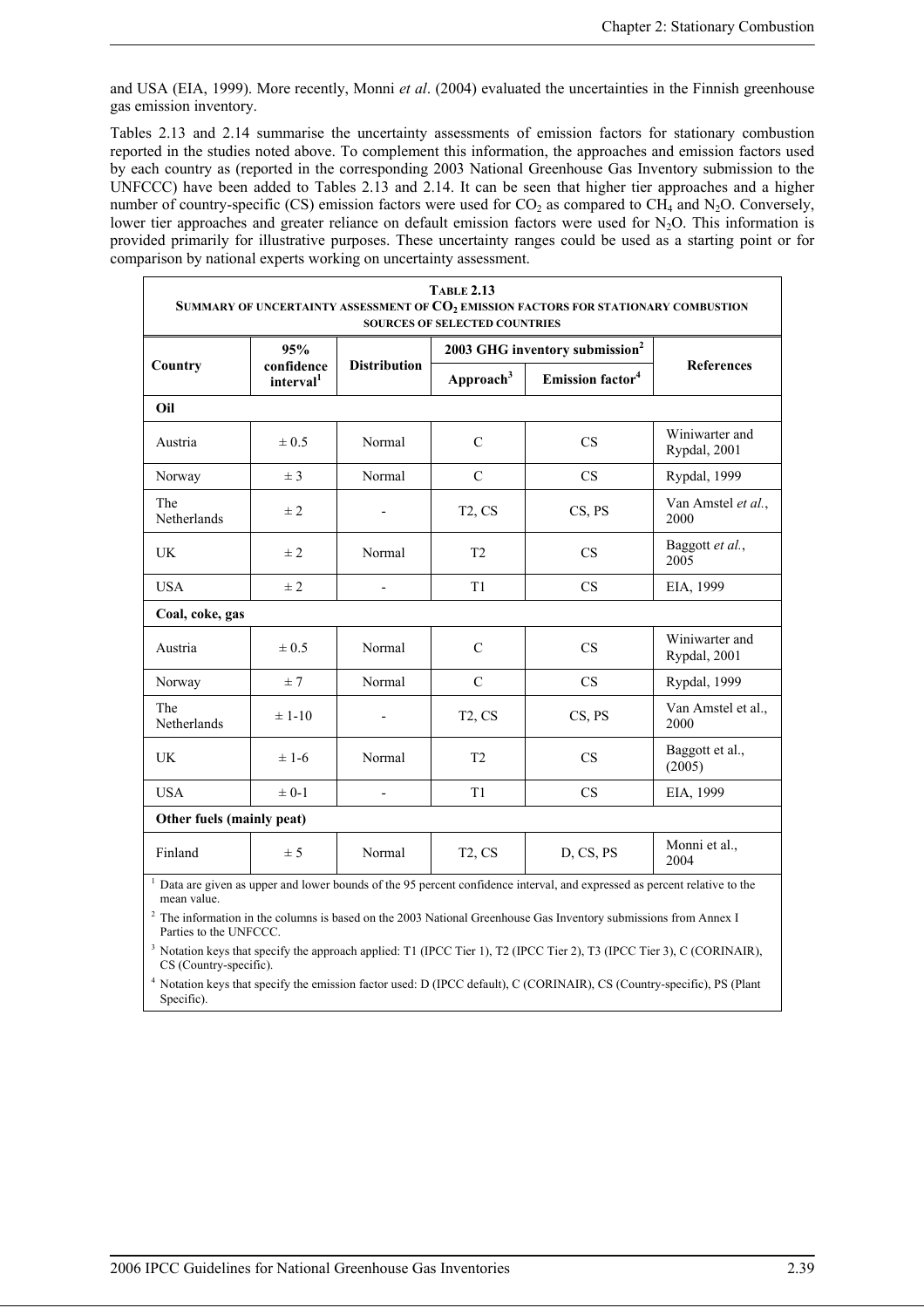and USA (EIA, 1999). More recently, Monni *et al*. (2004) evaluated the uncertainties in the Finnish greenhouse gas emission inventory.

Tables 2.13 and 2.14 summarise the uncertainty assessments of emission factors for stationary combustion reported in the studies noted above. To complement this information, the approaches and emission factors used by each country as (reported in the corresponding 2003 National Greenhouse Gas Inventory submission to the UNFCCC) have been added to Tables 2.13 and 2.14. It can be seen that higher tier approaches and a higher number of country-specific (CS) emission factors were used for $CO_2$ as compared to $CH_4$ and $N_2O$. Conversely, lower tier approaches and greater reliance on default emission factors were used for $N_2O$. This information is provided primarily for illustrative purposes. These uncertainty ranges could be used as a starting point or for comparison by national experts working on uncertainty assessment.

**TABLE 2.13**
**SUMMARY OF UNCERTAINTY ASSESSMENT OF $CO_2$ EMISSION FACTORS FOR STATIONARY COMBUSTION SOURCES OF SELECTED COUNTRIES**

| Country | 95% confidence interval[1] | Distribution | 2003 GHG inventory submission[2] | | References |
|---|---|---|---|---|---|
| | | | Approach[3] | Emission factor[4] | |
| **Oil** | | | | | |
| Austria | ± 0.5 | Normal | C | CS | Winiwarter and Rypdal, 2001 |
| Norway | ± 3 | Normal | C | CS | Rypdal, 1999 |
| The Netherlands | ± 2 | - | T2, CS | CS, PS | Van Amstel *et al.*, 2000 |
| UK | ± 2 | Normal | T2 | CS | Baggott *et al.*, 2005 |
| USA | ± 2 | - | T1 | CS | EIA, 1999 |
| **Coal, coke, gas** | | | | | |
| Austria | ± 0.5 | Normal | C | CS | Winiwarter and Rypdal, 2001 |
| Norway | ± 7 | Normal | C | CS | Rypdal, 1999 |
| The Netherlands | ± 1-10 | - | T2, CS | CS, PS | Van Amstel et al., 2000 |
| UK | ± 1-6 | Normal | T2 | CS | Baggott et al., (2005) |
| USA | ± 0-1 | - | T1 | CS | EIA, 1999 |
| **Other fuels (mainly peat)** | | | | | |
| Finland | ± 5 | Normal | T2, CS | D, CS, PS | Monni et al., 2004 |

[1] Data are given as upper and lower bounds of the 95 percent confidence interval, and expressed as percent relative to the mean value.

[2] The information in the columns is based on the 2003 National Greenhouse Gas Inventory submissions from Annex I Parties to the UNFCCC.

[3] Notation keys that specify the approach applied: T1 (IPCC Tier 1), T2 (IPCC Tier 2), T3 (IPCC Tier 3), C (CORINAIR), CS (Country-specific).

[4] Notation keys that specify the emission factor used: D (IPCC default), C (CORINAIR), CS (Country-specific), PS (Plant Specific).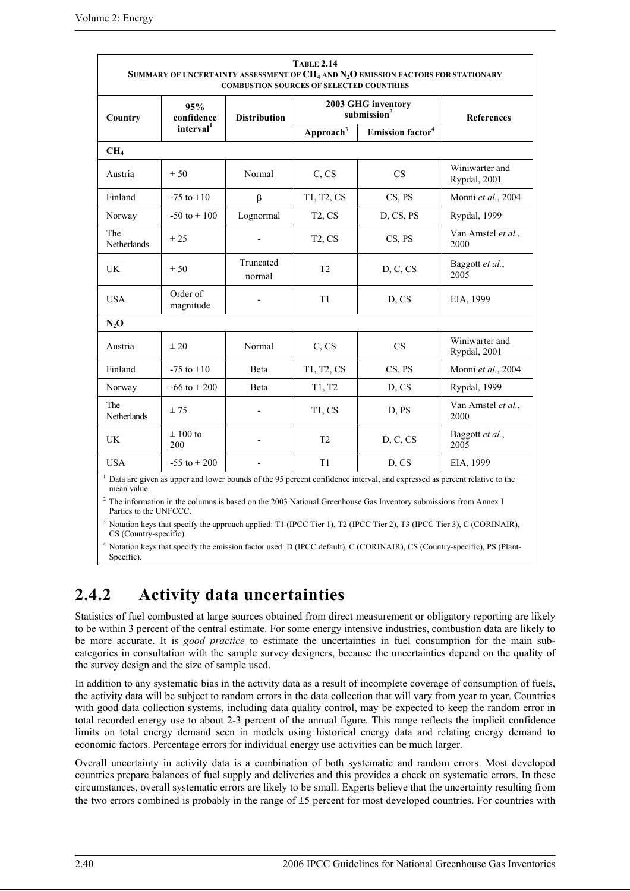**TABLE 2.14**
**SUMMARY OF UNCERTAINTY ASSESSMENT OF $CH_4$ AND $N_2O$ EMISSION FACTORS FOR STATIONARY COMBUSTION SOURCES OF SELECTED COUNTRIES**

| Country | 95% confidence interval[1] | Distribution | 2003 GHG inventory submission[2] | | References |
|---|---|---|---|---|---|
| | | | Approach[3] | Emission factor[4] | |
| **$CH_4$** | | | | | |
| Austria | ± 50 | Normal | C, CS | CS | Winiwarter and Rypdal, 2001 |
| Finland | -75 to +10 | β | T1, T2, CS | CS, PS | Monni *et al.*, 2004 |
| Norway | -50 to + 100 | Lognormal | T2, CS | D, CS, PS | Rypdal, 1999 |
| The Netherlands | ± 25 | - | T2, CS | CS, PS | Van Amstel *et al.*, 2000 |
| UK | ± 50 | Truncated normal | T2 | D, C, CS | Baggott *et al.*, 2005 |
| USA | Order of magnitude | - | T1 | D, CS | EIA, 1999 |
| **$N_2O$** | | | | | |
| Austria | ± 20 | Normal | C, CS | CS | Winiwarter and Rypdal, 2001 |
| Finland | -75 to +10 | Beta | T1, T2, CS | CS, PS | Monni *et al.*, 2004 |
| Norway | -66 to + 200 | Beta | T1, T2 | D, CS | Rypdal, 1999 |
| The Netherlands | ± 75 | - | T1, CS | D, PS | Van Amstel *et al.*, 2000 |
| UK | ± 100 to 200 | - | T2 | D, C, CS | Baggott *et al.*, 2005 |
| USA | -55 to + 200 | - | T1 | D, CS | EIA, 1999 |

[1] Data are given as upper and lower bounds of the 95 percent confidence interval, and expressed as percent relative to the mean value.

[2] The information in the columns is based on the 2003 National Greenhouse Gas Inventory submissions from Annex I Parties to the UNFCCC.

[3] Notation keys that specify the approach applied: T1 (IPCC Tier 1), T2 (IPCC Tier 2), T3 (IPCC Tier 3), C (CORINAIR), CS (Country-specific).

[4] Notation keys that specify the emission factor used: D (IPCC default), C (CORINAIR), CS (Country-specific), PS (Plant-Specific).

## 2.4.2 Activity data uncertainties

Statistics of fuel combusted at large sources obtained from direct measurement or obligatory reporting are likely to be within 3 percent of the central estimate. For some energy intensive industries, combustion data are likely to be more accurate. It is *good practice* to estimate the uncertainties in fuel consumption for the main sub-categories in consultation with the sample survey designers, because the uncertainties depend on the quality of the survey design and the size of sample used.

In addition to any systematic bias in the activity data as a result of incomplete coverage of consumption of fuels, the activity data will be subject to random errors in the data collection that will vary from year to year. Countries with good data collection systems, including data quality control, may be expected to keep the random error in total recorded energy use to about 2-3 percent of the annual figure. This range reflects the implicit confidence limits on total energy demand seen in models using historical energy data and relating energy demand to economic factors. Percentage errors for individual energy use activities can be much larger.

Overall uncertainty in activity data is a combination of both systematic and random errors. Most developed countries prepare balances of fuel supply and deliveries and this provides a check on systematic errors. In these circumstances, overall systematic errors are likely to be small. Experts believe that the uncertainty resulting from the two errors combined is probably in the range of ±5 percent for most developed countries. For countries with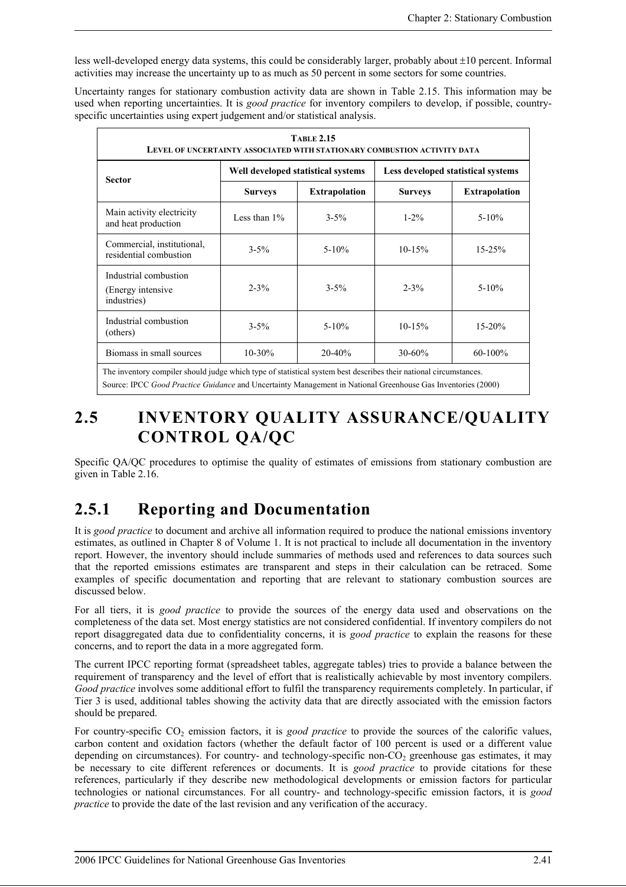less well-developed energy data systems, this could be considerably larger, probably about ±10 percent. Informal activities may increase the uncertainty up to as much as 50 percent in some sectors for some countries.

Uncertainty ranges for stationary combustion activity data are shown in Table 2.15. This information may be used when reporting uncertainties. It is *good practice* for inventory compilers to develop, if possible, country-specific uncertainties using expert judgement and/or statistical analysis.

**TABLE 2.15**
**LEVEL OF UNCERTAINTY ASSOCIATED WITH STATIONARY COMBUSTION ACTIVITY DATA**

| Sector | Well developed statistical systems | | Less developed statistical systems | |
|---|---|---|---|---|
| | **Surveys** | **Extrapolation** | **Surveys** | **Extrapolation** |
| Main activity electricity and heat production | Less than 1% | 3-5% | 1-2% | 5-10% |
| Commercial, institutional, residential combustion | 3-5% | 5-10% | 10-15% | 15-25% |
| Industrial combustion (Energy intensive industries) | 2-3% | 3-5% | 2-3% | 5-10% |
| Industrial combustion (others) | 3-5% | 5-10% | 10-15% | 15-20% |
| Biomass in small sources | 10-30% | 20-40% | 30-60% | 60-100% |

The inventory compiler should judge which type of statistical system best describes their national circumstances.
Source: IPCC *Good Practice Guidance* and Uncertainty Management in National Greenhouse Gas Inventories (2000)

# 2.5 INVENTORY QUALITY ASSURANCE/QUALITY CONTROL QA/QC

Specific QA/QC procedures to optimise the quality of estimates of emissions from stationary combustion are given in Table 2.16.

## 2.5.1 Reporting and Documentation

It is *good practice* to document and archive all information required to produce the national emissions inventory estimates, as outlined in Chapter 8 of Volume 1. It is not practical to include all documentation in the inventory report. However, the inventory should include summaries of methods used and references to data sources such that the reported emissions estimates are transparent and steps in their calculation can be retraced. Some examples of specific documentation and reporting that are relevant to stationary combustion sources are discussed below.

For all tiers, it is *good practice* to provide the sources of the energy data used and observations on the completeness of the data set. Most energy statistics are not considered confidential. If inventory compilers do not report disaggregated data due to confidentiality concerns, it is *good practice* to explain the reasons for these concerns, and to report the data in a more aggregated form.

The current IPCC reporting format (spreadsheet tables, aggregate tables) tries to provide a balance between the requirement of transparency and the level of effort that is realistically achievable by most inventory compilers. *Good practice* involves some additional effort to fulfil the transparency requirements completely. In particular, if Tier 3 is used, additional tables showing the activity data that are directly associated with the emission factors should be prepared.

For country-specific $CO_2$ emission factors, it is *good practice* to provide the sources of the calorific values, carbon content and oxidation factors (whether the default factor of 100 percent is used or a different value depending on circumstances). For country- and technology-specific non-$CO_2$ greenhouse gas estimates, it may be necessary to cite different references or documents. It is *good practice* to provide citations for these references, particularly if they describe new methodological developments or emission factors for particular technologies or national circumstances. For all country- and technology-specific emission factors, it is *good practice* to provide the date of the last revision and any verification of the accuracy.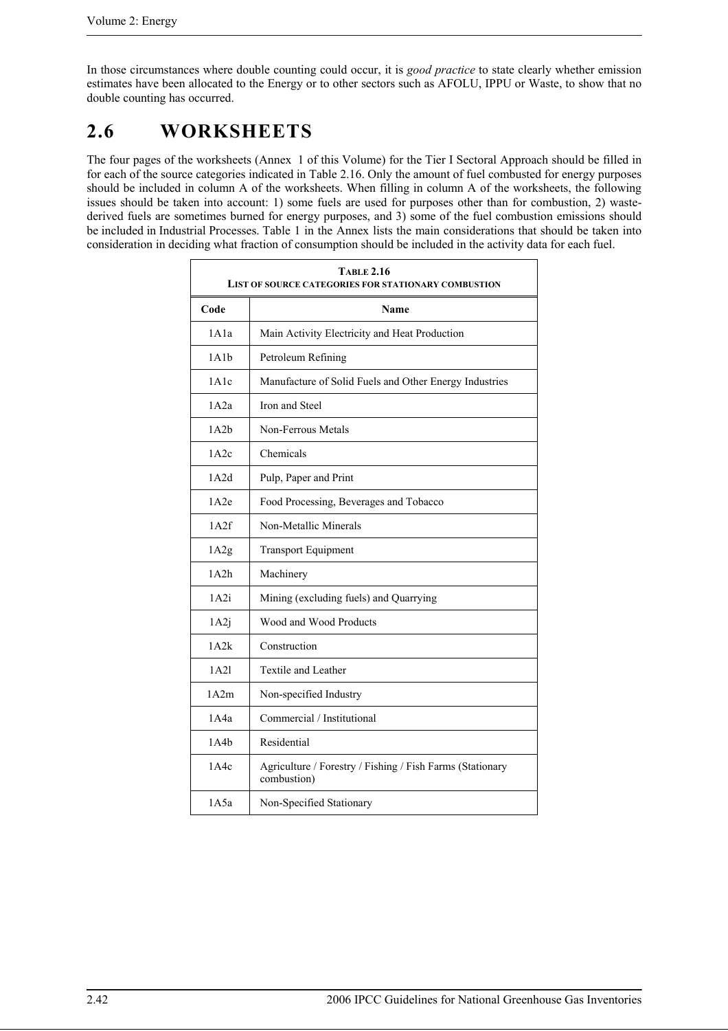In those circumstances where double counting could occur, it is *good practice* to state clearly whether emission estimates have been allocated to the Energy or to other sectors such as AFOLU, IPPU or Waste, to show that no double counting has occurred.

# 2.6 WORKSHEETS

The four pages of the worksheets (Annex 1 of this Volume) for the Tier I Sectoral Approach should be filled in for each of the source categories indicated in Table 2.16. Only the amount of fuel combusted for energy purposes should be included in column A of the worksheets. When filling in column A of the worksheets, the following issues should be taken into account: 1) some fuels are used for purposes other than for combustion, 2) waste-derived fuels are sometimes burned for energy purposes, and 3) some of the fuel combustion emissions should be included in Industrial Processes. Table 1 in the Annex lists the main considerations that should be taken into consideration in deciding what fraction of consumption should be included in the activity data for each fuel.

**TABLE 2.16**
**LIST OF SOURCE CATEGORIES FOR STATIONARY COMBUSTION**

| Code | Name |
|---|---|
| 1A1a | Main Activity Electricity and Heat Production |
| 1A1b | Petroleum Refining |
| 1A1c | Manufacture of Solid Fuels and Other Energy Industries |
| 1A2a | Iron and Steel |
| 1A2b | Non-Ferrous Metals |
| 1A2c | Chemicals |
| 1A2d | Pulp, Paper and Print |
| 1A2e | Food Processing, Beverages and Tobacco |
| 1A2f | Non-Metallic Minerals |
| 1A2g | Transport Equipment |
| 1A2h | Machinery |
| 1A2i | Mining (excluding fuels) and Quarrying |
| 1A2j | Wood and Wood Products |
| 1A2k | Construction |
| 1A2l | Textile and Leather |
| 1A2m | Non-specified Industry |
| 1A4a | Commercial / Institutional |
| 1A4b | Residential |
| 1A4c | Agriculture / Forestry / Fishing / Fish Farms (Stationary combustion) |
| 1A5a | Non-Specified Stationary |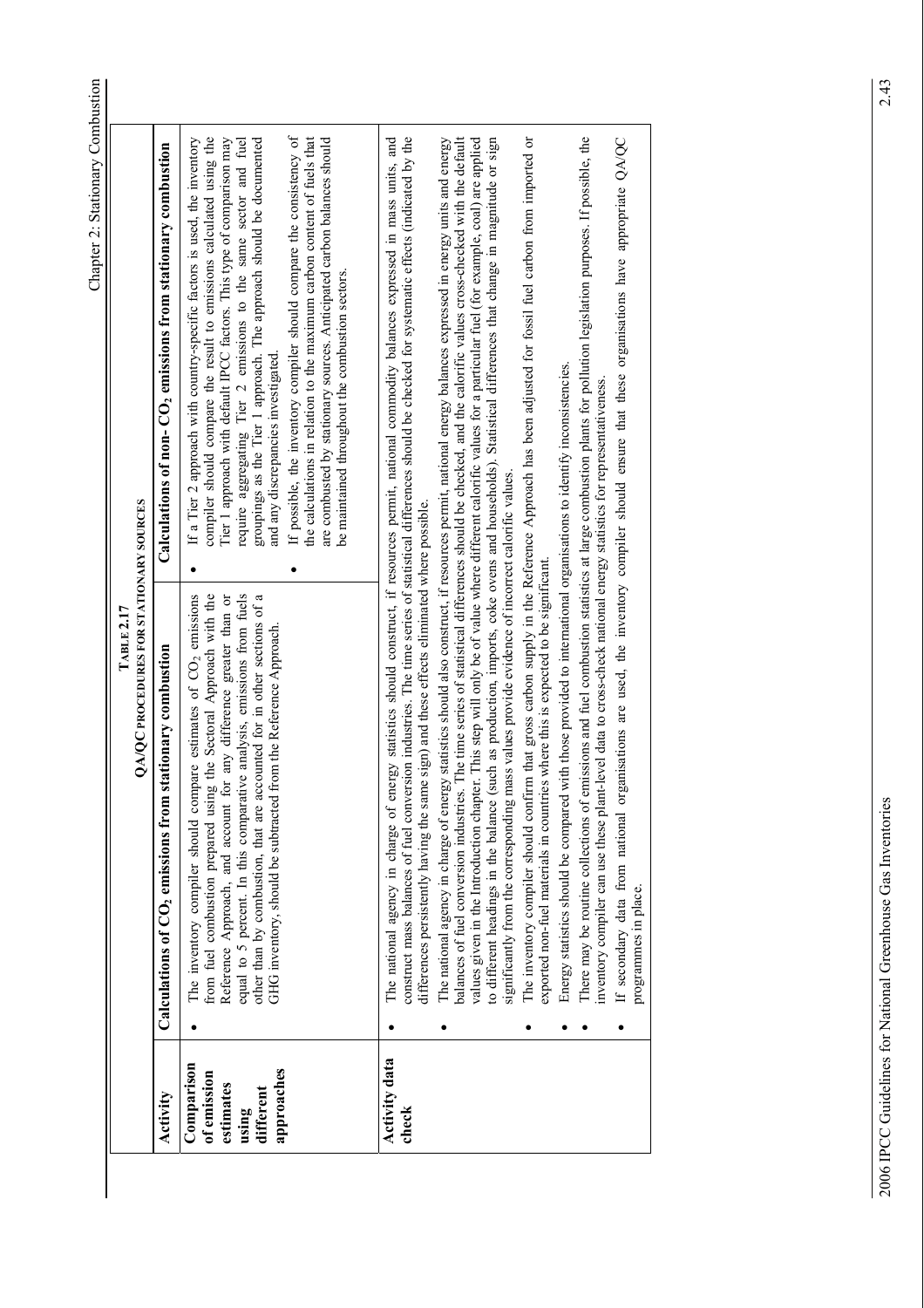**TABLE 2.17**
**QA/QC PROCEDURES FOR STATIONARY SOURCES**

| Activity | Calculations of $CO_2$ emissions from stationary combustion | Calculations of non- $CO_2$ emissions from stationary combustion |
|---|---|---|
| **Comparison of emission estimates using different approaches** | • The inventory compiler should compare estimates of $CO_2$ emissions from fuel combustion prepared using the Sectoral Approach with the Reference Approach, and account for any difference greater than or equal to 5 percent. In this comparative analysis, emissions from fuels other than by combustion, that are accounted for in other sections of a GHG inventory, should be subtracted from the Reference Approach. | • If a Tier 2 approach with country-specific factors is used, the inventory compiler should compare the result to emissions calculated using the Tier 1 approach with default IPCC factors. This type of comparison may require aggregating Tier 2 emissions to the same sector and fuel groupings as the Tier 1 approach. The approach should be documented and any discrepancies investigated.<br>• If possible, the inventory compiler should compare the consistency of the calculations in relation to the maximum carbon content of fuels that are combusted by stationary sources. Anticipated carbon balances should be maintained throughout the combustion sectors. |
| **Activity data check** | • The national agency in charge of energy statistics should construct, if resources permit, national commodity balances expressed in mass units, and construct mass balances of fuel conversion industries. The time series of statistical differences should be checked for systematic effects (indicated by the differences persistently having the same sign) and these effects eliminated where possible.<br>• The national agency in charge of energy statistics should also construct, if resources permit, national energy balances expressed in energy units and energy balances of fuel conversion industries. The time series of statistical differences should be checked, and the calorific values cross-checked with the default values given in the Introduction chapter. This step will only be of value where different calorific values for a particular fuel (for example, coal) are applied to different headings in the balance (such as production, imports, coke ovens and households). Statistical differences that change in magnitude or sign significantly from the corresponding mass values provide evidence of incorrect calorific values.<br>• The inventory compiler should confirm that gross carbon supply in the Reference Approach has been adjusted for fossil fuel carbon from imported or exported non-fuel materials in countries where this is expected to be significant.<br>• Energy statistics should be compared with those provided to international organisations to identify inconsistencies.<br>• There may be routine collections of emissions and fuel combustion statistics at large combustion plants for pollution legislation purposes. If possible, the inventory compiler can use these plant-level data to cross-check national energy statistics for representativeness.<br>• If secondary data from national organisations are used, the inventory compiler should ensure that these organisations have appropriate QA/QC programmes in place. | |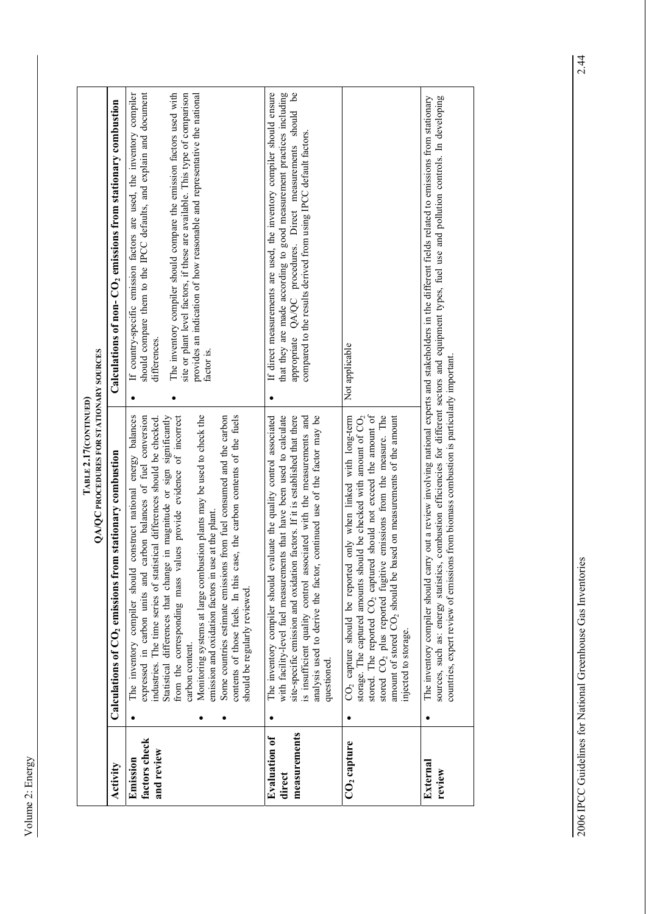**TABLE 2.17 (CONTINUED)**
**QA/QC PROCEDURES FOR STATIONARY SOURCES**

| Activity | Calculations of $CO_2$ emissions from stationary combustion | Calculations of non- $CO_2$ emissions from stationary combustion |
|---|---|---|
| **Emission factors check and review** | • The inventory compiler should construct national energy balances expressed in carbon units and carbon balances of fuel conversion industries. The time series of statistical differences should be checked. Statistical differences that change in magnitude or sign significantly from the corresponding mass values provide evidence of incorrect carbon content.<br>• Monitoring systems at large combustion plants may be used to check the emission and oxidation factors in use at the plant.<br>• Some countries estimate emissions from fuel consumed and the carbon contents of those fuels. In this case, the carbon contents of the fuels should be regularly reviewed. | • If country-specific emission factors are used, the inventory compiler should compare them to the IPCC defaults, and explain and document differences.<br>• The inventory compiler should compare the emission factors used with site or plant level factors, if these are available. This type of comparison provides an indication of how reasonable and representative the national factor is. |
| **Evaluation of direct measurements** | • The inventory compiler should evaluate the quality control associated with facility-level fuel measurements that have been used to calculate site-specific emission and oxidation factors. If it is established that there is insufficient quality control associated with the measurements and analysis used to derive the factor, continued use of the factor may be questioned. | • If direct measurements are used, the inventory compiler should ensure that they are made according to good measurement practices including appropriate QA/QC procedures. Direct measurements should be compared to the results derived from using IPCC default factors. |
| **$CO_2$ capture** | • $CO_2$ capture should be reported only when linked with long-term storage. The captured amounts should be checked with amount of $CO_2$ stored. The reported $CO_2$ captured should not exceed the amount of stored $CO_2$ plus reported fugitive emissions from the measure. The amount of stored $CO_2$ should be based on measurements of the amount injected to storage. | Not applicable |
| **External review** | • The inventory compiler should carry out a review involving national experts and stakeholders in the different fields related to emissions from stationary sources, such as: energy statistics, combustion efficiencies for different sectors and equipment types, fuel use and pollution controls. In developing countries, expert review of emissions from biomass combustion is particularly important. | |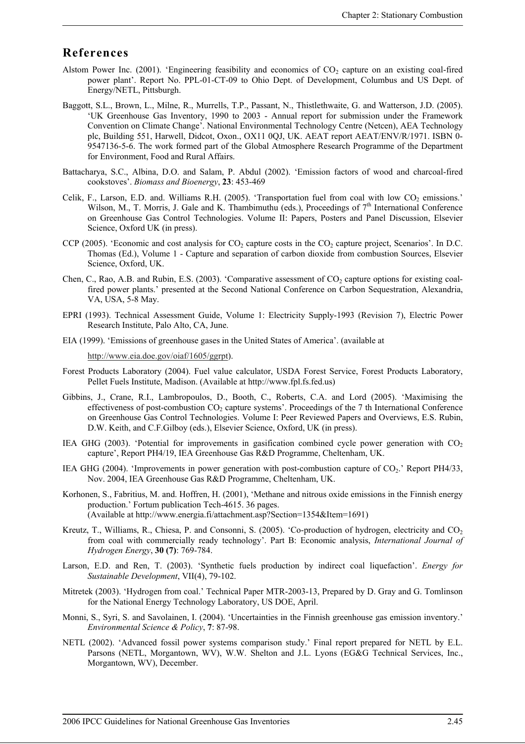## References

Alstom Power Inc. (2001). 'Engineering feasibility and economics of $CO_2$ capture on an existing coal-fired power plant'. Report No. PPL-01-CT-09 to Ohio Dept. of Development, Columbus and US Dept. of Energy/NETL, Pittsburgh.

Baggott, S.L., Brown, L., Milne, R., Murrells, T.P., Passant, N., Thistlethwaite, G. and Watterson, J.D. (2005). 'UK Greenhouse Gas Inventory, 1990 to 2003 - Annual report for submission under the Framework Convention on Climate Change'. National Environmental Technology Centre (Netcen), AEA Technology plc, Building 551, Harwell, Didcot, Oxon., OX11 0QJ, UK. AEAT report AEAT/ENV/R/1971. ISBN 0-9547136-5-6. The work formed part of the Global Atmosphere Research Programme of the Department for Environment, Food and Rural Affairs.

Battacharya, S.C., Albina, D.O. and Salam, P. Abdul (2002). 'Emission factors of wood and charcoal-fired cookstoves'. *Biomass and Bioenergy*, **23**: 453-469

Celik, F., Larson, E.D. and. Williams R.H. (2005). 'Transportation fuel from coal with low $CO_2$ emissions.' Wilson, M., T. Morris, J. Gale and K. Thambimuthu (eds.), Proceedings of 7th International Conference on Greenhouse Gas Control Technologies. Volume II: Papers, Posters and Panel Discussion, Elsevier Science, Oxford UK (in press).

CCP (2005). 'Economic and cost analysis for $CO_2$ capture costs in the $CO_2$ capture project, Scenarios'. In D.C. Thomas (Ed.), Volume 1 - Capture and separation of carbon dioxide from combustion Sources, Elsevier Science, Oxford, UK.

Chen, C., Rao, A.B. and Rubin, E.S. (2003). 'Comparative assessment of $CO_2$ capture options for existing coal-fired power plants.' presented at the Second National Conference on Carbon Sequestration, Alexandria, VA, USA, 5-8 May.

EPRI (1993). Technical Assessment Guide, Volume 1: Electricity Supply-1993 (Revision 7), Electric Power Research Institute, Palo Alto, CA, June.

EIA (1999). 'Emissions of greenhouse gases in the United States of America'. (available at

http://www.eia.doe.gov/oiaf/1605/ggrpt).

Forest Products Laboratory (2004). Fuel value calculator, USDA Forest Service, Forest Products Laboratory, Pellet Fuels Institute, Madison. (Available at http://www.fpl.fs.fed.us)

Gibbins, J., Crane, R.I., Lambropoulos, D., Booth, C., Roberts, C.A. and Lord (2005). 'Maximising the effectiveness of post-combustion $CO_2$ capture systems'. Proceedings of the 7 th International Conference on Greenhouse Gas Control Technologies. Volume I: Peer Reviewed Papers and Overviews, E.S. Rubin, D.W. Keith, and C.F.Gilboy (eds.), Elsevier Science, Oxford, UK (in press).

IEA GHG (2003). 'Potential for improvements in gasification combined cycle power generation with $CO_2$ capture', Report PH4/19, IEA Greenhouse Gas R&D Programme, Cheltenham, UK.

IEA GHG (2004). 'Improvements in power generation with post-combustion capture of $CO_2$.' Report PH4/33, Nov. 2004, IEA Greenhouse Gas R&D Programme, Cheltenham, UK.

Korhonen, S., Fabritius, M. and. Hoffren, H. (2001), 'Methane and nitrous oxide emissions in the Finnish energy production.' Fortum publication Tech-4615. 36 pages.
(Available at http://www.energia.fi/attachment.asp?Section=1354&Item=1691)

Kreutz, T., Williams, R., Chiesa, P. and Consonni, S. (2005). 'Co-production of hydrogen, electricity and $CO_2$ from coal with commercially ready technology'. Part B: Economic analysis, *International Journal of Hydrogen Energy*, **30 (7)**: 769-784.

Larson, E.D. and Ren, T. (2003). 'Synthetic fuels production by indirect coal liquefaction'. *Energy for Sustainable Development*, VII(4), 79-102.

Mitretek (2003). 'Hydrogen from coal.' Technical Paper MTR-2003-13, Prepared by D. Gray and G. Tomlinson for the National Energy Technology Laboratory, US DOE, April.

Monni, S., Syri, S. and Savolainen, I. (2004). 'Uncertainties in the Finnish greenhouse gas emission inventory.' *Environmental Science & Policy*, **7**: 87-98.

NETL (2002). 'Advanced fossil power systems comparison study.' Final report prepared for NETL by E.L. Parsons (NETL, Morgantown, WV), W.W. Shelton and J.L. Lyons (EG&G Technical Services, Inc., Morgantown, WV), December.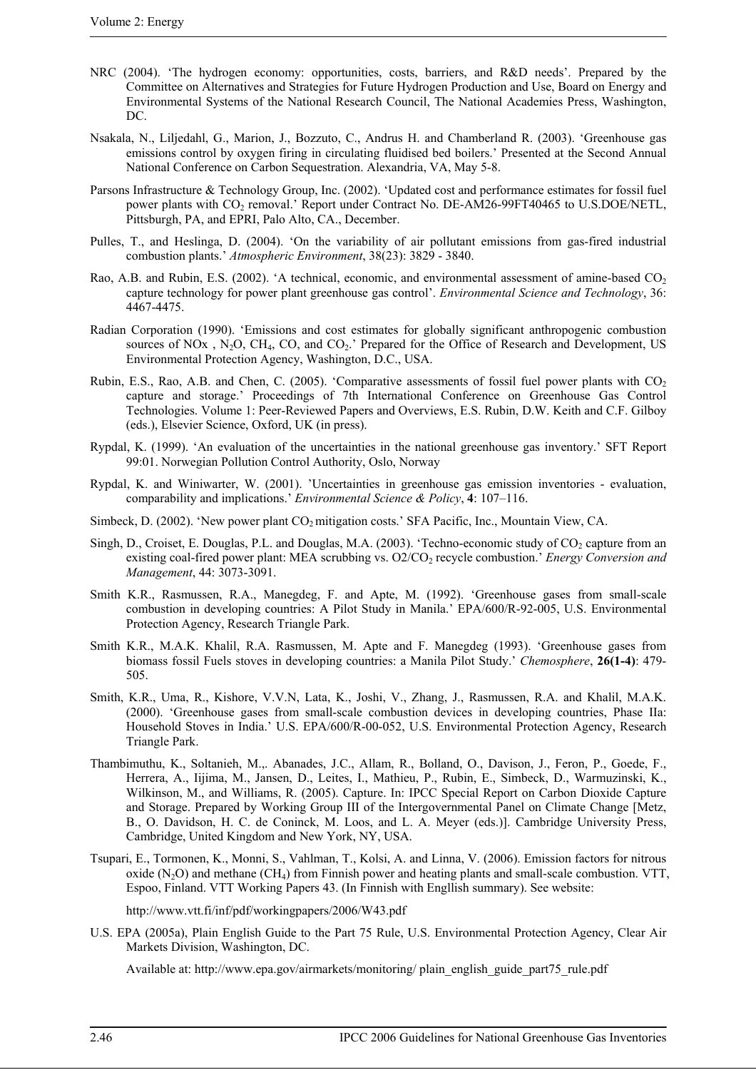NRC (2004). 'The hydrogen economy: opportunities, costs, barriers, and R&D needs'. Prepared by the Committee on Alternatives and Strategies for Future Hydrogen Production and Use, Board on Energy and Environmental Systems of the National Research Council, The National Academies Press, Washington, DC.

Nsakala, N., Liljedahl, G., Marion, J., Bozzuto, C., Andrus H. and Chamberland R. (2003). 'Greenhouse gas emissions control by oxygen firing in circulating fluidised bed boilers.' Presented at the Second Annual National Conference on Carbon Sequestration. Alexandria, VA, May 5-8.

Parsons Infrastructure & Technology Group, Inc. (2002). 'Updated cost and performance estimates for fossil fuel power plants with $CO_2$ removal.' Report under Contract No. DE-AM26-99FT40465 to U.S.DOE/NETL, Pittsburgh, PA, and EPRI, Palo Alto, CA., December.

Pulles, T., and Heslinga, D. (2004). 'On the variability of air pollutant emissions from gas-fired industrial combustion plants.' *Atmospheric Environment*, 38(23): 3829 - 3840.

Rao, A.B. and Rubin, E.S. (2002). 'A technical, economic, and environmental assessment of amine-based $CO_2$ capture technology for power plant greenhouse gas control'. *Environmental Science and Technology*, 36: 4467-4475.

Radian Corporation (1990). 'Emissions and cost estimates for globally significant anthropogenic combustion sources of NOx , $N_2O$, $CH_4$, CO, and $CO_2$.' Prepared for the Office of Research and Development, US Environmental Protection Agency, Washington, D.C., USA.

Rubin, E.S., Rao, A.B. and Chen, C. (2005). 'Comparative assessments of fossil fuel power plants with $CO_2$ capture and storage.' Proceedings of 7th International Conference on Greenhouse Gas Control Technologies. Volume 1: Peer-Reviewed Papers and Overviews, E.S. Rubin, D.W. Keith and C.F. Gilboy (eds.), Elsevier Science, Oxford, UK (in press).

Rypdal, K. (1999). 'An evaluation of the uncertainties in the national greenhouse gas inventory.' SFT Report 99:01. Norwegian Pollution Control Authority, Oslo, Norway

Rypdal, K. and Winiwarter, W. (2001). 'Uncertainties in greenhouse gas emission inventories - evaluation, comparability and implications.' *Environmental Science & Policy*, **4**: 107–116.

Simbeck, D. (2002). 'New power plant $CO_2$ mitigation costs.' SFA Pacific, Inc., Mountain View, CA.

Singh, D., Croiset, E. Douglas, P.L. and Douglas, M.A. (2003). 'Techno-economic study of $CO_2$ capture from an existing coal-fired power plant: MEA scrubbing vs. O2/$CO_2$ recycle combustion.' *Energy Conversion and Management*, 44: 3073-3091.

Smith K.R., Rasmussen, R.A., Manegdeg, F. and Apte, M. (1992). 'Greenhouse gases from small-scale combustion in developing countries: A Pilot Study in Manila.' EPA/600/R-92-005, U.S. Environmental Protection Agency, Research Triangle Park.

Smith K.R., M.A.K. Khalil, R.A. Rasmussen, M. Apte and F. Manegdeg (1993). 'Greenhouse gases from biomass fossil Fuels stoves in developing countries: a Manila Pilot Study.' *Chemosphere*, **26(1-4)**: 479-505.

Smith, K.R., Uma, R., Kishore, V.V.N, Lata, K., Joshi, V., Zhang, J., Rasmussen, R.A. and Khalil, M.A.K. (2000). 'Greenhouse gases from small-scale combustion devices in developing countries, Phase IIa: Household Stoves in India.' U.S. EPA/600/R-00-052, U.S. Environmental Protection Agency, Research Triangle Park.

Thambimuthu, K., Soltanieh, M.,. Abanades, J.C., Allam, R., Bolland, O., Davison, J., Feron, P., Goede, F., Herrera, A., Iijima, M., Jansen, D., Leites, I., Mathieu, P., Rubin, E., Simbeck, D., Warmuzinski, K., Wilkinson, M., and Williams, R. (2005). Capture. In: IPCC Special Report on Carbon Dioxide Capture and Storage. Prepared by Working Group III of the Intergovernmental Panel on Climate Change [Metz, B., O. Davidson, H. C. de Coninck, M. Loos, and L. A. Meyer (eds.)]. Cambridge University Press, Cambridge, United Kingdom and New York, NY, USA.

Tsupari, E., Tormonen, K., Monni, S., Vahlman, T., Kolsi, A. and Linna, V. (2006). Emission factors for nitrous oxide ($N_2O$) and methane ($CH_4$) from Finnish power and heating plants and small-scale combustion. VTT, Espoo, Finland. VTT Working Papers 43. (In Finnish with Engllish summary). See website:

http://www.vtt.fi/inf/pdf/workingpapers/2006/W43.pdf

U.S. EPA (2005a), Plain English Guide to the Part 75 Rule, U.S. Environmental Protection Agency, Clear Air Markets Division, Washington, DC.

Available at: http://www.epa.gov/airmarkets/monitoring/ plain_english_guide_part75_rule.pdf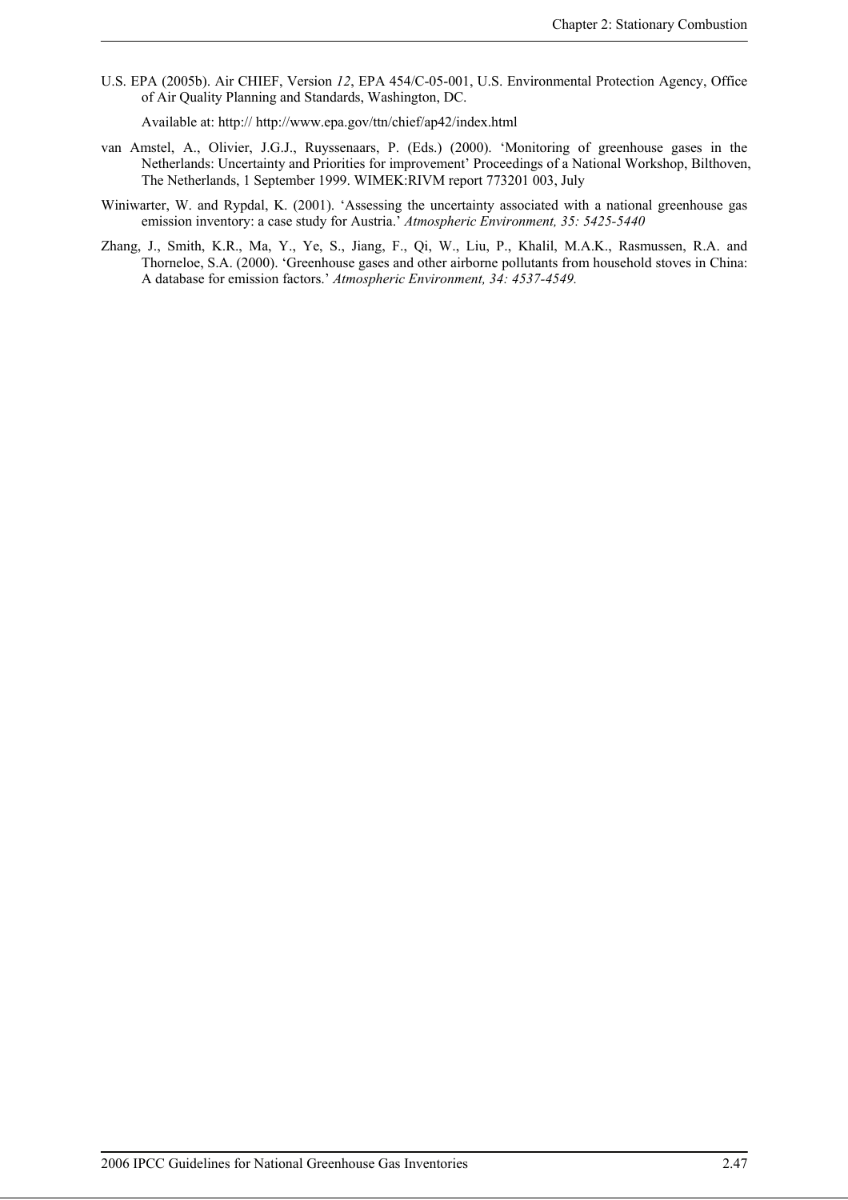U.S. EPA (2005b). Air CHIEF, Version *12*, EPA 454/C-05-001, U.S. Environmental Protection Agency, Office of Air Quality Planning and Standards, Washington, DC.

Available at: http:// http://www.epa.gov/ttn/chief/ap42/index.html

van Amstel, A., Olivier, J.G.J., Ruyssenaars, P. (Eds.) (2000). 'Monitoring of greenhouse gases in the Netherlands: Uncertainty and Priorities for improvement' Proceedings of a National Workshop, Bilthoven, The Netherlands, 1 September 1999. WIMEK:RIVM report 773201 003, July

Winiwarter, W. and Rypdal, K. (2001). 'Assessing the uncertainty associated with a national greenhouse gas emission inventory: a case study for Austria.' *Atmospheric Environment, 35: 5425-5440*

Zhang, J., Smith, K.R., Ma, Y., Ye, S., Jiang, F., Qi, W., Liu, P., Khalil, M.A.K., Rasmussen, R.A. and Thorneloe, S.A. (2000). 'Greenhouse gases and other airborne pollutants from household stoves in China: A database for emission factors.' *Atmospheric Environment, 34: 4537-4549.*